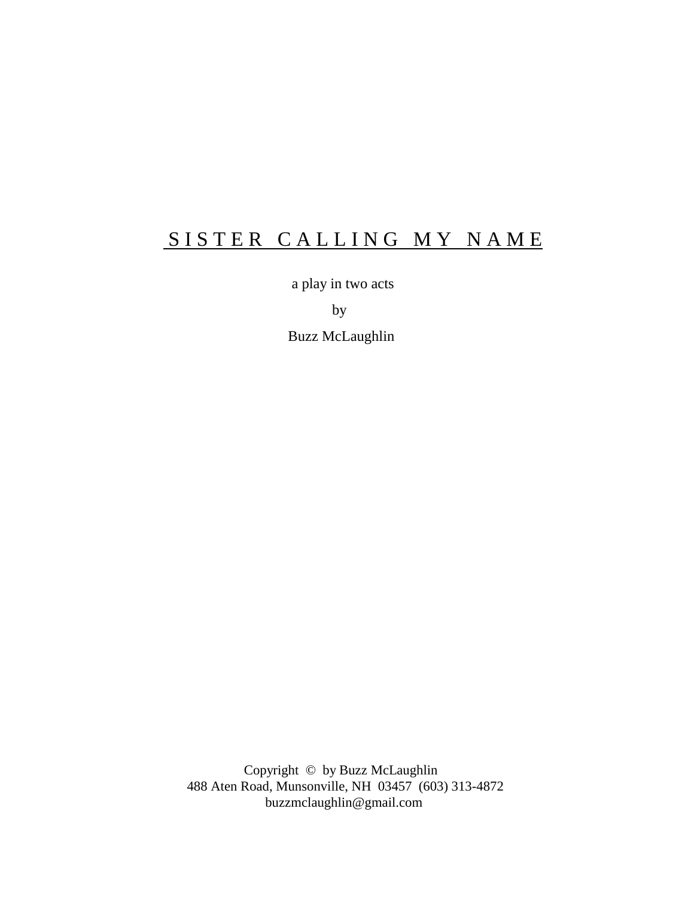# SISTER CALLING MY NAME

a play in two acts

by

Buzz McLaughlin

Copyright © by Buzz McLaughlin
488 Aten Road, Munsonville, NH 03457 (603) 313-4872
buzzmclaughlin@gmail.com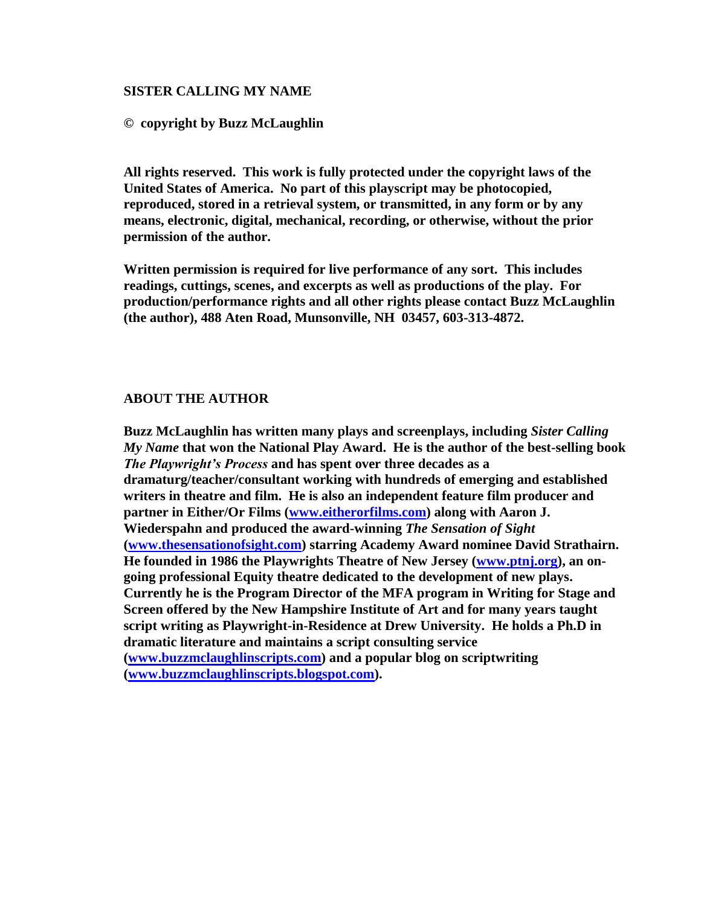**SISTER CALLING MY NAME**

**© copyright by Buzz McLaughlin**

**All rights reserved. This work is fully protected under the copyright laws of the United States of America. No part of this playscript may be photocopied, reproduced, stored in a retrieval system, or transmitted, in any form or by any means, electronic, digital, mechanical, recording, or otherwise, without the prior permission of the author.**

**Written permission is required for live performance of any sort. This includes readings, cuttings, scenes, and excerpts as well as productions of the play. For production/performance rights and all other rights please contact Buzz McLaughlin (the author), 488 Aten Road, Munsonville, NH 03457, 603-313-4872.**

**ABOUT THE AUTHOR**

**Buzz McLaughlin has written many plays and screenplays, including *Sister Calling My Name* that won the National Play Award. He is the author of the best-selling book *The Playwright's Process* and has spent over three decades as a dramaturg/teacher/consultant working with hundreds of emerging and established writers in theatre and film. He is also an independent feature film producer and partner in Either/Or Films (www.eitherorfilms.com) along with Aaron J. Wiederspahn and produced the award-winning *The Sensation of Sight* (www.thesensationofsight.com) starring Academy Award nominee David Strathairn. He founded in 1986 the Playwrights Theatre of New Jersey (www.ptnj.org), an on-going professional Equity theatre dedicated to the development of new plays. Currently he is the Program Director of the MFA program in Writing for Stage and Screen offered by the New Hampshire Institute of Art and for many years taught script writing as Playwright-in-Residence at Drew University. He holds a Ph.D in dramatic literature and maintains a script consulting service (www.buzzmclaughlinscripts.com) and a popular blog on scriptwriting (www.buzzmclaughlinscripts.blogspot.com).**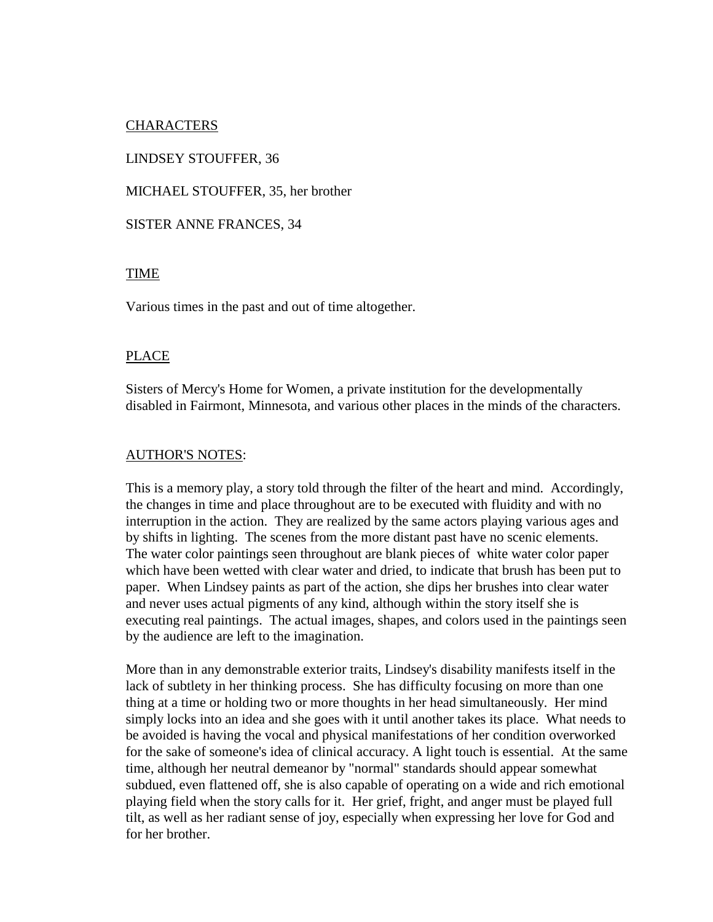CHARACTERS

LINDSEY STOUFFER, 36

MICHAEL STOUFFER, 35, her brother

SISTER ANNE FRANCES, 34

TIME

Various times in the past and out of time altogether.

PLACE

Sisters of Mercy's Home for Women, a private institution for the developmentally disabled in Fairmont, Minnesota, and various other places in the minds of the characters.

AUTHOR'S NOTES:

This is a memory play, a story told through the filter of the heart and mind. Accordingly, the changes in time and place throughout are to be executed with fluidity and with no interruption in the action. They are realized by the same actors playing various ages and by shifts in lighting. The scenes from the more distant past have no scenic elements. The water color paintings seen throughout are blank pieces of white water color paper which have been wetted with clear water and dried, to indicate that brush has been put to paper. When Lindsey paints as part of the action, she dips her brushes into clear water and never uses actual pigments of any kind, although within the story itself she is executing real paintings. The actual images, shapes, and colors used in the paintings seen by the audience are left to the imagination.

More than in any demonstrable exterior traits, Lindsey's disability manifests itself in the lack of subtlety in her thinking process. She has difficulty focusing on more than one thing at a time or holding two or more thoughts in her head simultaneously. Her mind simply locks into an idea and she goes with it until another takes its place. What needs to be avoided is having the vocal and physical manifestations of her condition overworked for the sake of someone's idea of clinical accuracy. A light touch is essential. At the same time, although her neutral demeanor by "normal" standards should appear somewhat subdued, even flattened off, she is also capable of operating on a wide and rich emotional playing field when the story calls for it. Her grief, fright, and anger must be played full tilt, as well as her radiant sense of joy, especially when expressing her love for God and for her brother.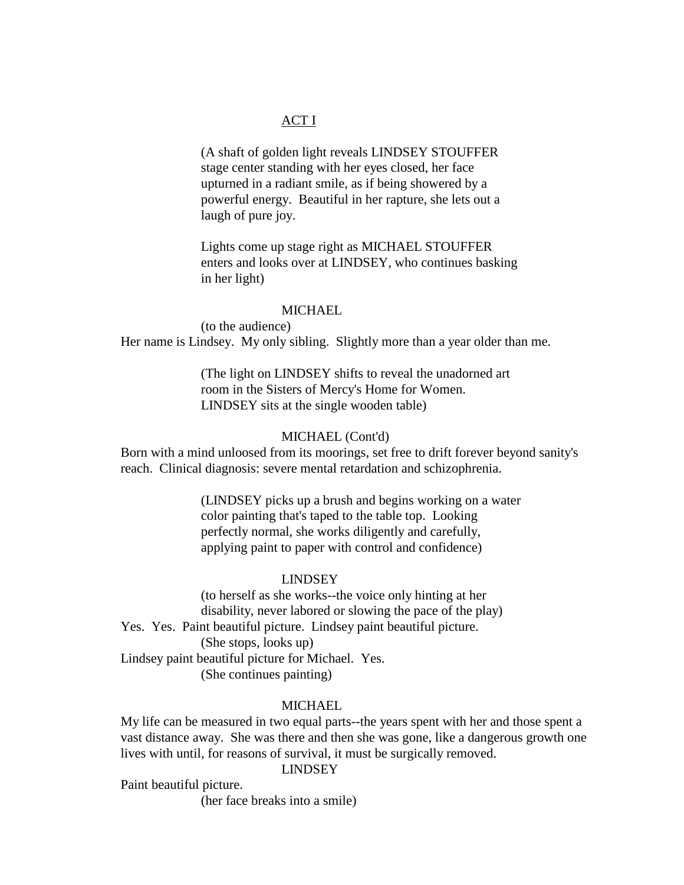## ACT I

(A shaft of golden light reveals LINDSEY STOUFFER stage center standing with her eyes closed, her face upturned in a radiant smile, as if being showered by a powerful energy. Beautiful in her rapture, she lets out a laugh of pure joy.

Lights come up stage right as MICHAEL STOUFFER enters and looks over at LINDSEY, who continues basking in her light)

MICHAEL

(to the audience)

Her name is Lindsey. My only sibling. Slightly more than a year older than me.

(The light on LINDSEY shifts to reveal the unadorned art room in the Sisters of Mercy's Home for Women. LINDSEY sits at the single wooden table)

MICHAEL (Cont'd)

Born with a mind unloosed from its moorings, set free to drift forever beyond sanity's reach. Clinical diagnosis: severe mental retardation and schizophrenia.

(LINDSEY picks up a brush and begins working on a water color painting that's taped to the table top. Looking perfectly normal, she works diligently and carefully, applying paint to paper with control and confidence)

LINDSEY

(to herself as she works--the voice only hinting at her disability, never labored or slowing the pace of the play)

Yes. Yes. Paint beautiful picture. Lindsey paint beautiful picture.

(She stops, looks up)

Lindsey paint beautiful picture for Michael. Yes.

(She continues painting)

MICHAEL

My life can be measured in two equal parts--the years spent with her and those spent a vast distance away. She was there and then she was gone, like a dangerous growth one lives with until, for reasons of survival, it must be surgically removed.

LINDSEY

Paint beautiful picture.

(her face breaks into a smile)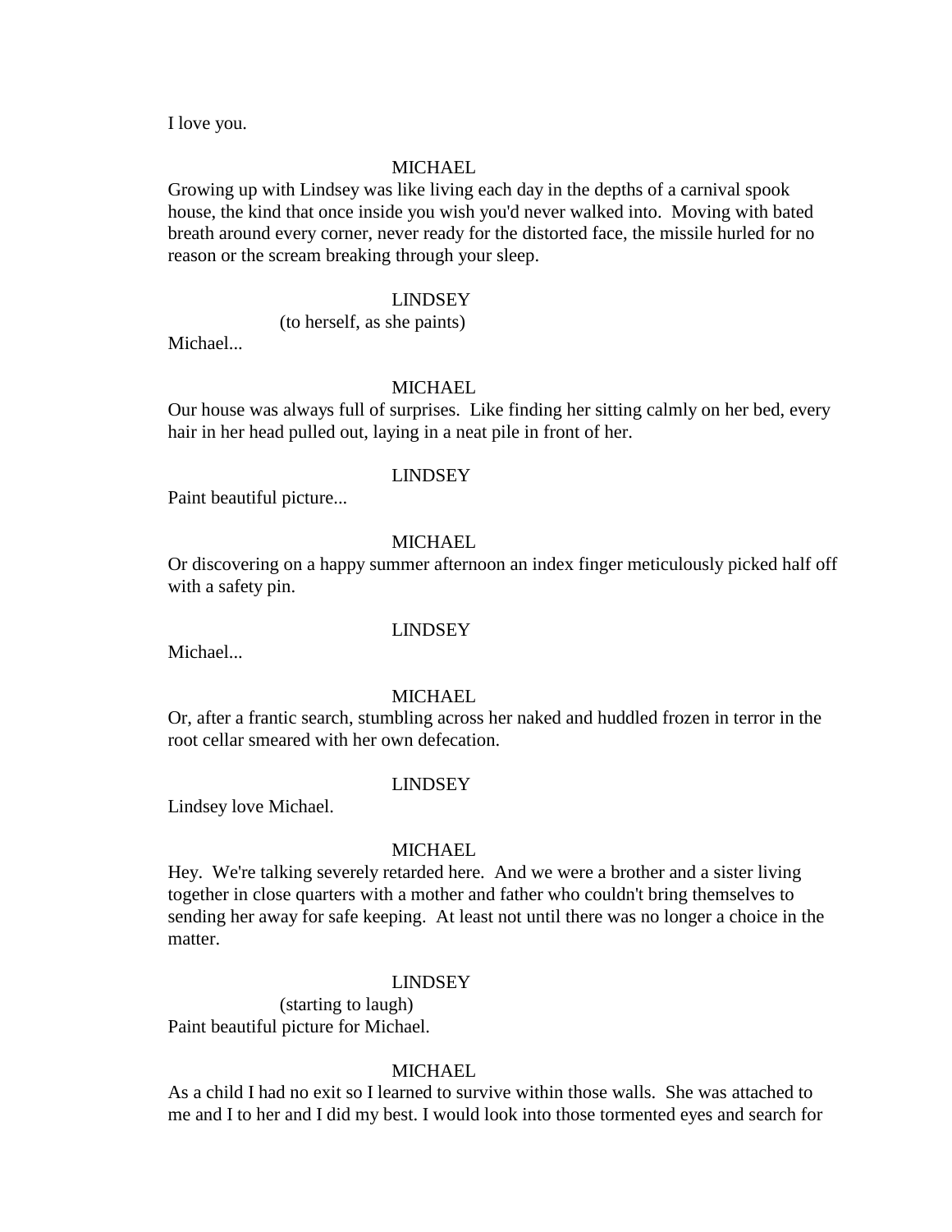I love you.

MICHAEL

Growing up with Lindsey was like living each day in the depths of a carnival spook house, the kind that once inside you wish you'd never walked into. Moving with bated breath around every corner, never ready for the distorted face, the missile hurled for no reason or the scream breaking through your sleep.

LINDSEY

(to herself, as she paints)

Michael...

MICHAEL

Our house was always full of surprises. Like finding her sitting calmly on her bed, every hair in her head pulled out, laying in a neat pile in front of her.

LINDSEY

Paint beautiful picture...

MICHAEL

Or discovering on a happy summer afternoon an index finger meticulously picked half off with a safety pin.

LINDSEY

Michael...

MICHAEL

Or, after a frantic search, stumbling across her naked and huddled frozen in terror in the root cellar smeared with her own defecation.

LINDSEY

Lindsey love Michael.

MICHAEL

Hey. We're talking severely retarded here. And we were a brother and a sister living together in close quarters with a mother and father who couldn't bring themselves to sending her away for safe keeping. At least not until there was no longer a choice in the matter.

LINDSEY

(starting to laugh)

Paint beautiful picture for Michael.

MICHAEL

As a child I had no exit so I learned to survive within those walls. She was attached to me and I to her and I did my best. I would look into those tormented eyes and search for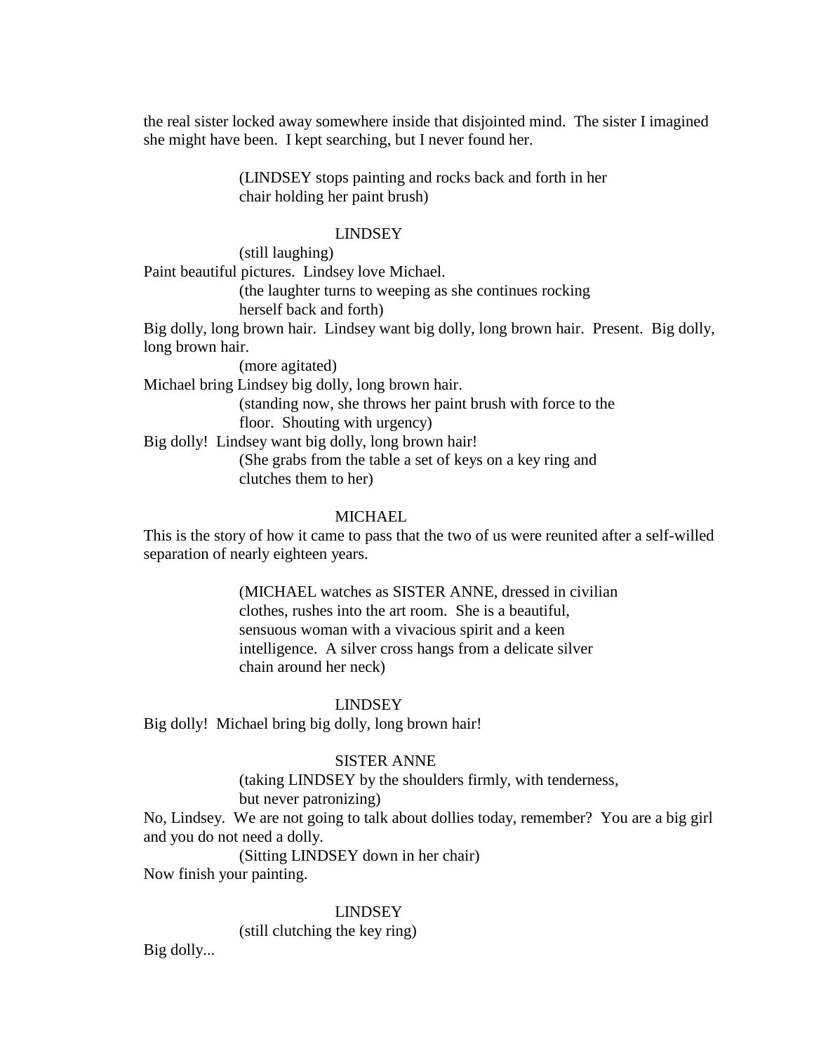the real sister locked away somewhere inside that disjointed mind. The sister I imagined she might have been. I kept searching, but I never found her.

(LINDSEY stops painting and rocks back and forth in her chair holding her paint brush)

LINDSEY

(still laughing)

Paint beautiful pictures. Lindsey love Michael.

(the laughter turns to weeping as she continues rocking herself back and forth)

Big dolly, long brown hair. Lindsey want big dolly, long brown hair. Present. Big dolly, long brown hair.

(more agitated)

Michael bring Lindsey big dolly, long brown hair.

(standing now, she throws her paint brush with force to the floor. Shouting with urgency)

Big dolly! Lindsey want big dolly, long brown hair!

(She grabs from the table a set of keys on a key ring and clutches them to her)

MICHAEL

This is the story of how it came to pass that the two of us were reunited after a self-willed separation of nearly eighteen years.

(MICHAEL watches as SISTER ANNE, dressed in civilian clothes, rushes into the art room. She is a beautiful, sensuous woman with a vivacious spirit and a keen intelligence. A silver cross hangs from a delicate silver chain around her neck)

LINDSEY

Big dolly! Michael bring big dolly, long brown hair!

SISTER ANNE

(taking LINDSEY by the shoulders firmly, with tenderness, but never patronizing)

No, Lindsey. We are not going to talk about dollies today, remember? You are a big girl and you do not need a dolly.

(Sitting LINDSEY down in her chair)

Now finish your painting.

LINDSEY

(still clutching the key ring)

Big dolly...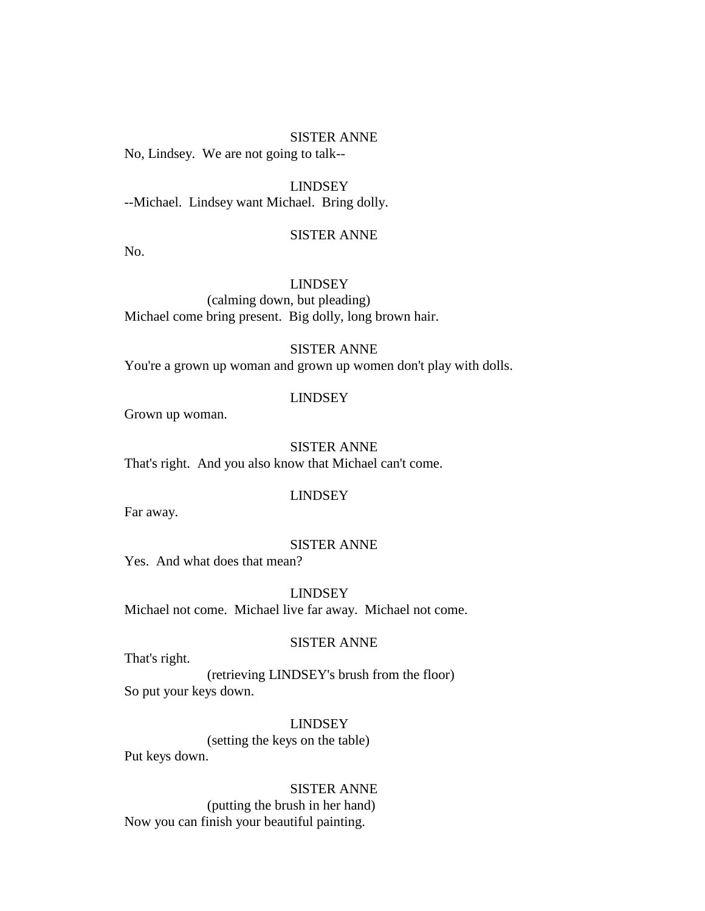SISTER ANNE

No, Lindsey. We are not going to talk--

LINDSEY

--Michael. Lindsey want Michael. Bring dolly.

SISTER ANNE

No.

LINDSEY

(calming down, but pleading)

Michael come bring present. Big dolly, long brown hair.

SISTER ANNE

You're a grown up woman and grown up women don't play with dolls.

LINDSEY

Grown up woman.

SISTER ANNE

That's right. And you also know that Michael can't come.

LINDSEY

Far away.

SISTER ANNE

Yes. And what does that mean?

LINDSEY

Michael not come. Michael live far away. Michael not come.

SISTER ANNE

That's right.

(retrieving LINDSEY's brush from the floor)

So put your keys down.

LINDSEY

(setting the keys on the table)

Put keys down.

SISTER ANNE

(putting the brush in her hand)

Now you can finish your beautiful painting.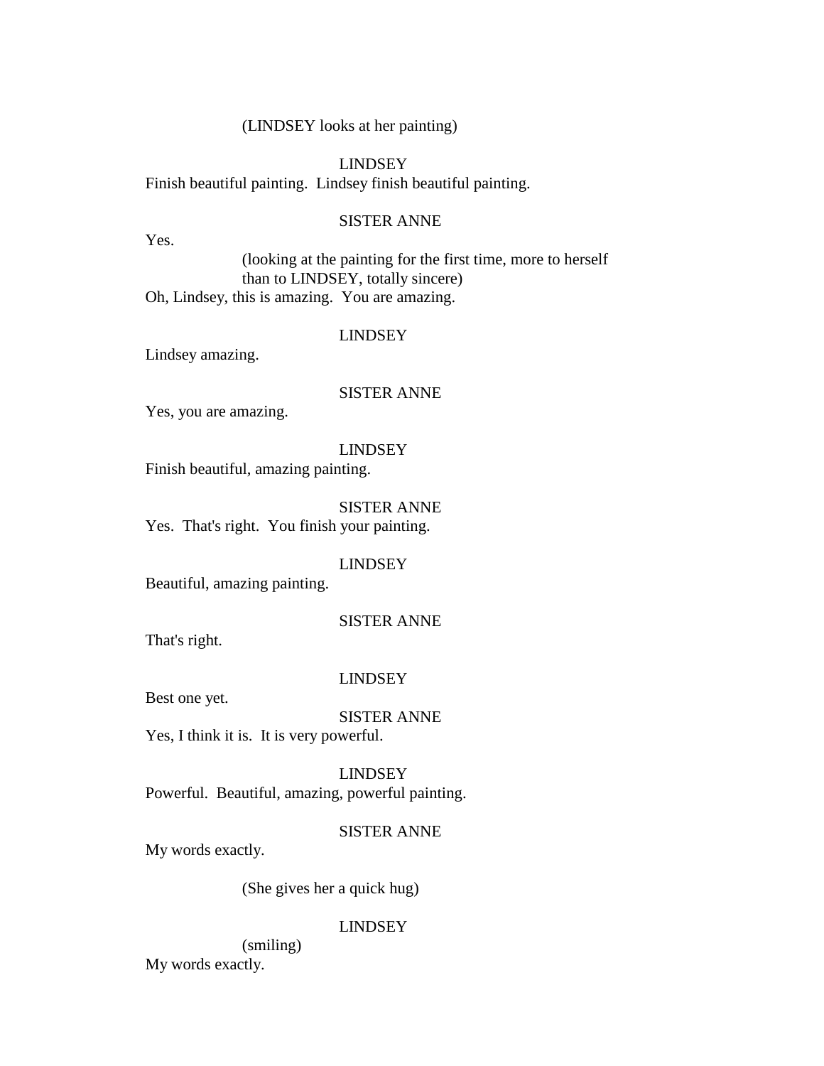(LINDSEY looks at her painting)

LINDSEY

Finish beautiful painting.  Lindsey finish beautiful painting.

SISTER ANNE

Yes.

(looking at the painting for the first time, more to herself than to LINDSEY, totally sincere)

Oh, Lindsey, this is amazing.  You are amazing.

LINDSEY

Lindsey amazing.

SISTER ANNE

Yes, you are amazing.

LINDSEY

Finish beautiful, amazing painting.

SISTER ANNE

Yes.  That's right.  You finish your painting.

LINDSEY

Beautiful, amazing painting.

SISTER ANNE

That's right.

LINDSEY

Best one yet.

SISTER ANNE

Yes, I think it is.  It is very powerful.

LINDSEY

Powerful.  Beautiful, amazing, powerful painting.

SISTER ANNE

My words exactly.

(She gives her a quick hug)

LINDSEY

(smiling)

My words exactly.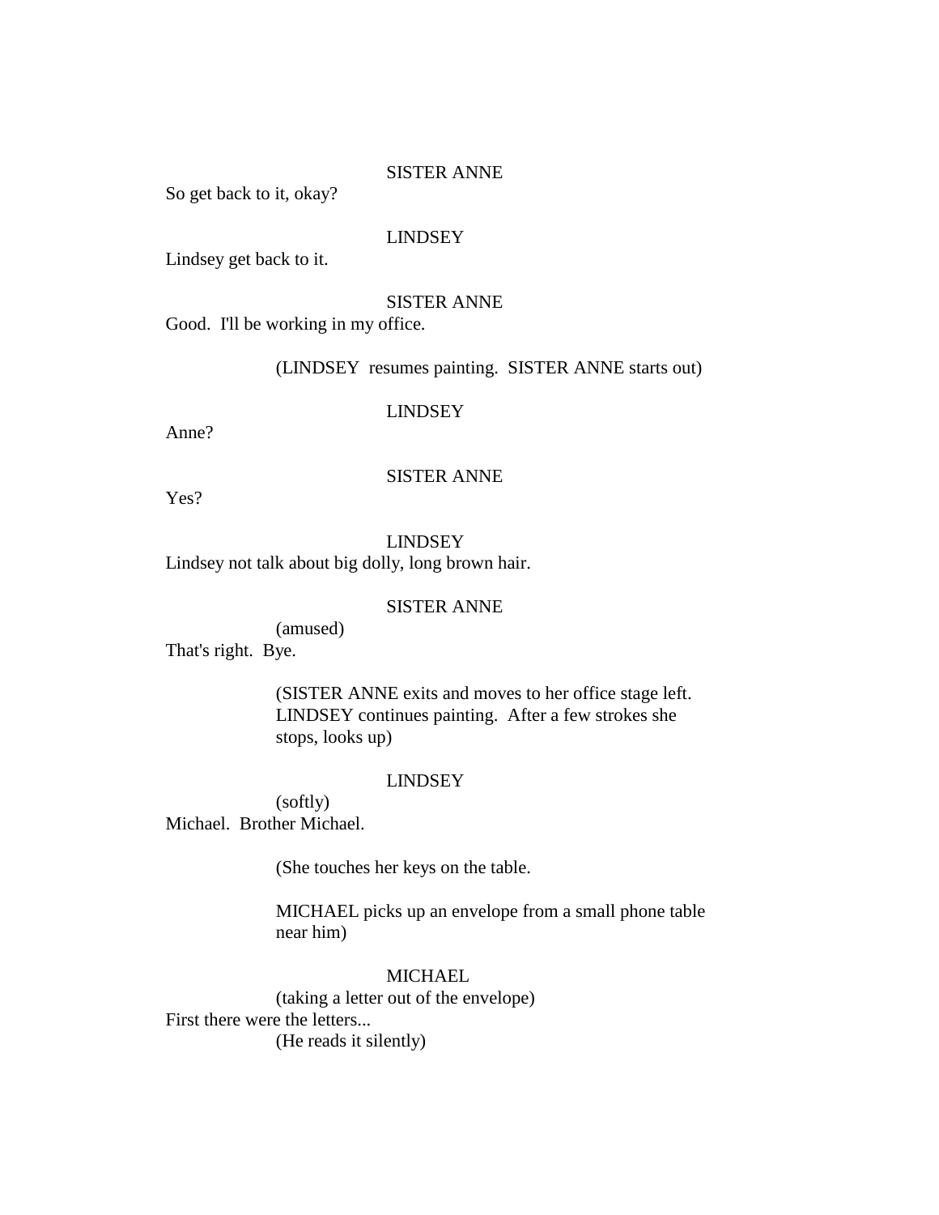SISTER ANNE

So get back to it, okay?

LINDSEY

Lindsey get back to it.

SISTER ANNE

Good.  I'll be working in my office.

(LINDSEY  resumes painting.  SISTER ANNE starts out)

LINDSEY

Anne?

SISTER ANNE

Yes?

LINDSEY

Lindsey not talk about big dolly, long brown hair.

SISTER ANNE

(amused)

That's right.  Bye.

(SISTER ANNE exits and moves to her office stage left. LINDSEY continues painting.  After a few strokes she stops, looks up)

LINDSEY

(softly)

Michael.  Brother Michael.

(She touches her keys on the table.

MICHAEL picks up an envelope from a small phone table near him)

MICHAEL

(taking a letter out of the envelope)

First there were the letters...

(He reads it silently)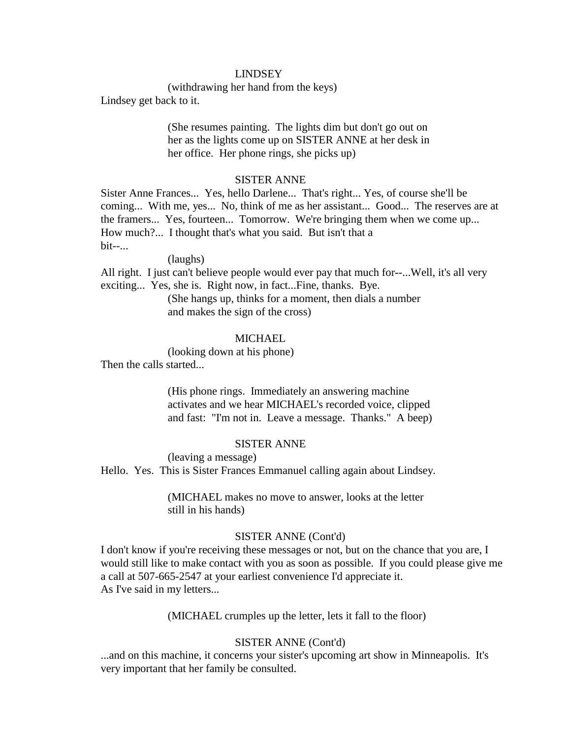LINDSEY

(withdrawing her hand from the keys)

Lindsey get back to it.

(She resumes painting. The lights dim but don't go out on her as the lights come up on SISTER ANNE at her desk in her office. Her phone rings, she picks up)

SISTER ANNE

Sister Anne Frances... Yes, hello Darlene... That's right... Yes, of course she'll be coming... With me, yes... No, think of me as her assistant... Good... The reserves are at the framers... Yes, fourteen... Tomorrow. We're bringing them when we come up... How much?... I thought that's what you said. But isn't that a bit--...

(laughs)

All right. I just can't believe people would ever pay that much for--...Well, it's all very exciting... Yes, she is. Right now, in fact...Fine, thanks. Bye.

(She hangs up, thinks for a moment, then dials a number and makes the sign of the cross)

MICHAEL

(looking down at his phone)

Then the calls started...

(His phone rings. Immediately an answering machine activates and we hear MICHAEL's recorded voice, clipped and fast: "I'm not in. Leave a message. Thanks." A beep)

SISTER ANNE

(leaving a message)

Hello. Yes. This is Sister Frances Emmanuel calling again about Lindsey.

(MICHAEL makes no move to answer, looks at the letter still in his hands)

SISTER ANNE (Cont'd)

I don't know if you're receiving these messages or not, but on the chance that you are, I would still like to make contact with you as soon as possible. If you could please give me a call at 507-665-2547 at your earliest convenience I'd appreciate it.
As I've said in my letters...

(MICHAEL crumples up the letter, lets it fall to the floor)

SISTER ANNE (Cont'd)

...and on this machine, it concerns your sister's upcoming art show in Minneapolis. It's very important that her family be consulted.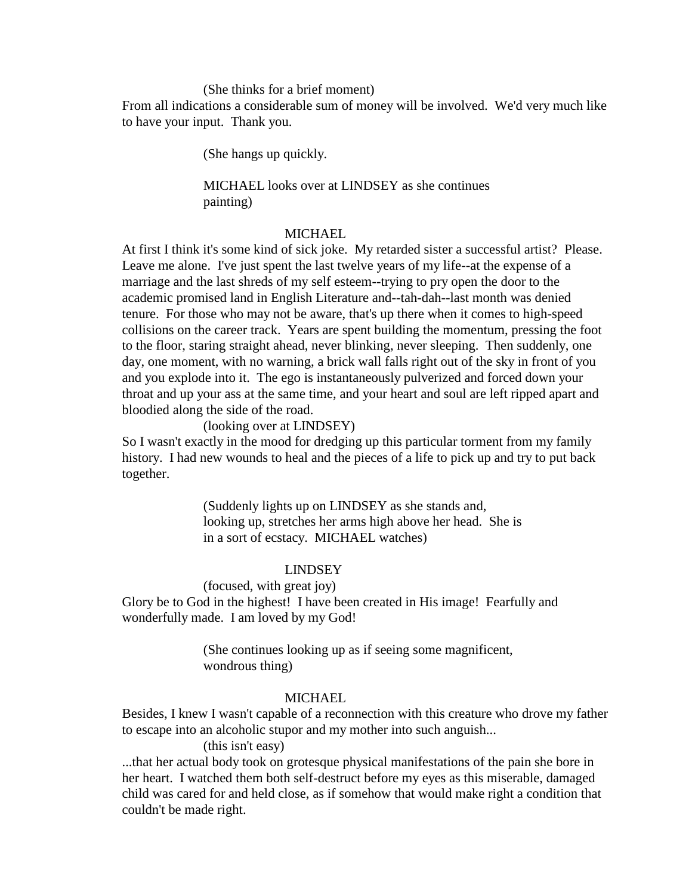(She thinks for a brief moment)

From all indications a considerable sum of money will be involved. We'd very much like to have your input. Thank you.

(She hangs up quickly.

MICHAEL looks over at LINDSEY as she continues painting)

MICHAEL

At first I think it's some kind of sick joke. My retarded sister a successful artist? Please. Leave me alone. I've just spent the last twelve years of my life--at the expense of a marriage and the last shreds of my self esteem--trying to pry open the door to the academic promised land in English Literature and--tah-dah--last month was denied tenure. For those who may not be aware, that's up there when it comes to high-speed collisions on the career track. Years are spent building the momentum, pressing the foot to the floor, staring straight ahead, never blinking, never sleeping. Then suddenly, one day, one moment, with no warning, a brick wall falls right out of the sky in front of you and you explode into it. The ego is instantaneously pulverized and forced down your throat and up your ass at the same time, and your heart and soul are left ripped apart and bloodied along the side of the road.

(looking over at LINDSEY)

So I wasn't exactly in the mood for dredging up this particular torment from my family history. I had new wounds to heal and the pieces of a life to pick up and try to put back together.

(Suddenly lights up on LINDSEY as she stands and, looking up, stretches her arms high above her head. She is in a sort of ecstacy. MICHAEL watches)

LINDSEY

(focused, with great joy)

Glory be to God in the highest! I have been created in His image! Fearfully and wonderfully made. I am loved by my God!

(She continues looking up as if seeing some magnificent, wondrous thing)

MICHAEL

Besides, I knew I wasn't capable of a reconnection with this creature who drove my father to escape into an alcoholic stupor and my mother into such anguish...

(this isn't easy)

...that her actual body took on grotesque physical manifestations of the pain she bore in her heart. I watched them both self-destruct before my eyes as this miserable, damaged child was cared for and held close, as if somehow that would make right a condition that couldn't be made right.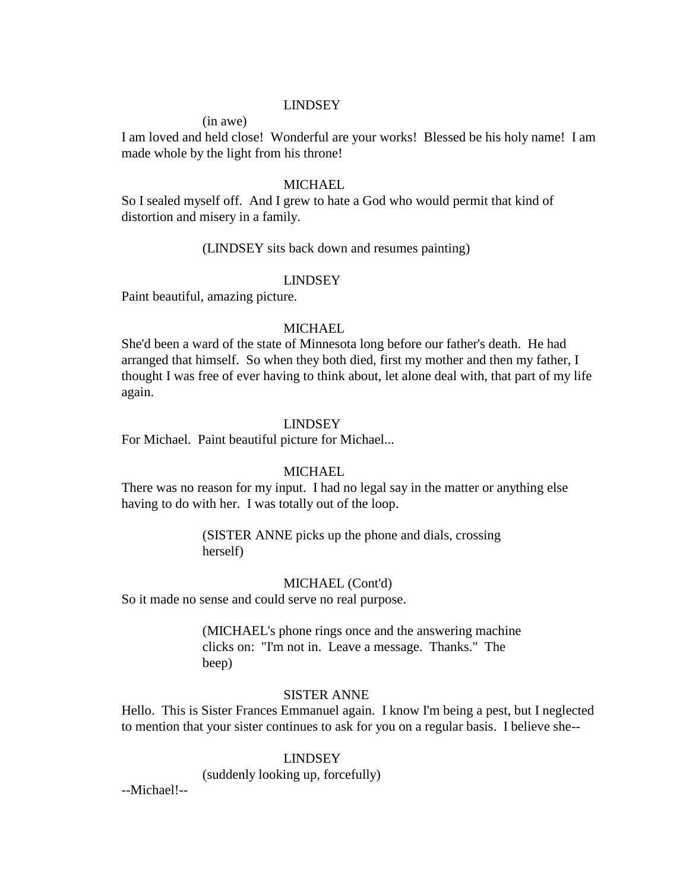LINDSEY

(in awe)

I am loved and held close! Wonderful are your works! Blessed be his holy name! I am made whole by the light from his throne!

MICHAEL

So I sealed myself off. And I grew to hate a God who would permit that kind of distortion and misery in a family.

(LINDSEY sits back down and resumes painting)

LINDSEY

Paint beautiful, amazing picture.

MICHAEL

She'd been a ward of the state of Minnesota long before our father's death. He had arranged that himself. So when they both died, first my mother and then my father, I thought I was free of ever having to think about, let alone deal with, that part of my life again.

LINDSEY

For Michael. Paint beautiful picture for Michael...

MICHAEL

There was no reason for my input. I had no legal say in the matter or anything else having to do with her. I was totally out of the loop.

(SISTER ANNE picks up the phone and dials, crossing herself)

MICHAEL (Cont'd)

So it made no sense and could serve no real purpose.

(MICHAEL's phone rings once and the answering machine clicks on: "I'm not in. Leave a message. Thanks." The beep)

SISTER ANNE

Hello. This is Sister Frances Emmanuel again. I know I'm being a pest, but I neglected to mention that your sister continues to ask for you on a regular basis. I believe she--

LINDSEY

(suddenly looking up, forcefully)

--Michael!--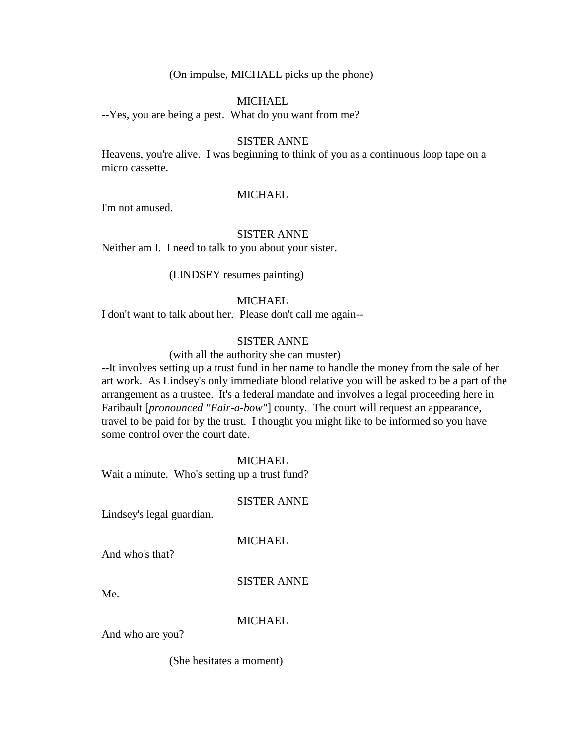(On impulse, MICHAEL picks up the phone)

MICHAEL

--Yes, you are being a pest. What do you want from me?

SISTER ANNE

Heavens, you're alive. I was beginning to think of you as a continuous loop tape on a micro cassette.

MICHAEL

I'm not amused.

SISTER ANNE

Neither am I. I need to talk to you about your sister.

(LINDSEY resumes painting)

MICHAEL

I don't want to talk about her. Please don't call me again--

SISTER ANNE

(with all the authority she can muster)

--It involves setting up a trust fund in her name to handle the money from the sale of her art work. As Lindsey's only immediate blood relative you will be asked to be a part of the arrangement as a trustee. It's a federal mandate and involves a legal proceeding here in Faribault [*pronounced "Fair-a-bow"*] county. The court will request an appearance, travel to be paid for by the trust. I thought you might like to be informed so you have some control over the court date.

MICHAEL

Wait a minute. Who's setting up a trust fund?

SISTER ANNE

Lindsey's legal guardian.

MICHAEL

And who's that?

SISTER ANNE

Me.

MICHAEL

And who are you?

(She hesitates a moment)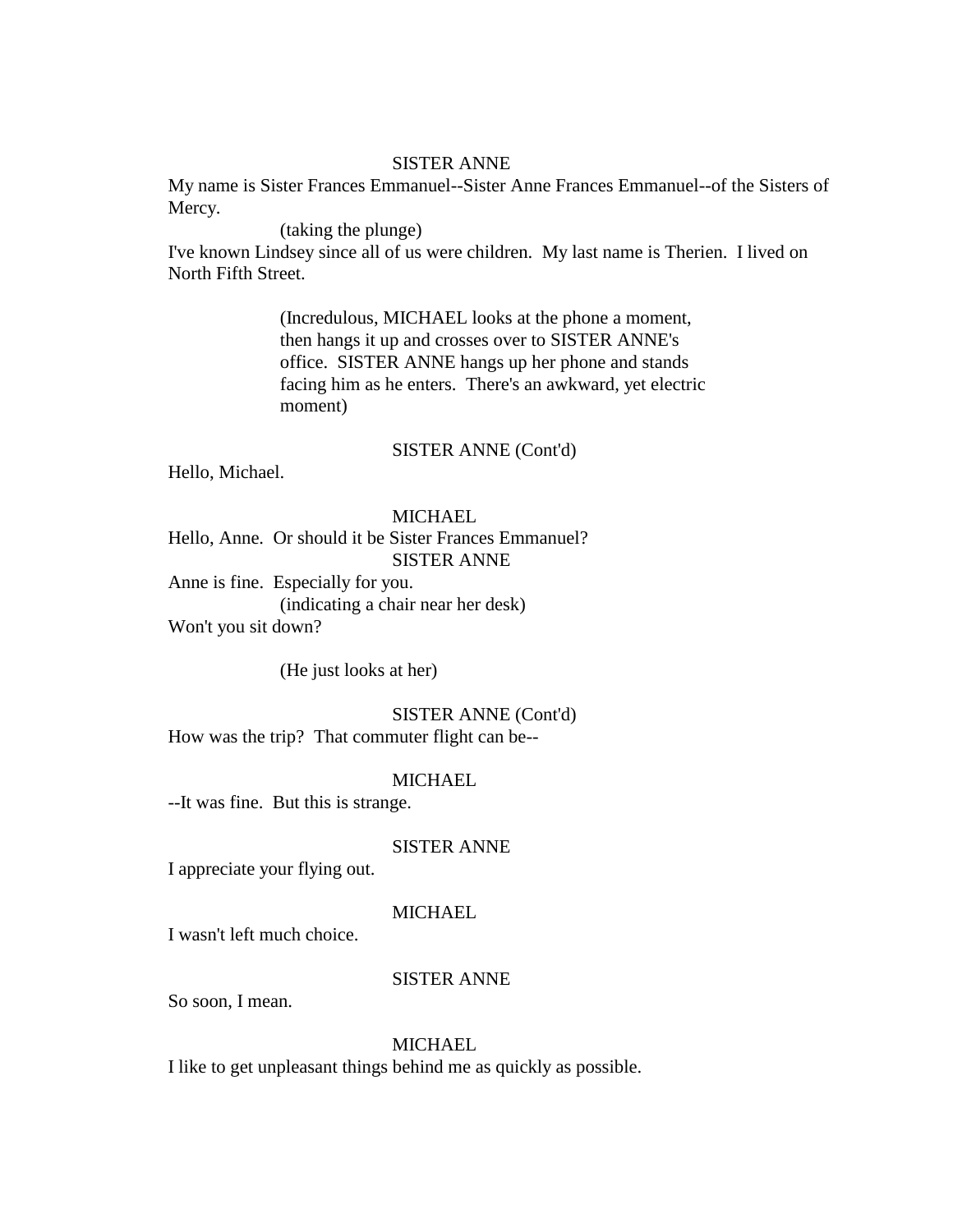SISTER ANNE

My name is Sister Frances Emmanuel--Sister Anne Frances Emmanuel--of the Sisters of Mercy.

(taking the plunge)

I've known Lindsey since all of us were children. My last name is Therien. I lived on North Fifth Street.

(Incredulous, MICHAEL looks at the phone a moment, then hangs it up and crosses over to SISTER ANNE's office. SISTER ANNE hangs up her phone and stands facing him as he enters. There's an awkward, yet electric moment)

SISTER ANNE (Cont'd)

Hello, Michael.

MICHAEL

Hello, Anne. Or should it be Sister Frances Emmanuel?

SISTER ANNE

Anne is fine. Especially for you.

(indicating a chair near her desk)

Won't you sit down?

(He just looks at her)

SISTER ANNE (Cont'd)

How was the trip? That commuter flight can be--

MICHAEL

--It was fine. But this is strange.

SISTER ANNE

I appreciate your flying out.

MICHAEL

I wasn't left much choice.

SISTER ANNE

So soon, I mean.

MICHAEL

I like to get unpleasant things behind me as quickly as possible.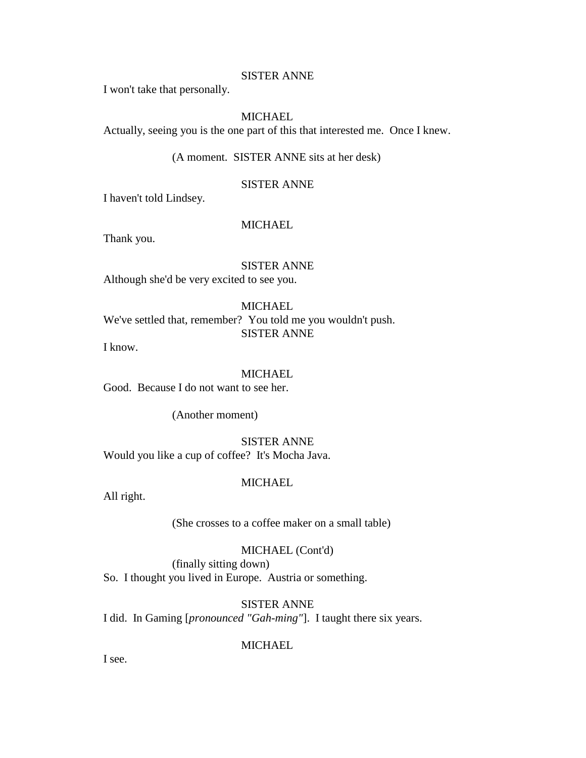SISTER ANNE

I won't take that personally.

MICHAEL

Actually, seeing you is the one part of this that interested me. Once I knew.

(A moment. SISTER ANNE sits at her desk)

SISTER ANNE

I haven't told Lindsey.

MICHAEL

Thank you.

SISTER ANNE

Although she'd be very excited to see you.

MICHAEL

We've settled that, remember? You told me you wouldn't push.

SISTER ANNE

I know.

MICHAEL

Good. Because I do not want to see her.

(Another moment)

SISTER ANNE

Would you like a cup of coffee? It's Mocha Java.

MICHAEL

All right.

(She crosses to a coffee maker on a small table)

MICHAEL (Cont'd)

(finally sitting down)

So. I thought you lived in Europe. Austria or something.

SISTER ANNE

I did. In Gaming [*pronounced "Gah-ming"*]. I taught there six years.

MICHAEL

I see.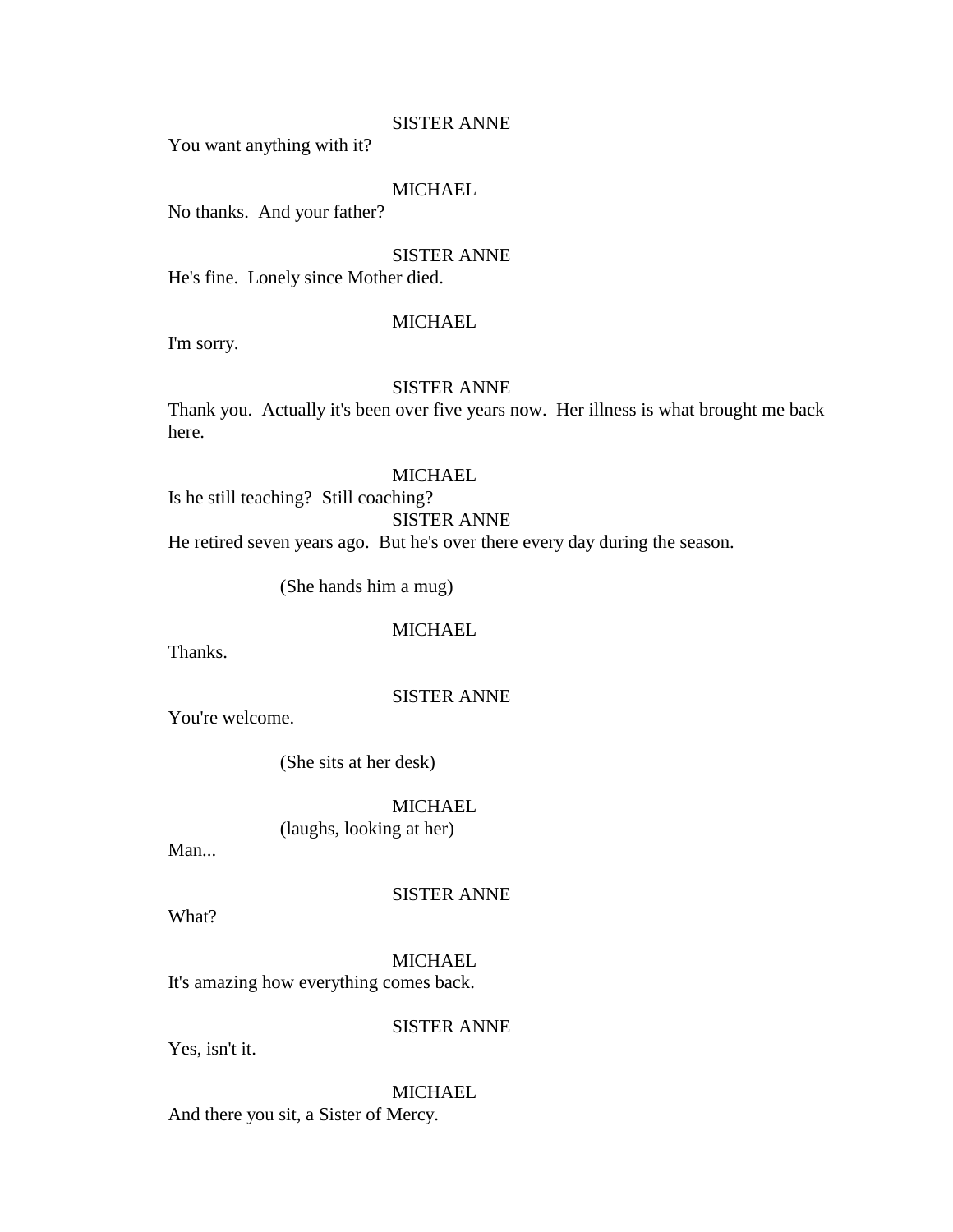SISTER ANNE

You want anything with it?

MICHAEL

No thanks.  And your father?

SISTER ANNE

He's fine.  Lonely since Mother died.

MICHAEL

I'm sorry.

SISTER ANNE

Thank you.  Actually it's been over five years now.  Her illness is what brought me back here.

MICHAEL

Is he still teaching?  Still coaching?

SISTER ANNE

He retired seven years ago.  But he's over there every day during the season.

(She hands him a mug)

MICHAEL

Thanks.

SISTER ANNE

You're welcome.

(She sits at her desk)

MICHAEL

(laughs, looking at her)

Man...

SISTER ANNE

What?

MICHAEL

It's amazing how everything comes back.

SISTER ANNE

Yes, isn't it.

MICHAEL

And there you sit, a Sister of Mercy.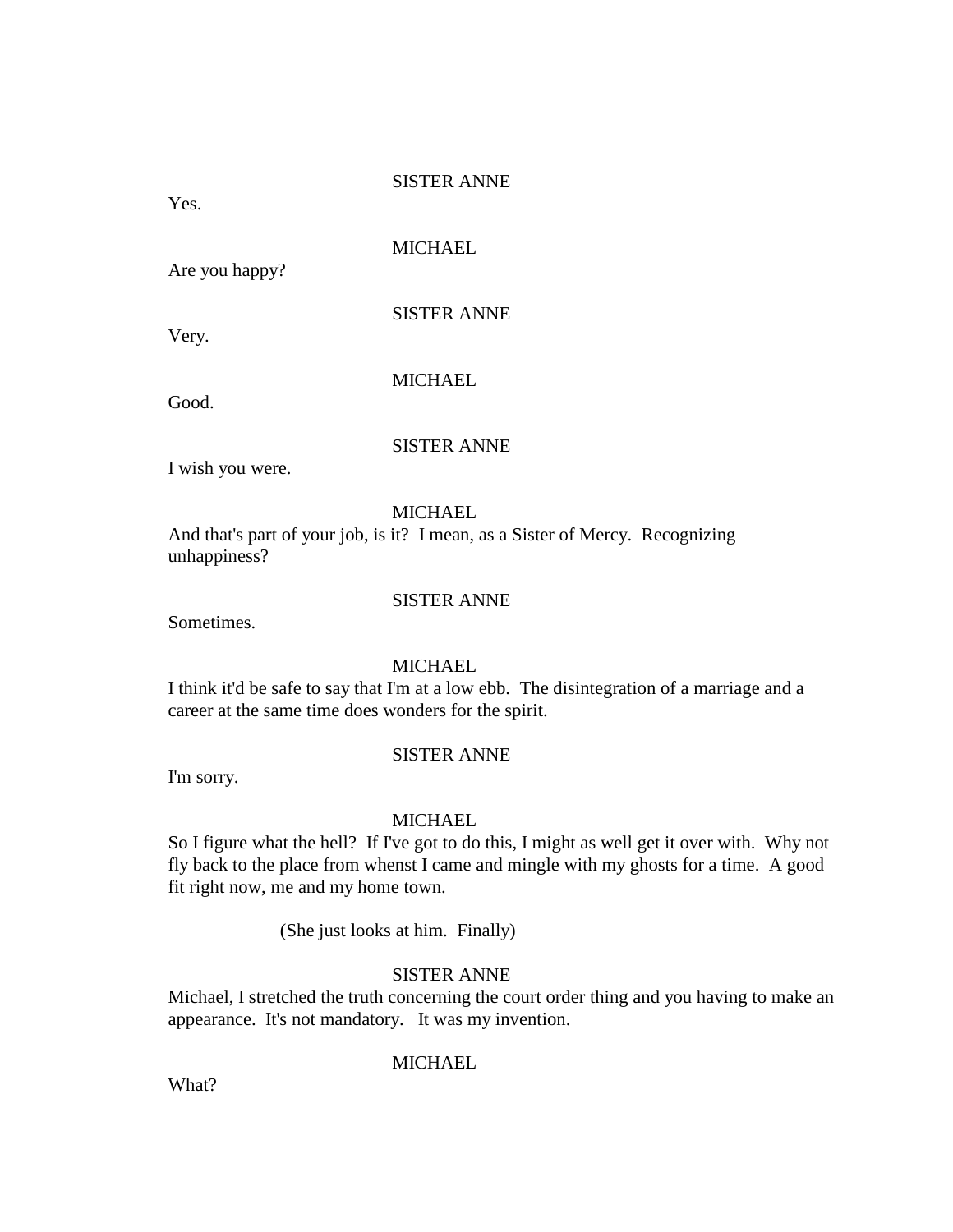SISTER ANNE

Yes.

MICHAEL

Are you happy?

SISTER ANNE

Very.

MICHAEL

Good.

SISTER ANNE

I wish you were.

MICHAEL

And that's part of your job, is it? I mean, as a Sister of Mercy. Recognizing unhappiness?

SISTER ANNE

Sometimes.

MICHAEL

I think it'd be safe to say that I'm at a low ebb. The disintegration of a marriage and a career at the same time does wonders for the spirit.

SISTER ANNE

I'm sorry.

MICHAEL

So I figure what the hell? If I've got to do this, I might as well get it over with. Why not fly back to the place from whenst I came and mingle with my ghosts for a time. A good fit right now, me and my home town.

(She just looks at him. Finally)

SISTER ANNE

Michael, I stretched the truth concerning the court order thing and you having to make an appearance. It's not mandatory. It was my invention.

MICHAEL

What?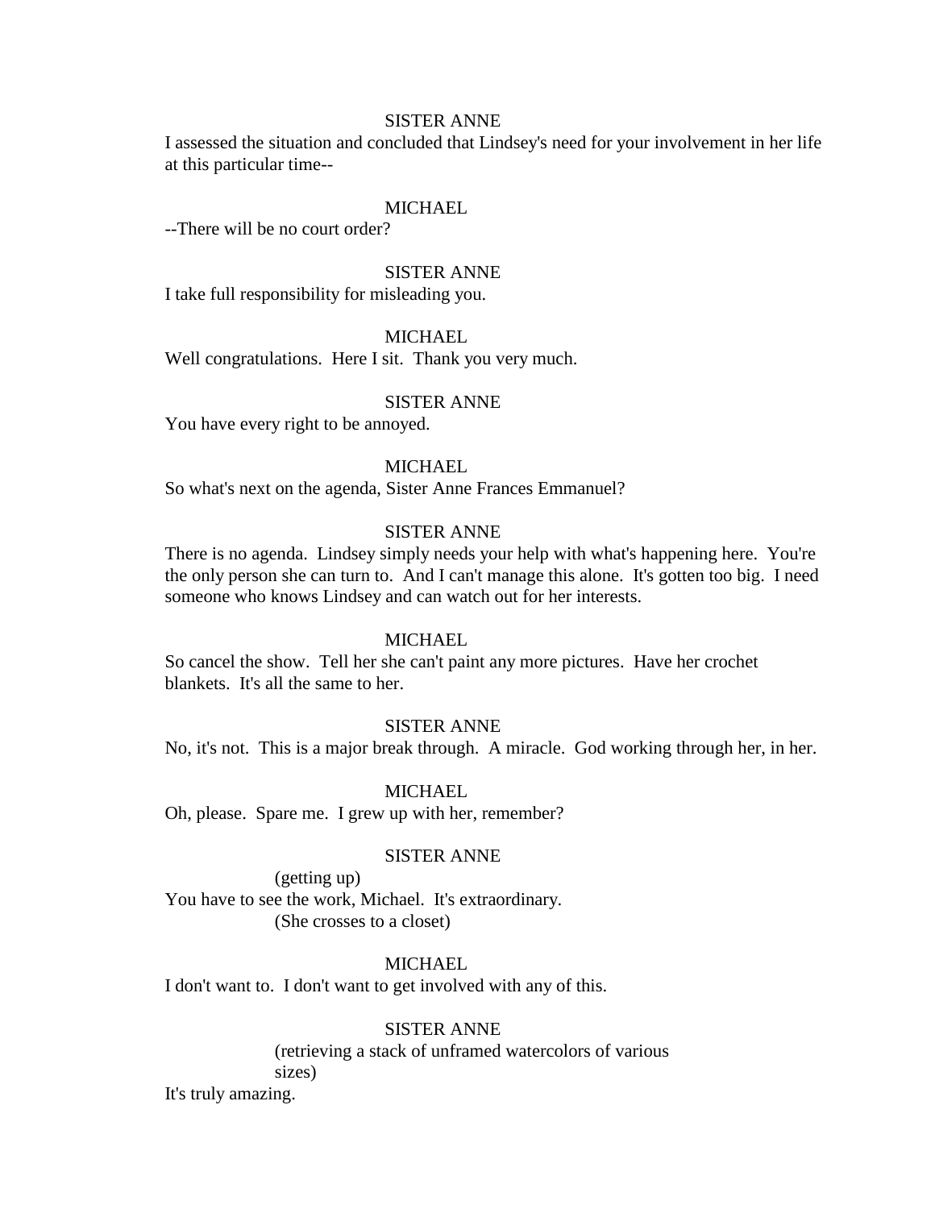SISTER ANNE

I assessed the situation and concluded that Lindsey's need for your involvement in her life at this particular time--

MICHAEL

--There will be no court order?

SISTER ANNE

I take full responsibility for misleading you.

MICHAEL

Well congratulations.  Here I sit.  Thank you very much.

SISTER ANNE

You have every right to be annoyed.

MICHAEL

So what's next on the agenda, Sister Anne Frances Emmanuel?

SISTER ANNE

There is no agenda.  Lindsey simply needs your help with what's happening here.  You're the only person she can turn to.  And I can't manage this alone.  It's gotten too big.  I need someone who knows Lindsey and can watch out for her interests.

MICHAEL

So cancel the show.  Tell her she can't paint any more pictures.  Have her crochet blankets.  It's all the same to her.

SISTER ANNE

No, it's not.  This is a major break through.  A miracle.  God working through her, in her.

MICHAEL

Oh, please.  Spare me.  I grew up with her, remember?

SISTER ANNE

(getting up)

You have to see the work, Michael.  It's extraordinary.

(She crosses to a closet)

MICHAEL

I don't want to.  I don't want to get involved with any of this.

SISTER ANNE

(retrieving a stack of unframed watercolors of various sizes)

It's truly amazing.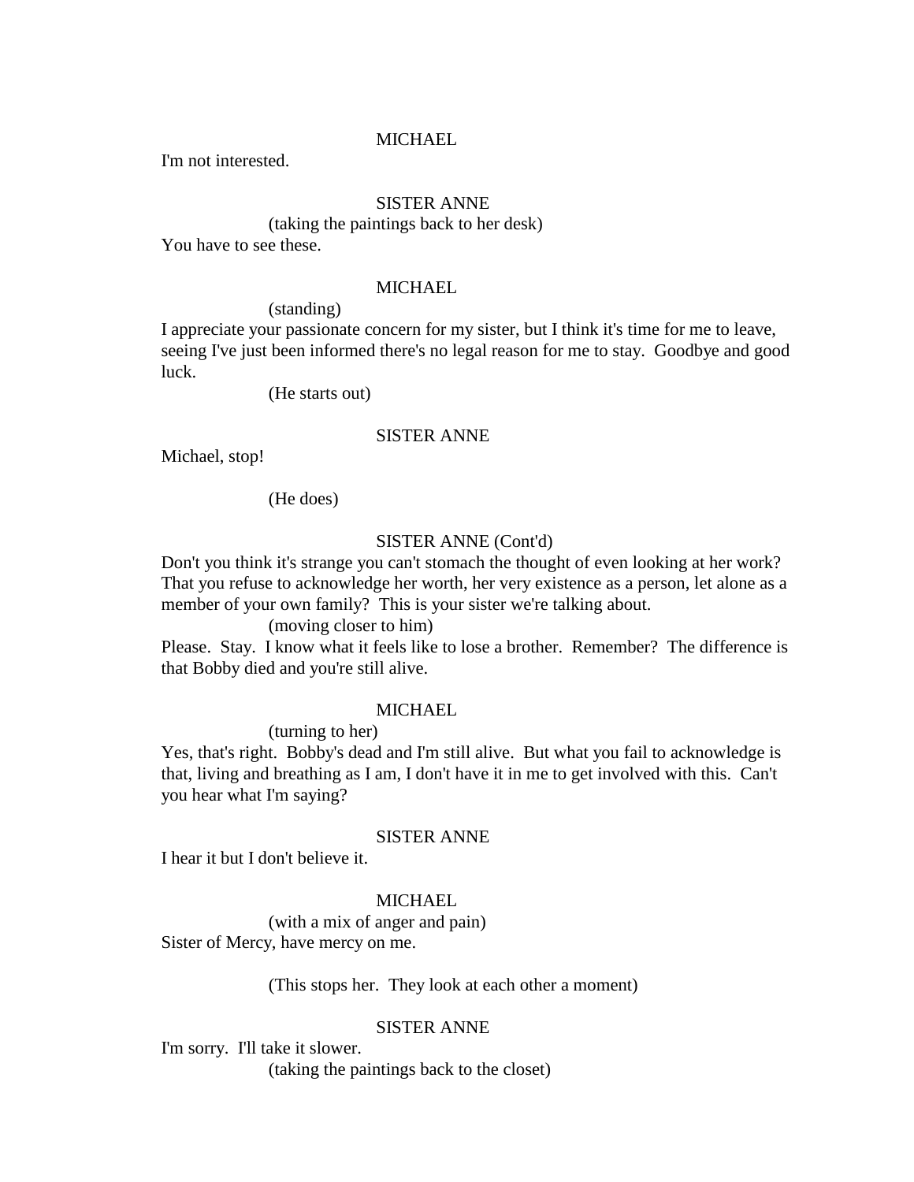MICHAEL

I'm not interested.

SISTER ANNE

(taking the paintings back to her desk)

You have to see these.

MICHAEL

(standing)

I appreciate your passionate concern for my sister, but I think it's time for me to leave, seeing I've just been informed there's no legal reason for me to stay. Goodbye and good luck.

(He starts out)

SISTER ANNE

Michael, stop!

(He does)

SISTER ANNE (Cont'd)

Don't you think it's strange you can't stomach the thought of even looking at her work? That you refuse to acknowledge her worth, her very existence as a person, let alone as a member of your own family? This is your sister we're talking about.

(moving closer to him)

Please. Stay. I know what it feels like to lose a brother. Remember? The difference is that Bobby died and you're still alive.

MICHAEL

(turning to her)

Yes, that's right. Bobby's dead and I'm still alive. But what you fail to acknowledge is that, living and breathing as I am, I don't have it in me to get involved with this. Can't you hear what I'm saying?

SISTER ANNE

I hear it but I don't believe it.

MICHAEL

(with a mix of anger and pain)

Sister of Mercy, have mercy on me.

(This stops her. They look at each other a moment)

SISTER ANNE

I'm sorry. I'll take it slower.

(taking the paintings back to the closet)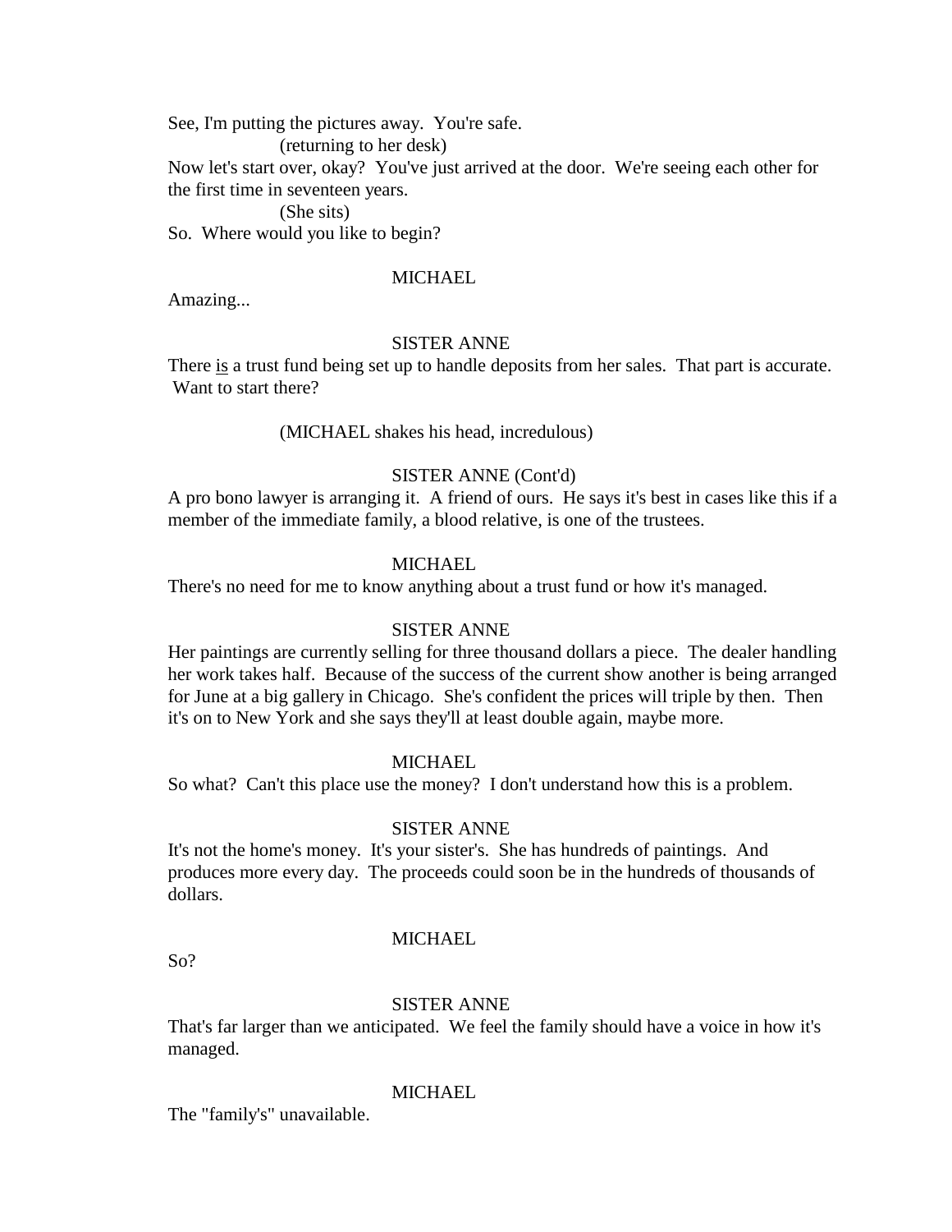See, I'm putting the pictures away. You're safe.

(returning to her desk)

Now let's start over, okay? You've just arrived at the door. We're seeing each other for the first time in seventeen years.

(She sits)

So. Where would you like to begin?

MICHAEL

Amazing...

SISTER ANNE

There is a trust fund being set up to handle deposits from her sales. That part is accurate. Want to start there?

(MICHAEL shakes his head, incredulous)

SISTER ANNE (Cont'd)

A pro bono lawyer is arranging it. A friend of ours. He says it's best in cases like this if a member of the immediate family, a blood relative, is one of the trustees.

MICHAEL

There's no need for me to know anything about a trust fund or how it's managed.

SISTER ANNE

Her paintings are currently selling for three thousand dollars a piece. The dealer handling her work takes half. Because of the success of the current show another is being arranged for June at a big gallery in Chicago. She's confident the prices will triple by then. Then it's on to New York and she says they'll at least double again, maybe more.

MICHAEL

So what? Can't this place use the money? I don't understand how this is a problem.

SISTER ANNE

It's not the home's money. It's your sister's. She has hundreds of paintings. And produces more every day. The proceeds could soon be in the hundreds of thousands of dollars.

MICHAEL

So?

SISTER ANNE

That's far larger than we anticipated. We feel the family should have a voice in how it's managed.

MICHAEL

The "family's" unavailable.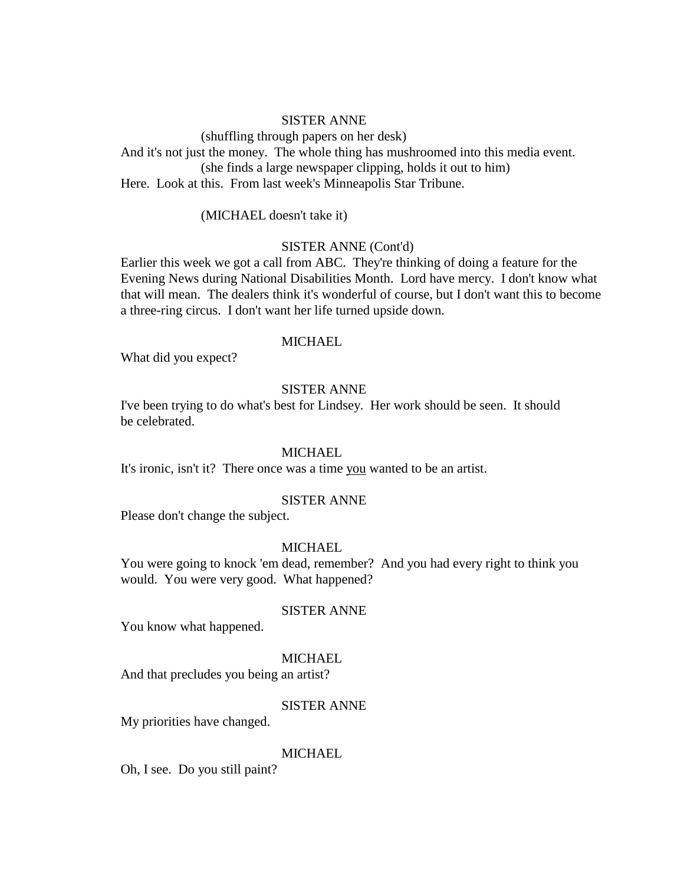SISTER ANNE

(shuffling through papers on her desk)

And it's not just the money. The whole thing has mushroomed into this media event.

(she finds a large newspaper clipping, holds it out to him)

Here. Look at this. From last week's Minneapolis Star Tribune.

(MICHAEL doesn't take it)

SISTER ANNE (Cont'd)

Earlier this week we got a call from ABC. They're thinking of doing a feature for the Evening News during National Disabilities Month. Lord have mercy. I don't know what that will mean. The dealers think it's wonderful of course, but I don't want this to become a three-ring circus. I don't want her life turned upside down.

MICHAEL

What did you expect?

SISTER ANNE

I've been trying to do what's best for Lindsey. Her work should be seen. It should be celebrated.

MICHAEL

It's ironic, isn't it? There once was a time <u>you</u> wanted to be an artist.

SISTER ANNE

Please don't change the subject.

MICHAEL

You were going to knock 'em dead, remember? And you had every right to think you would. You were very good. What happened?

SISTER ANNE

You know what happened.

MICHAEL

And that precludes you being an artist?

SISTER ANNE

My priorities have changed.

MICHAEL

Oh, I see. Do you still paint?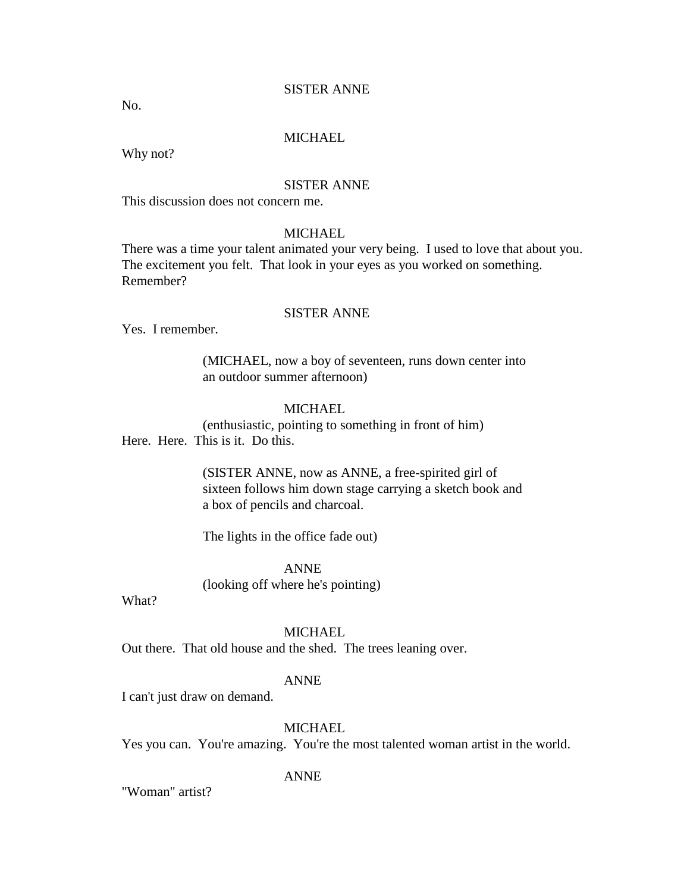SISTER ANNE

No.

MICHAEL

Why not?

SISTER ANNE

This discussion does not concern me.

MICHAEL

There was a time your talent animated your very being. I used to love that about you. The excitement you felt. That look in your eyes as you worked on something. Remember?

SISTER ANNE

Yes. I remember.

(MICHAEL, now a boy of seventeen, runs down center into an outdoor summer afternoon)

MICHAEL

(enthusiastic, pointing to something in front of him)

Here. Here. This is it. Do this.

(SISTER ANNE, now as ANNE, a free-spirited girl of sixteen follows him down stage carrying a sketch book and a box of pencils and charcoal.

The lights in the office fade out)

ANNE

(looking off where he's pointing)

What?

MICHAEL

Out there. That old house and the shed. The trees leaning over.

ANNE

I can't just draw on demand.

MICHAEL

Yes you can. You're amazing. You're the most talented woman artist in the world.

ANNE

"Woman" artist?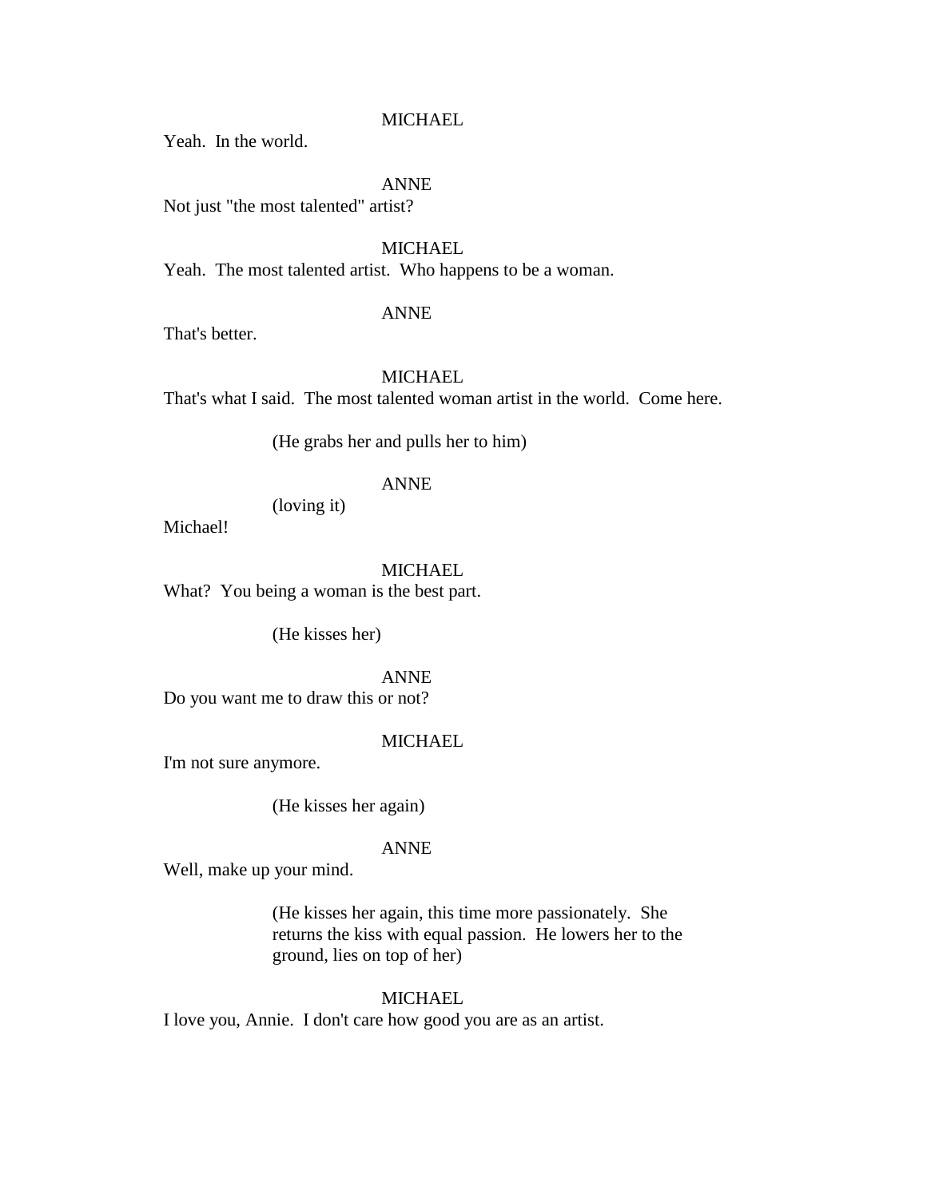MICHAEL

Yeah.  In the world.

ANNE

Not just "the most talented" artist?

MICHAEL

Yeah.  The most talented artist.  Who happens to be a woman.

ANNE

That's better.

MICHAEL

That's what I said.  The most talented woman artist in the world.  Come here.

(He grabs her and pulls her to him)

ANNE

(loving it)

Michael!

MICHAEL

What?  You being a woman is the best part.

(He kisses her)

ANNE

Do you want me to draw this or not?

MICHAEL

I'm not sure anymore.

(He kisses her again)

ANNE

Well, make up your mind.

(He kisses her again, this time more passionately.  She returns the kiss with equal passion.  He lowers her to the ground, lies on top of her)

MICHAEL

I love you, Annie.  I don't care how good you are as an artist.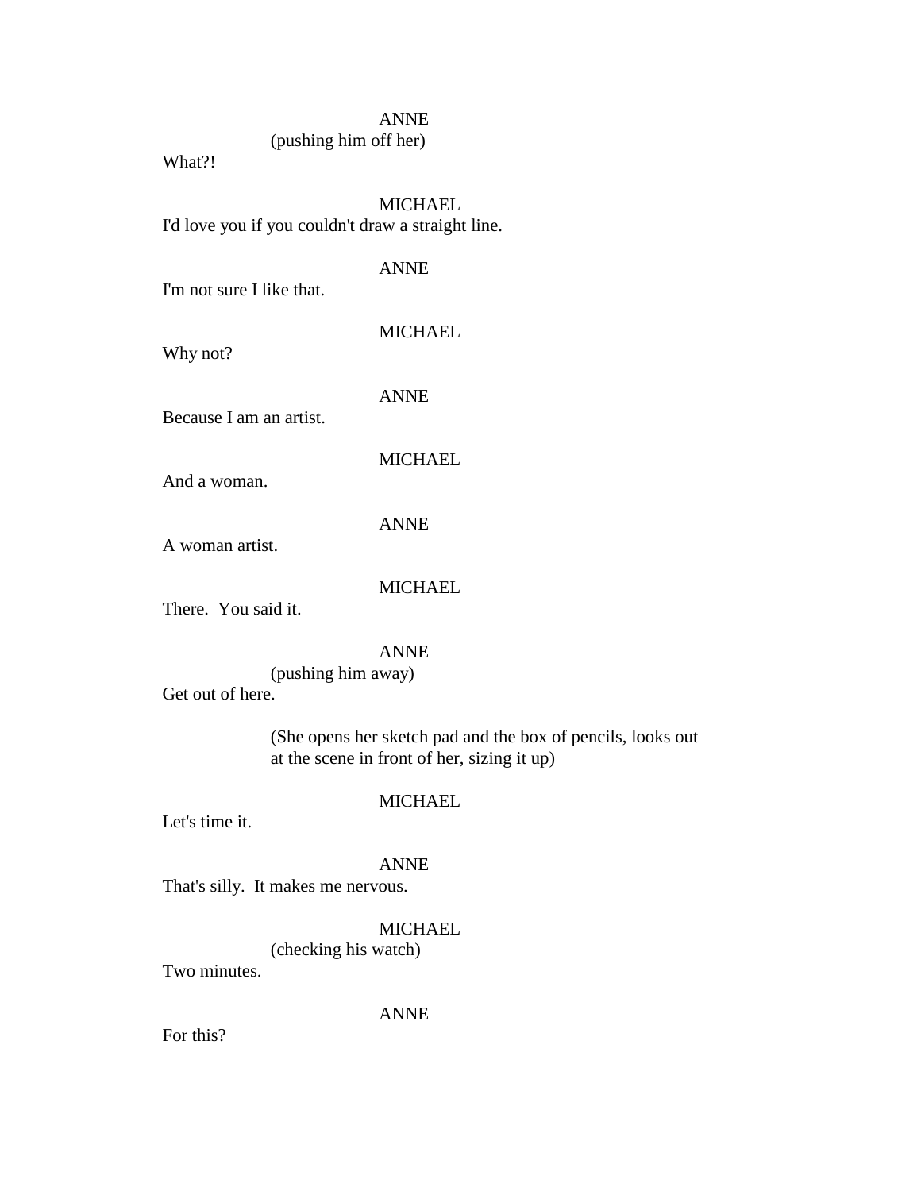ANNE
(pushing him off her)
What?!

MICHAEL
I'd love you if you couldn't draw a straight line.

ANNE
I'm not sure I like that.

MICHAEL
Why not?

ANNE
Because I <u>am</u> an artist.

MICHAEL
And a woman.

ANNE
A woman artist.

MICHAEL
There. You said it.

ANNE
(pushing him away)
Get out of here.

(She opens her sketch pad and the box of pencils, looks out at the scene in front of her, sizing it up)

MICHAEL
Let's time it.

ANNE
That's silly. It makes me nervous.

MICHAEL
(checking his watch)
Two minutes.

ANNE
For this?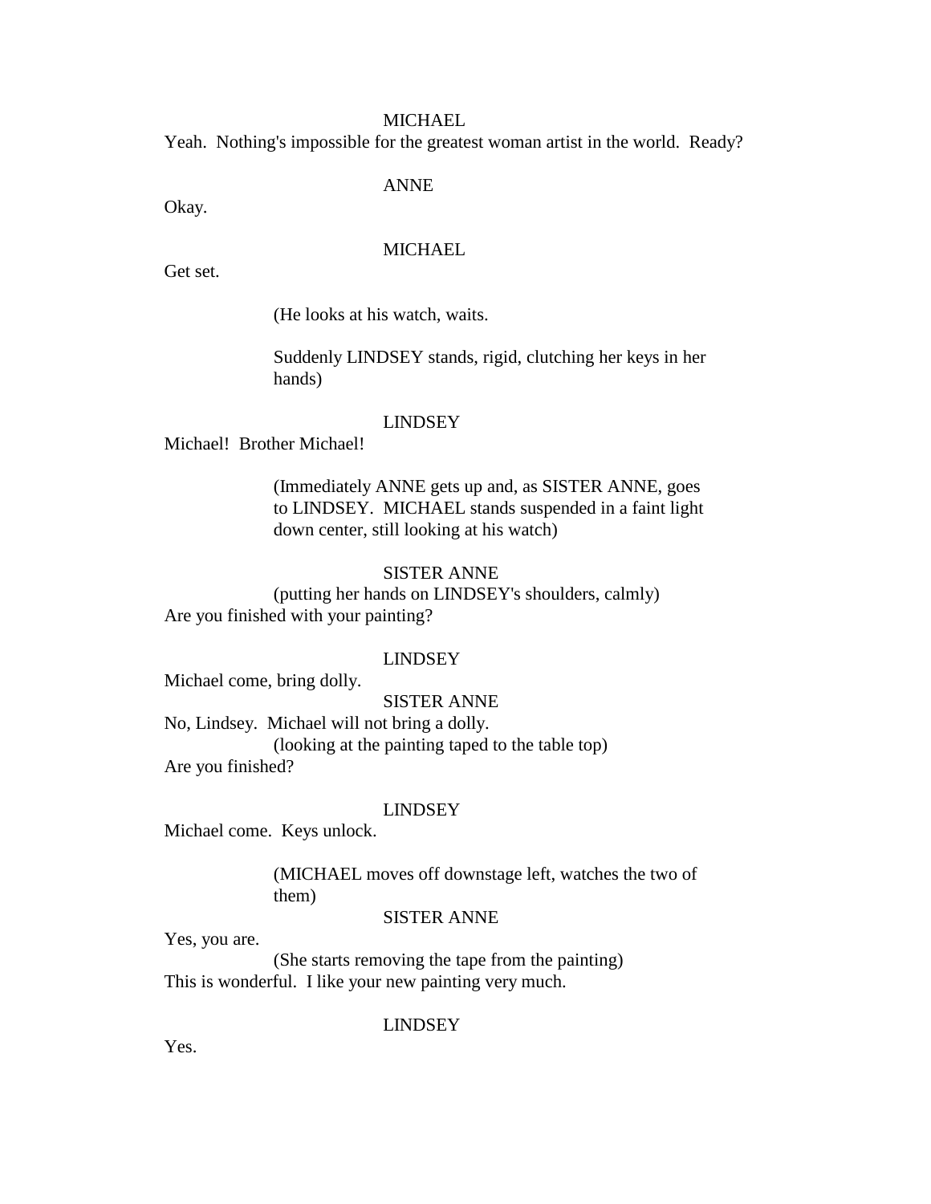MICHAEL

Yeah.  Nothing's impossible for the greatest woman artist in the world.  Ready?

ANNE

Okay.

MICHAEL

Get set.

(He looks at his watch, waits.

Suddenly LINDSEY stands, rigid, clutching her keys in her hands)

LINDSEY

Michael!  Brother Michael!

(Immediately ANNE gets up and, as SISTER ANNE, goes to LINDSEY.  MICHAEL stands suspended in a faint light down center, still looking at his watch)

SISTER ANNE

(putting her hands on LINDSEY's shoulders, calmly)

Are you finished with your painting?

LINDSEY

Michael come, bring dolly.

SISTER ANNE

No, Lindsey.  Michael will not bring a dolly.

(looking at the painting taped to the table top)

Are you finished?

LINDSEY

Michael come.  Keys unlock.

(MICHAEL moves off downstage left, watches the two of them)

SISTER ANNE

Yes, you are.

(She starts removing the tape from the painting)

This is wonderful.  I like your new painting very much.

LINDSEY

Yes.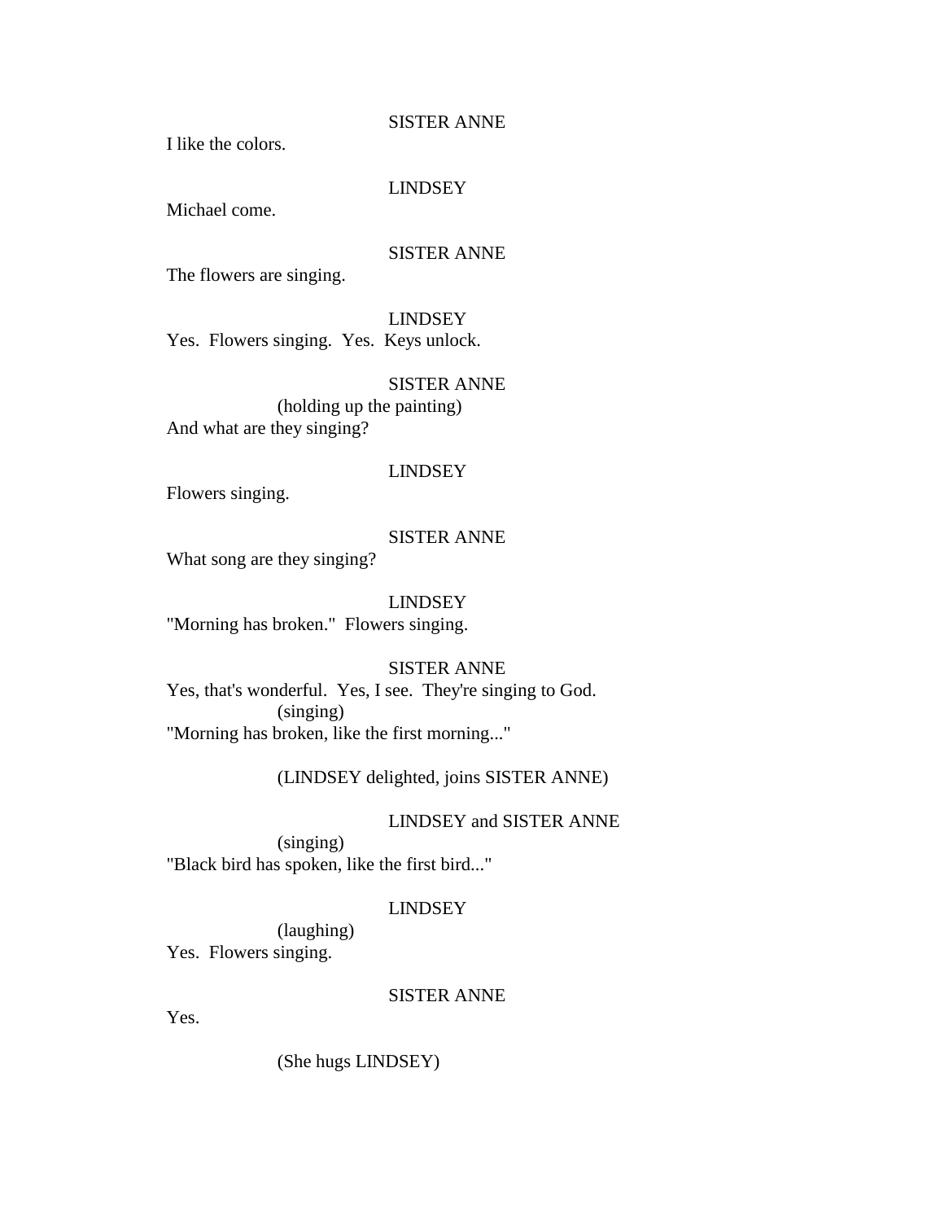SISTER ANNE

I like the colors.

LINDSEY

Michael come.

SISTER ANNE

The flowers are singing.

LINDSEY

Yes. Flowers singing. Yes. Keys unlock.

SISTER ANNE

(holding up the painting)

And what are they singing?

LINDSEY

Flowers singing.

SISTER ANNE

What song are they singing?

LINDSEY

"Morning has broken." Flowers singing.

SISTER ANNE

Yes, that's wonderful. Yes, I see. They're singing to God.

(singing)

"Morning has broken, like the first morning..."

(LINDSEY delighted, joins SISTER ANNE)

LINDSEY and SISTER ANNE

(singing)

"Black bird has spoken, like the first bird..."

LINDSEY

(laughing)

Yes. Flowers singing.

SISTER ANNE

Yes.

(She hugs LINDSEY)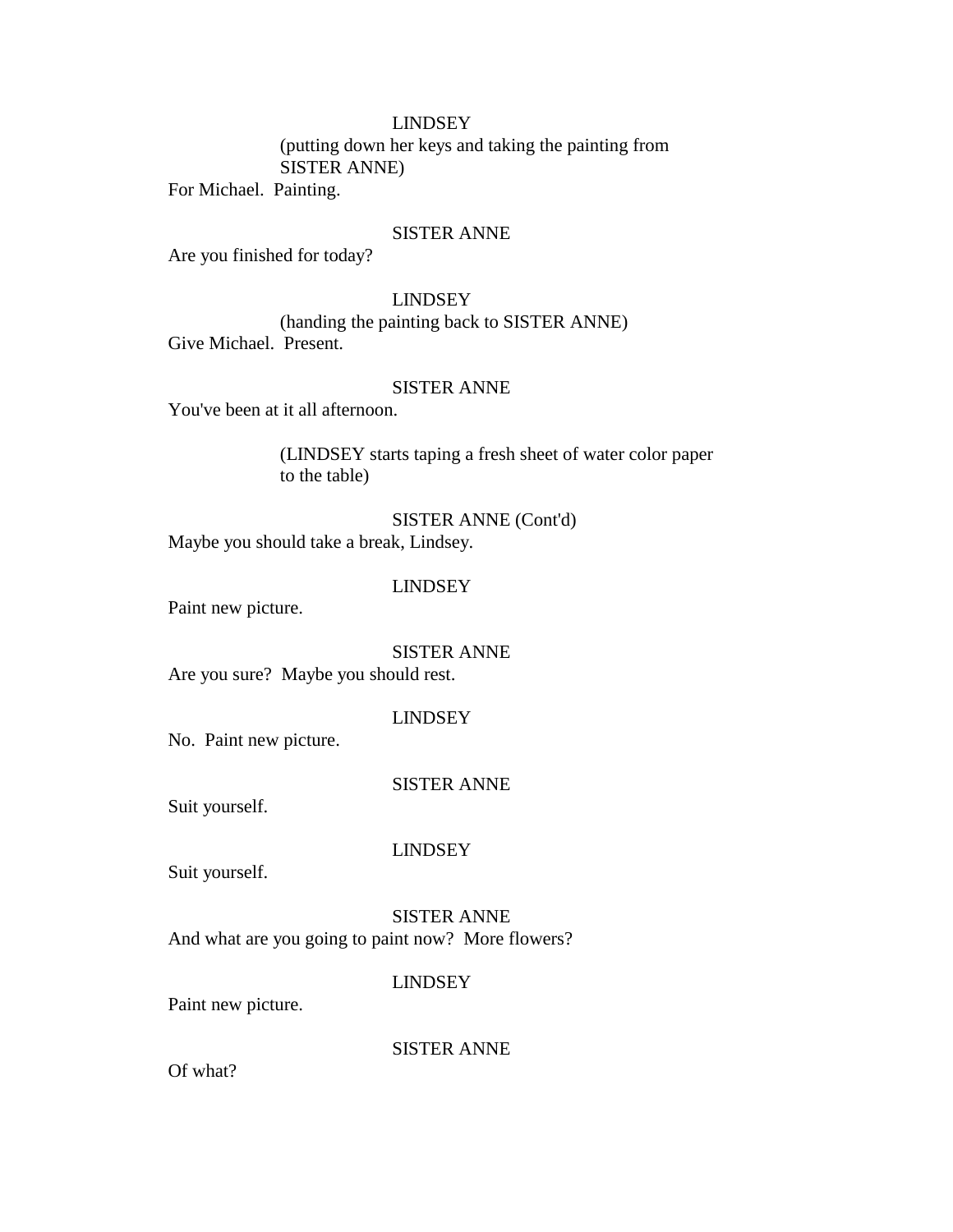LINDSEY

(putting down her keys and taking the painting from SISTER ANNE)

For Michael. Painting.

SISTER ANNE

Are you finished for today?

LINDSEY

(handing the painting back to SISTER ANNE)

Give Michael. Present.

SISTER ANNE

You've been at it all afternoon.

(LINDSEY starts taping a fresh sheet of water color paper to the table)

SISTER ANNE (Cont'd)

Maybe you should take a break, Lindsey.

LINDSEY

Paint new picture.

SISTER ANNE

Are you sure? Maybe you should rest.

LINDSEY

No. Paint new picture.

SISTER ANNE

Suit yourself.

LINDSEY

Suit yourself.

SISTER ANNE

And what are you going to paint now? More flowers?

LINDSEY

Paint new picture.

SISTER ANNE

Of what?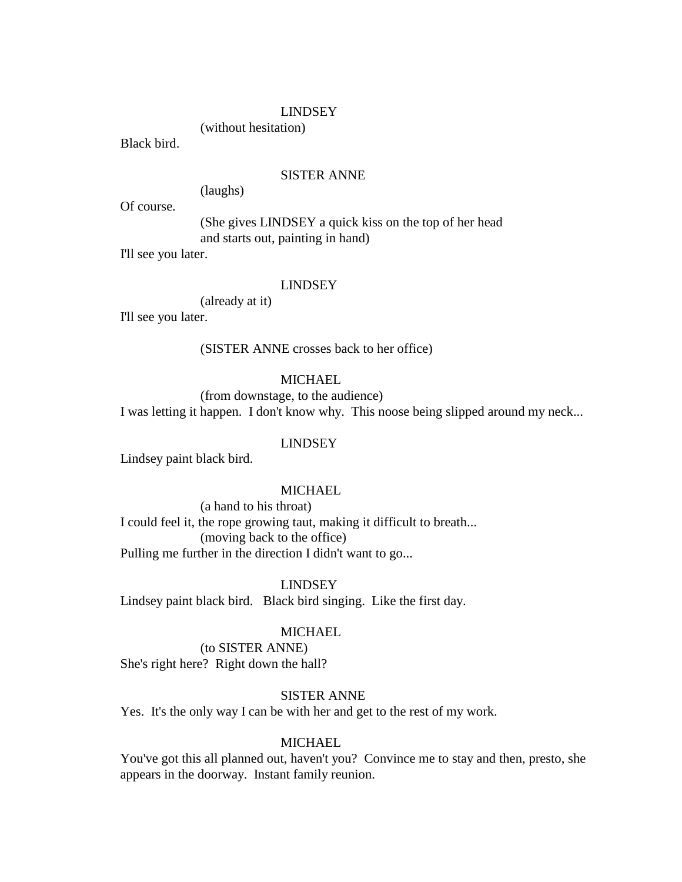LINDSEY

(without hesitation)

Black bird.

SISTER ANNE

(laughs)

Of course.

(She gives LINDSEY a quick kiss on the top of her head and starts out, painting in hand)

I'll see you later.

LINDSEY

(already at it)

I'll see you later.

(SISTER ANNE crosses back to her office)

MICHAEL

(from downstage, to the audience)

I was letting it happen. I don't know why. This noose being slipped around my neck...

LINDSEY

Lindsey paint black bird.

MICHAEL

(a hand to his throat)

I could feel it, the rope growing taut, making it difficult to breath...

(moving back to the office)

Pulling me further in the direction I didn't want to go...

LINDSEY

Lindsey paint black bird. Black bird singing. Like the first day.

MICHAEL

(to SISTER ANNE)

She's right here? Right down the hall?

SISTER ANNE

Yes. It's the only way I can be with her and get to the rest of my work.

MICHAEL

You've got this all planned out, haven't you? Convince me to stay and then, presto, she appears in the doorway. Instant family reunion.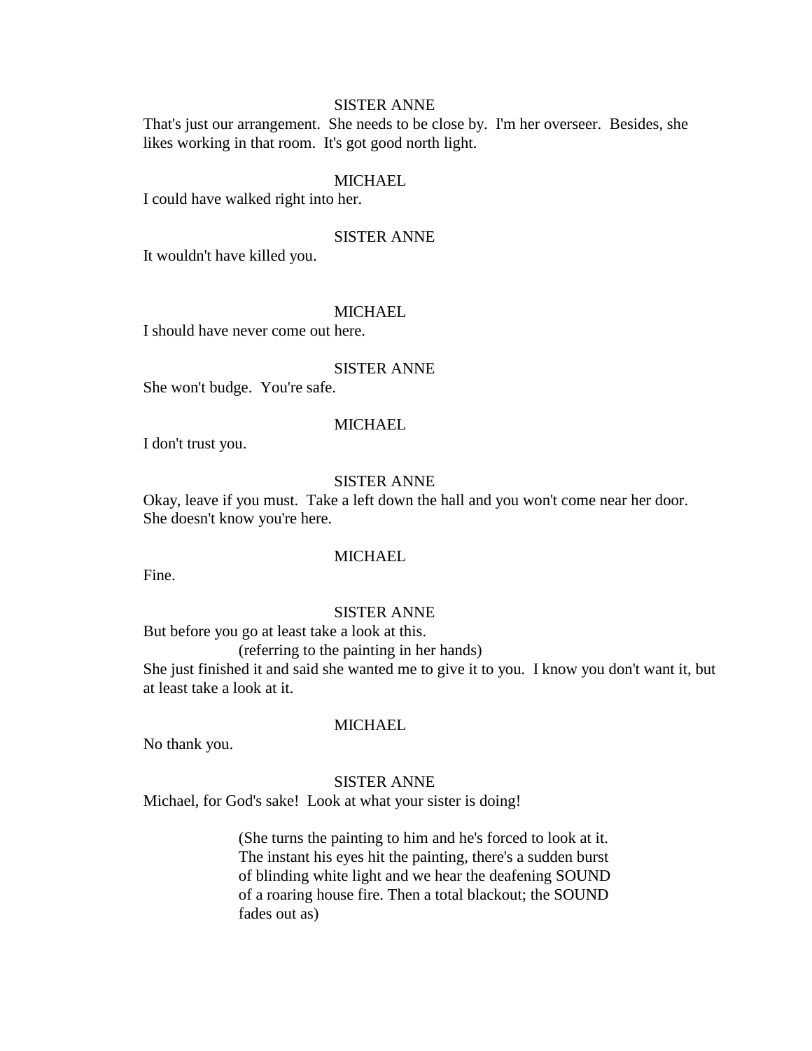SISTER ANNE

That's just our arrangement. She needs to be close by. I'm her overseer. Besides, she likes working in that room. It's got good north light.

MICHAEL

I could have walked right into her.

SISTER ANNE

It wouldn't have killed you.

MICHAEL

I should have never come out here.

SISTER ANNE

She won't budge. You're safe.

MICHAEL

I don't trust you.

SISTER ANNE

Okay, leave if you must. Take a left down the hall and you won't come near her door. She doesn't know you're here.

MICHAEL

Fine.

SISTER ANNE

But before you go at least take a look at this.

(referring to the painting in her hands)

She just finished it and said she wanted me to give it to you. I know you don't want it, but at least take a look at it.

MICHAEL

No thank you.

SISTER ANNE

Michael, for God's sake! Look at what your sister is doing!

(She turns the painting to him and he's forced to look at it. The instant his eyes hit the painting, there's a sudden burst of blinding white light and we hear the deafening SOUND of a roaring house fire. Then a total blackout; the SOUND fades out as)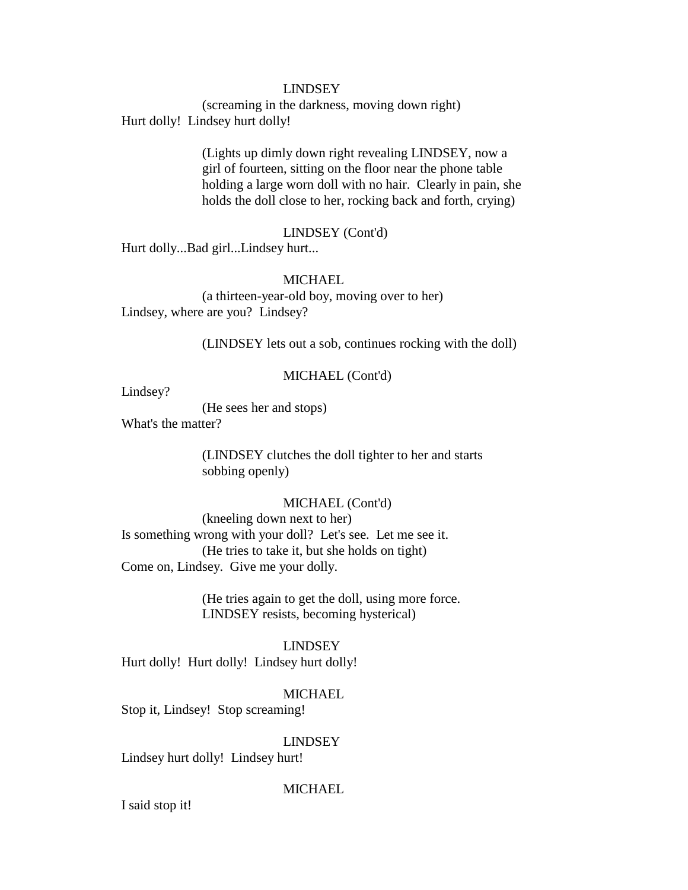LINDSEY

(screaming in the darkness, moving down right)

Hurt dolly!  Lindsey hurt dolly!

(Lights up dimly down right revealing LINDSEY, now a girl of fourteen, sitting on the floor near the phone table holding a large worn doll with no hair.  Clearly in pain, she holds the doll close to her, rocking back and forth, crying)

LINDSEY (Cont'd)

Hurt dolly...Bad girl...Lindsey hurt...

MICHAEL

(a thirteen-year-old boy, moving over to her)

Lindsey, where are you?  Lindsey?

(LINDSEY lets out a sob, continues rocking with the doll)

MICHAEL (Cont'd)

Lindsey?

(He sees her and stops)

What's the matter?

(LINDSEY clutches the doll tighter to her and starts sobbing openly)

MICHAEL (Cont'd)

(kneeling down next to her)

Is something wrong with your doll?  Let's see.  Let me see it.

(He tries to take it, but she holds on tight)

Come on, Lindsey.  Give me your dolly.

(He tries again to get the doll, using more force. LINDSEY resists, becoming hysterical)

LINDSEY

Hurt dolly!  Hurt dolly!  Lindsey hurt dolly!

MICHAEL

Stop it, Lindsey!  Stop screaming!

LINDSEY

Lindsey hurt dolly!  Lindsey hurt!

MICHAEL

I said stop it!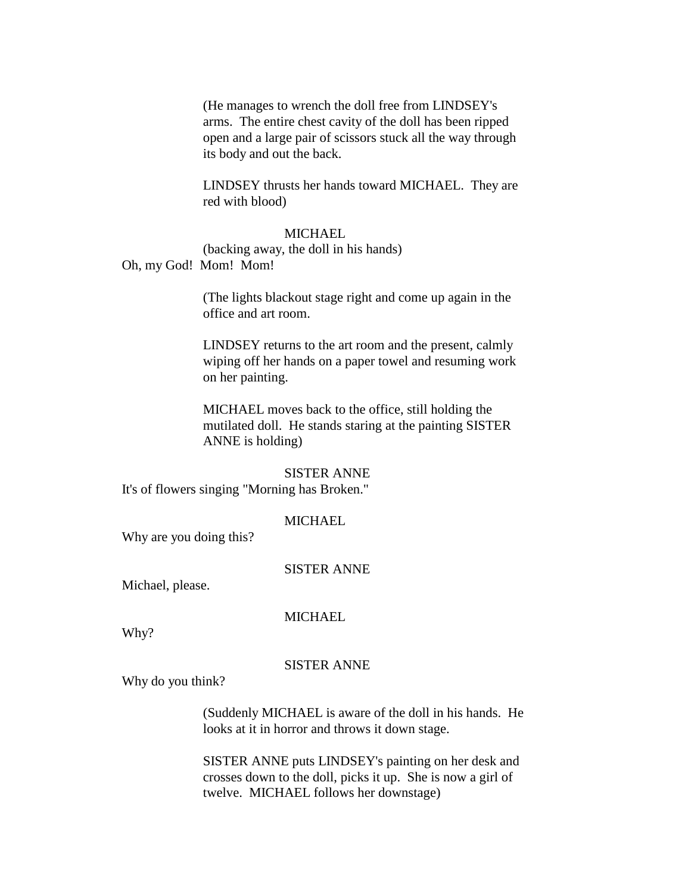(He manages to wrench the doll free from LINDSEY's arms. The entire chest cavity of the doll has been ripped open and a large pair of scissors stuck all the way through its body and out the back.

LINDSEY thrusts her hands toward MICHAEL. They are red with blood)

MICHAEL

(backing away, the doll in his hands)

Oh, my God! Mom! Mom!

(The lights blackout stage right and come up again in the office and art room.

LINDSEY returns to the art room and the present, calmly wiping off her hands on a paper towel and resuming work on her painting.

MICHAEL moves back to the office, still holding the mutilated doll. He stands staring at the painting SISTER ANNE is holding)

SISTER ANNE

It's of flowers singing "Morning has Broken."

MICHAEL

Why are you doing this?

SISTER ANNE

Michael, please.

MICHAEL

Why?

SISTER ANNE

Why do you think?

(Suddenly MICHAEL is aware of the doll in his hands. He looks at it in horror and throws it down stage.

SISTER ANNE puts LINDSEY's painting on her desk and crosses down to the doll, picks it up. She is now a girl of twelve. MICHAEL follows her downstage)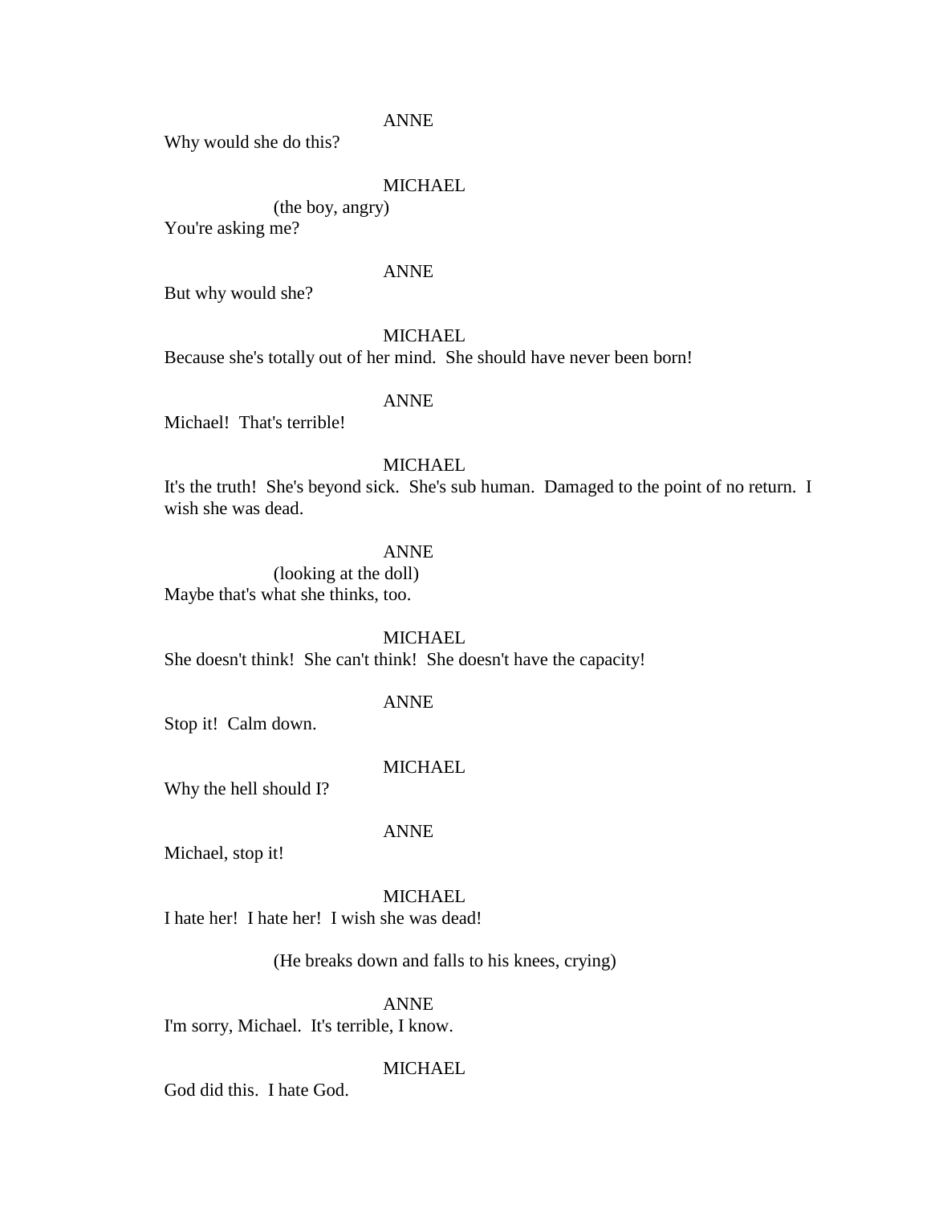ANNE

Why would she do this?

MICHAEL

(the boy, angry)

You're asking me?

ANNE

But why would she?

MICHAEL

Because she's totally out of her mind. She should have never been born!

ANNE

Michael! That's terrible!

MICHAEL

It's the truth! She's beyond sick. She's sub human. Damaged to the point of no return. I wish she was dead.

ANNE

(looking at the doll)

Maybe that's what she thinks, too.

MICHAEL

She doesn't think! She can't think! She doesn't have the capacity!

ANNE

Stop it! Calm down.

MICHAEL

Why the hell should I?

ANNE

Michael, stop it!

MICHAEL

I hate her! I hate her! I wish she was dead!

(He breaks down and falls to his knees, crying)

ANNE

I'm sorry, Michael. It's terrible, I know.

MICHAEL

God did this. I hate God.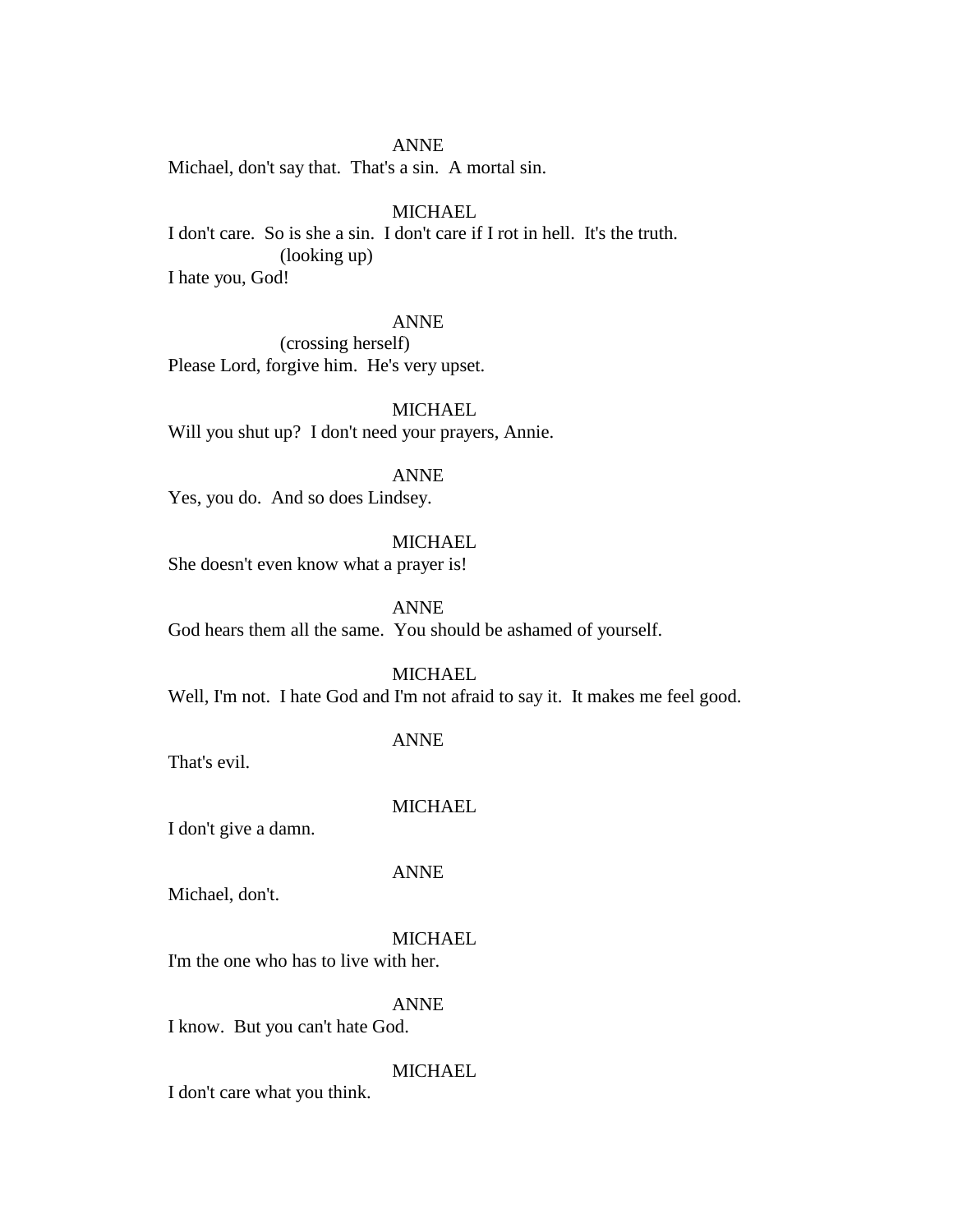ANNE

Michael, don't say that.  That's a sin.  A mortal sin.

MICHAEL

I don't care.  So is she a sin.  I don't care if I rot in hell.  It's the truth.

(looking up)

I hate you, God!

ANNE

(crossing herself)

Please Lord, forgive him.  He's very upset.

MICHAEL

Will you shut up?  I don't need your prayers, Annie.

ANNE

Yes, you do.  And so does Lindsey.

MICHAEL

She doesn't even know what a prayer is!

ANNE

God hears them all the same.  You should be ashamed of yourself.

MICHAEL

Well, I'm not.  I hate God and I'm not afraid to say it.  It makes me feel good.

ANNE

That's evil.

MICHAEL

I don't give a damn.

ANNE

Michael, don't.

MICHAEL

I'm the one who has to live with her.

ANNE

I know.  But you can't hate God.

MICHAEL

I don't care what you think.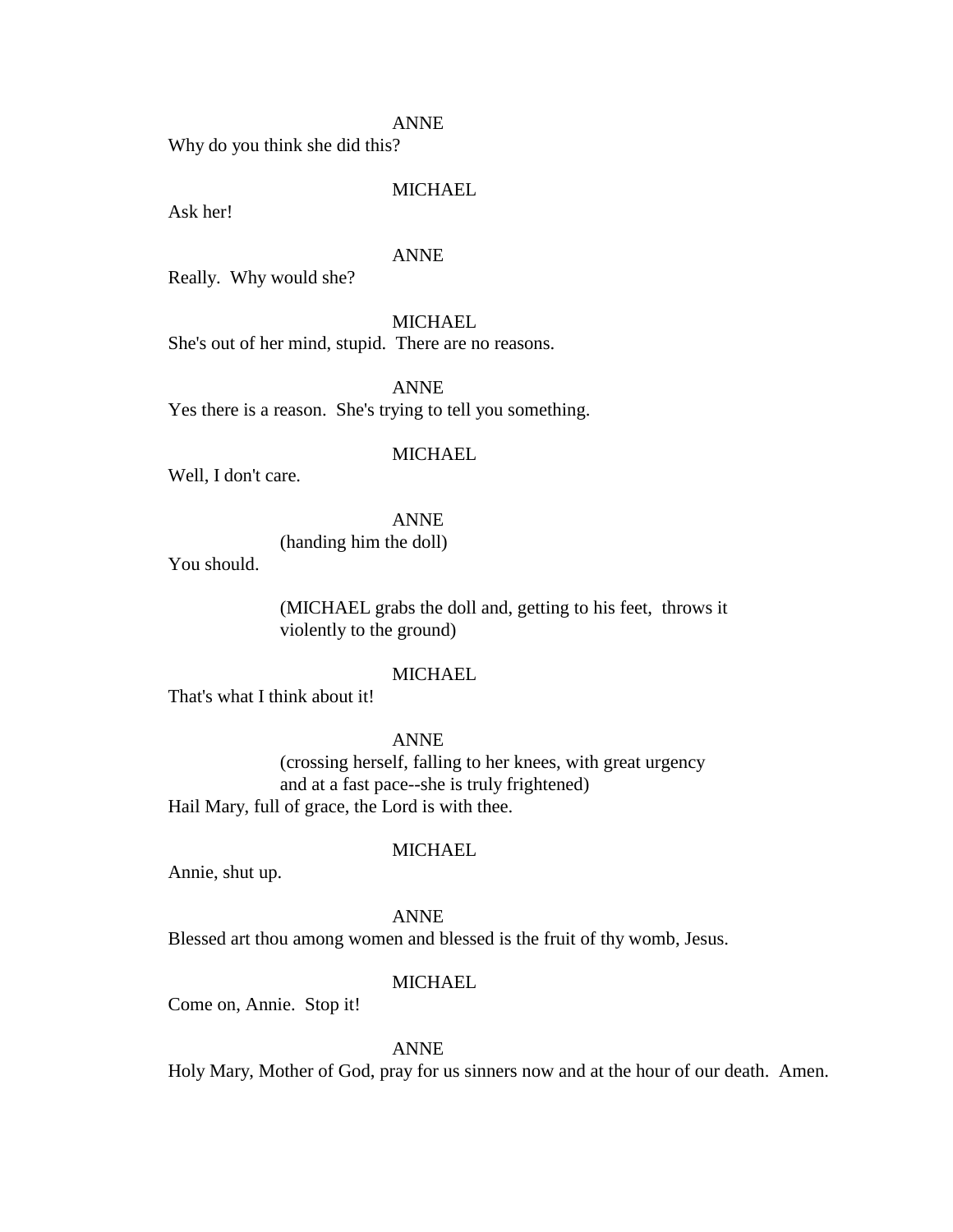ANNE
Why do you think she did this?

MICHAEL
Ask her!

ANNE
Really.  Why would she?

MICHAEL
She's out of her mind, stupid.  There are no reasons.

ANNE
Yes there is a reason.  She's trying to tell you something.

MICHAEL
Well, I don't care.

ANNE
(handing him the doll)
You should.

(MICHAEL grabs the doll and, getting to his feet,  throws it violently to the ground)

MICHAEL
That's what I think about it!

ANNE
(crossing herself, falling to her knees, with great urgency and at a fast pace--she is truly frightened)
Hail Mary, full of grace, the Lord is with thee.

MICHAEL
Annie, shut up.

ANNE
Blessed art thou among women and blessed is the fruit of thy womb, Jesus.

MICHAEL
Come on, Annie.  Stop it!

ANNE
Holy Mary, Mother of God, pray for us sinners now and at the hour of our death.  Amen.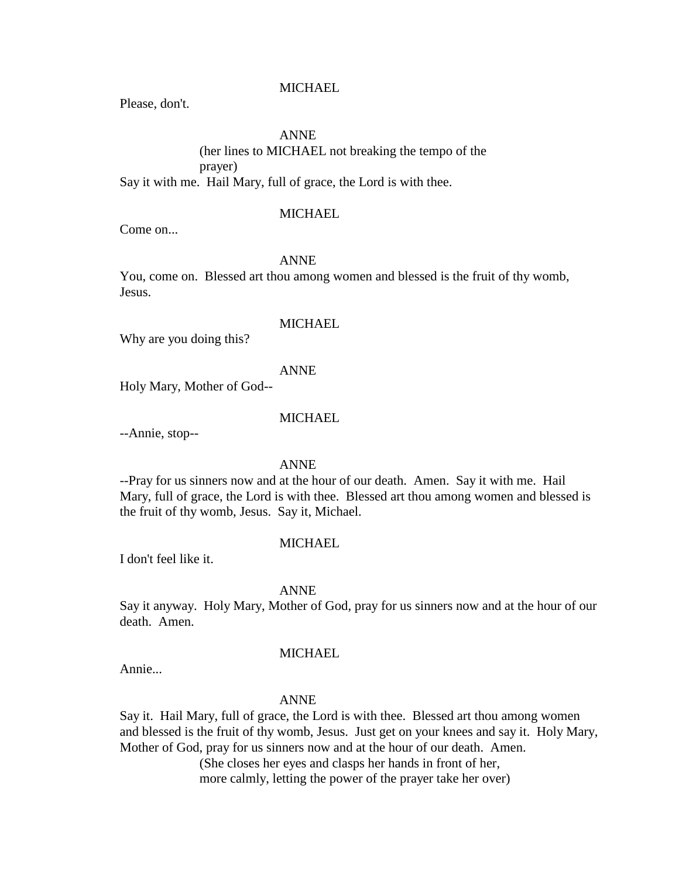MICHAEL

Please, don't.

ANNE

(her lines to MICHAEL not breaking the tempo of the prayer)

Say it with me.  Hail Mary, full of grace, the Lord is with thee.

MICHAEL

Come on...

ANNE

You, come on.  Blessed art thou among women and blessed is the fruit of thy womb, Jesus.

MICHAEL

Why are you doing this?

ANNE

Holy Mary, Mother of God--

MICHAEL

--Annie, stop--

ANNE

--Pray for us sinners now and at the hour of our death.  Amen.  Say it with me.  Hail Mary, full of grace, the Lord is with thee.  Blessed art thou among women and blessed is the fruit of thy womb, Jesus.  Say it, Michael.

MICHAEL

I don't feel like it.

ANNE

Say it anyway.  Holy Mary, Mother of God, pray for us sinners now and at the hour of our death.  Amen.

MICHAEL

Annie...

ANNE

Say it.  Hail Mary, full of grace, the Lord is with thee.  Blessed art thou among women and blessed is the fruit of thy womb, Jesus.  Just get on your knees and say it.  Holy Mary, Mother of God, pray for us sinners now and at the hour of our death.  Amen.

(She closes her eyes and clasps her hands in front of her, more calmly, letting the power of the prayer take her over)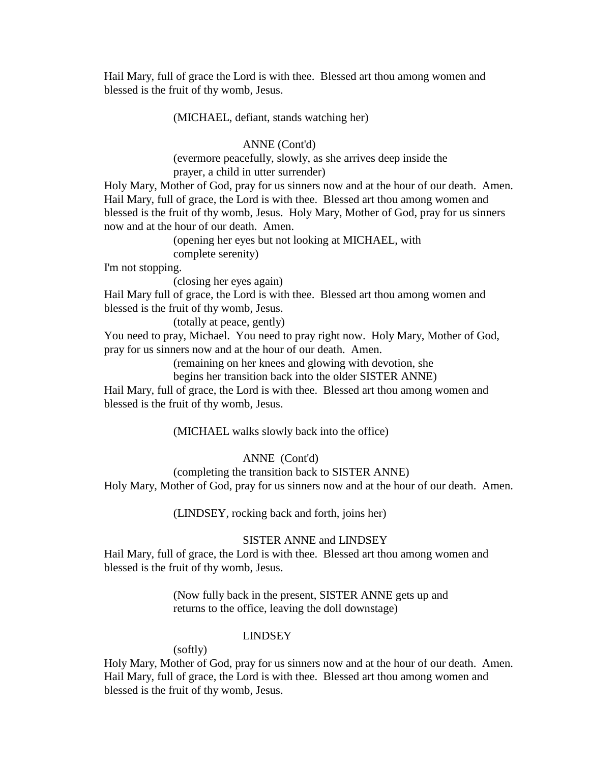Hail Mary, full of grace the Lord is with thee.  Blessed art thou among women and blessed is the fruit of thy womb, Jesus.

(MICHAEL, defiant, stands watching her)

ANNE (Cont'd)

(evermore peacefully, slowly, as she arrives deep inside the prayer, a child in utter surrender)

Holy Mary, Mother of God, pray for us sinners now and at the hour of our death.  Amen.  Hail Mary, full of grace, the Lord is with thee.  Blessed art thou among women and blessed is the fruit of thy womb, Jesus.  Holy Mary, Mother of God, pray for us sinners now and at the hour of our death.  Amen.

(opening her eyes but not looking at MICHAEL, with complete serenity)

I'm not stopping.

(closing her eyes again)

Hail Mary full of grace, the Lord is with thee.  Blessed art thou among women and blessed is the fruit of thy womb, Jesus.

(totally at peace, gently)

You need to pray, Michael.  You need to pray right now.  Holy Mary, Mother of God, pray for us sinners now and at the hour of our death.  Amen.

(remaining on her knees and glowing with devotion, she begins her transition back into the older SISTER ANNE)

Hail Mary, full of grace, the Lord is with thee.  Blessed art thou among women and blessed is the fruit of thy womb, Jesus.

(MICHAEL walks slowly back into the office)

ANNE (Cont'd)

(completing the transition back to SISTER ANNE)

Holy Mary, Mother of God, pray for us sinners now and at the hour of our death.  Amen.

(LINDSEY, rocking back and forth, joins her)

SISTER ANNE and LINDSEY

Hail Mary, full of grace, the Lord is with thee.  Blessed art thou among women and blessed is the fruit of thy womb, Jesus.

(Now fully back in the present, SISTER ANNE gets up and returns to the office, leaving the doll downstage)

LINDSEY

(softly)

Holy Mary, Mother of God, pray for us sinners now and at the hour of our death.  Amen.  Hail Mary, full of grace, the Lord is with thee.  Blessed art thou among women and blessed is the fruit of thy womb, Jesus.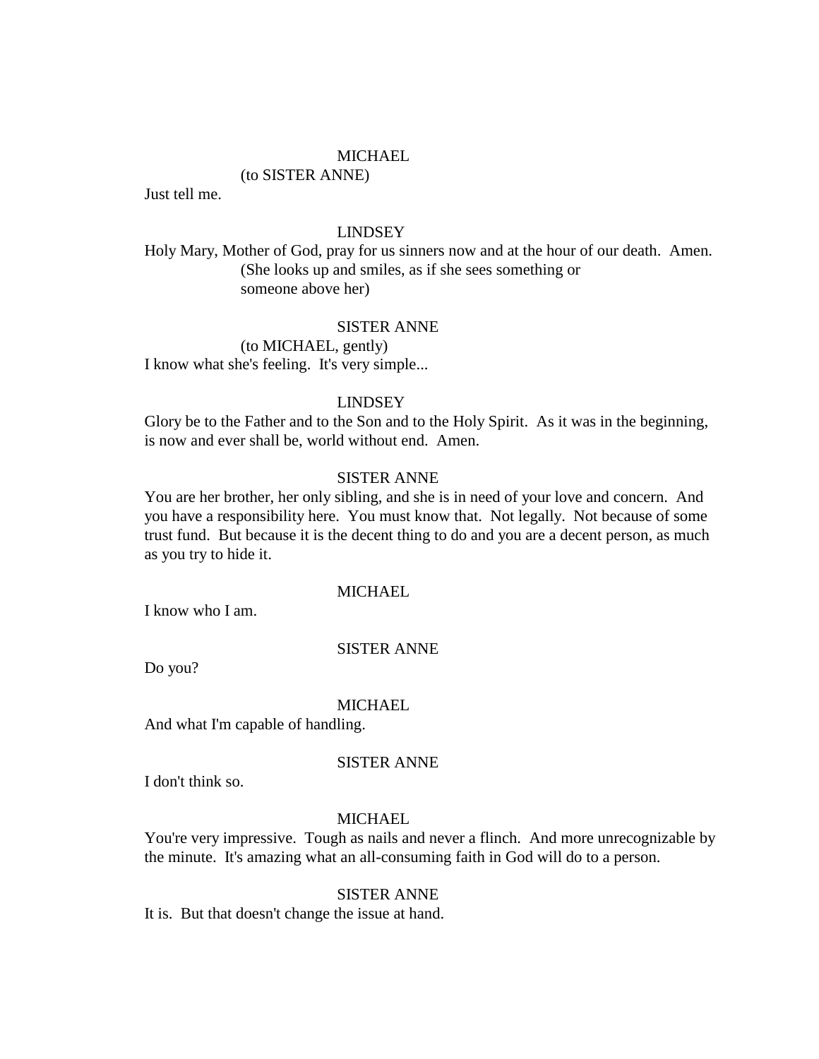MICHAEL

(to SISTER ANNE)

Just tell me.

LINDSEY

Holy Mary, Mother of God, pray for us sinners now and at the hour of our death. Amen.

(She looks up and smiles, as if she sees something or someone above her)

SISTER ANNE

(to MICHAEL, gently)

I know what she's feeling. It's very simple...

LINDSEY

Glory be to the Father and to the Son and to the Holy Spirit. As it was in the beginning, is now and ever shall be, world without end. Amen.

SISTER ANNE

You are her brother, her only sibling, and she is in need of your love and concern. And you have a responsibility here. You must know that. Not legally. Not because of some trust fund. But because it is the decent thing to do and you are a decent person, as much as you try to hide it.

MICHAEL

I know who I am.

SISTER ANNE

Do you?

MICHAEL

And what I'm capable of handling.

SISTER ANNE

I don't think so.

MICHAEL

You're very impressive. Tough as nails and never a flinch. And more unrecognizable by the minute. It's amazing what an all-consuming faith in God will do to a person.

SISTER ANNE

It is. But that doesn't change the issue at hand.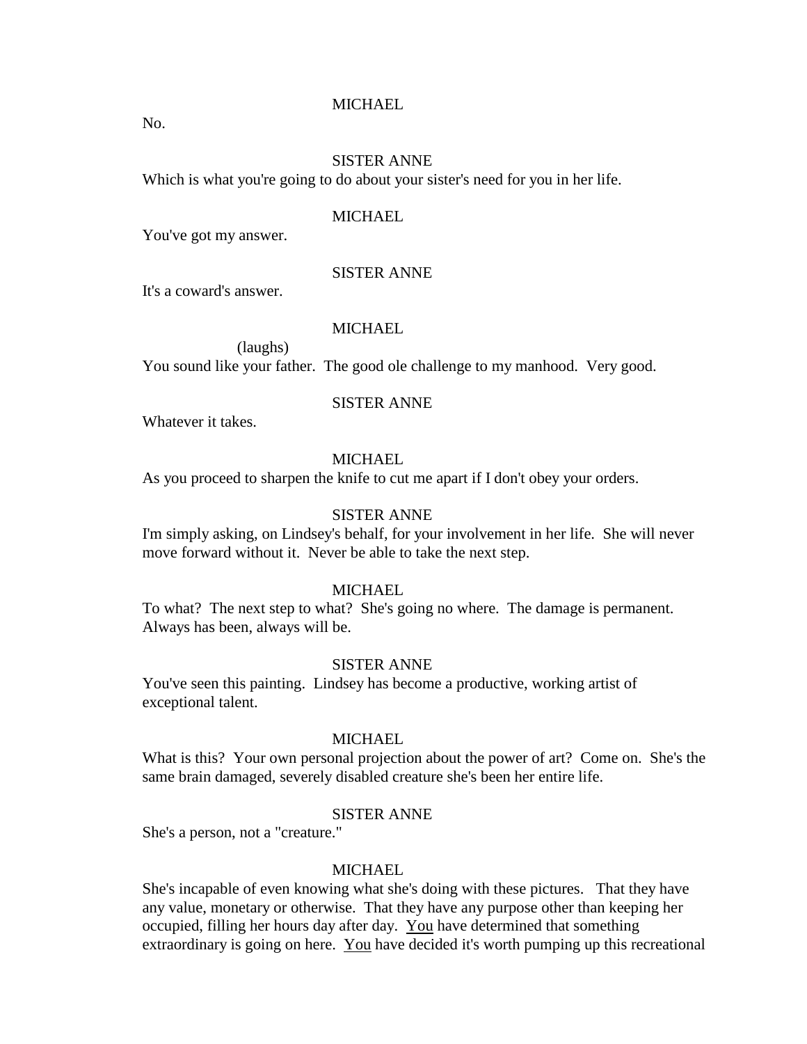MICHAEL

No.

SISTER ANNE

Which is what you're going to do about your sister's need for you in her life.

MICHAEL

You've got my answer.

SISTER ANNE

It's a coward's answer.

MICHAEL

(laughs)

You sound like your father.  The good ole challenge to my manhood.  Very good.

SISTER ANNE

Whatever it takes.

MICHAEL

As you proceed to sharpen the knife to cut me apart if I don't obey your orders.

SISTER ANNE

I'm simply asking, on Lindsey's behalf, for your involvement in her life.  She will never move forward without it.  Never be able to take the next step.

MICHAEL

To what?  The next step to what?  She's going no where.  The damage is permanent.  Always has been, always will be.

SISTER ANNE

You've seen this painting.  Lindsey has become a productive, working artist of exceptional talent.

MICHAEL

What is this?  Your own personal projection about the power of art?  Come on.  She's the same brain damaged, severely disabled creature she's been her entire life.

SISTER ANNE

She's a person, not a "creature."

MICHAEL

She's incapable of even knowing what she's doing with these pictures.  That they have any value, monetary or otherwise.  That they have any purpose other than keeping her occupied, filling her hours day after day.  <u>You</u> have determined that something extraordinary is going on here.  <u>You</u> have decided it's worth pumping up this recreational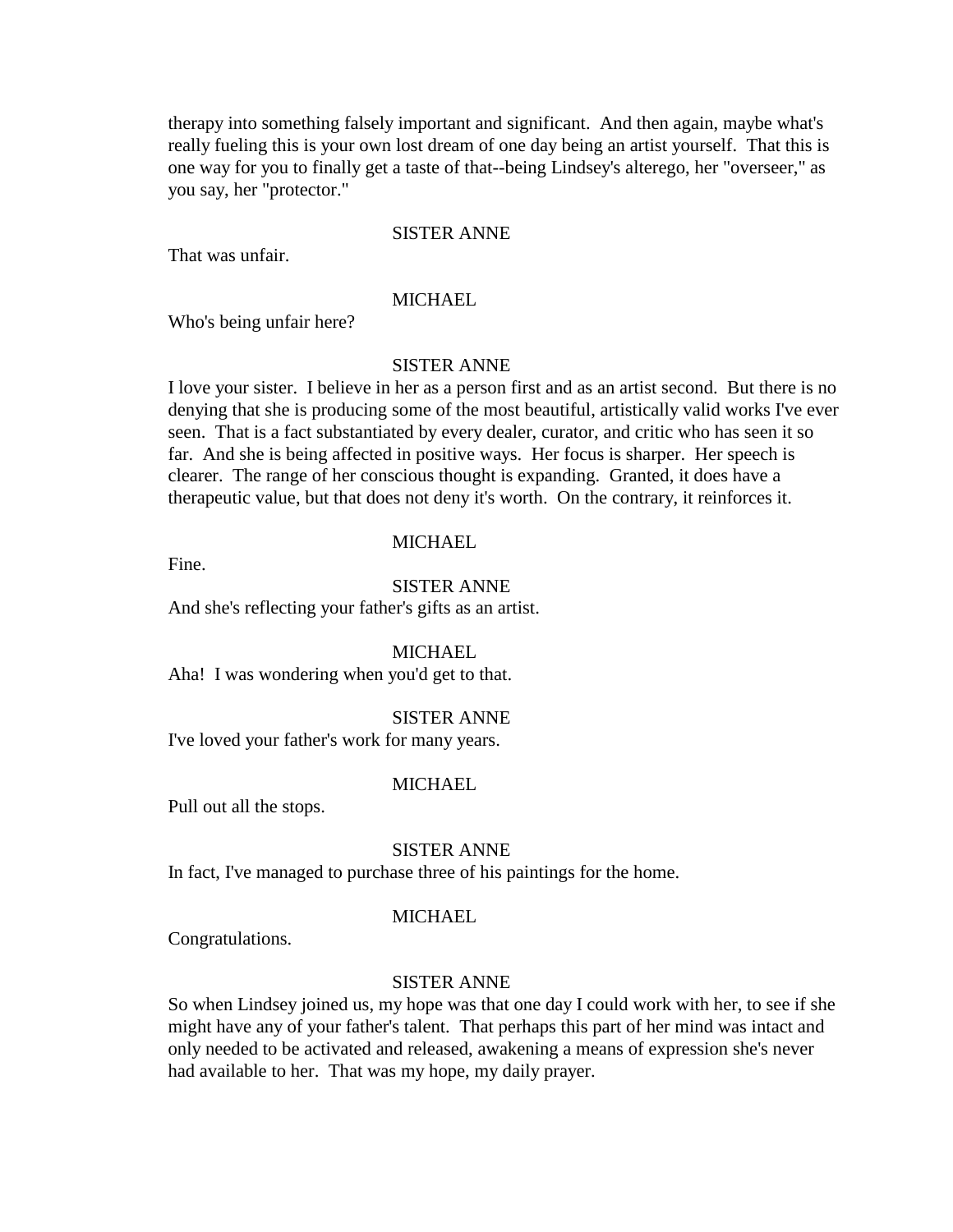therapy into something falsely important and significant.  And then again, maybe what's really fueling this is your own lost dream of one day being an artist yourself.  That this is one way for you to finally get a taste of that--being Lindsey's alterego, her "overseer," as you say, her "protector."

SISTER ANNE

That was unfair.

MICHAEL

Who's being unfair here?

SISTER ANNE

I love your sister.  I believe in her as a person first and as an artist second.  But there is no denying that she is producing some of the most beautiful, artistically valid works I've ever seen.  That is a fact substantiated by every dealer, curator, and critic who has seen it so far.  And she is being affected in positive ways.  Her focus is sharper.  Her speech is clearer.  The range of her conscious thought is expanding.  Granted, it does have a therapeutic value, but that does not deny it's worth.  On the contrary, it reinforces it.

MICHAEL

Fine.

SISTER ANNE

And she's reflecting your father's gifts as an artist.

MICHAEL

Aha!  I was wondering when you'd get to that.

SISTER ANNE

I've loved your father's work for many years.

MICHAEL

Pull out all the stops.

SISTER ANNE

In fact, I've managed to purchase three of his paintings for the home.

MICHAEL

Congratulations.

SISTER ANNE

So when Lindsey joined us, my hope was that one day I could work with her, to see if she might have any of your father's talent.  That perhaps this part of her mind was intact and only needed to be activated and released, awakening a means of expression she's never had available to her.  That was my hope, my daily prayer.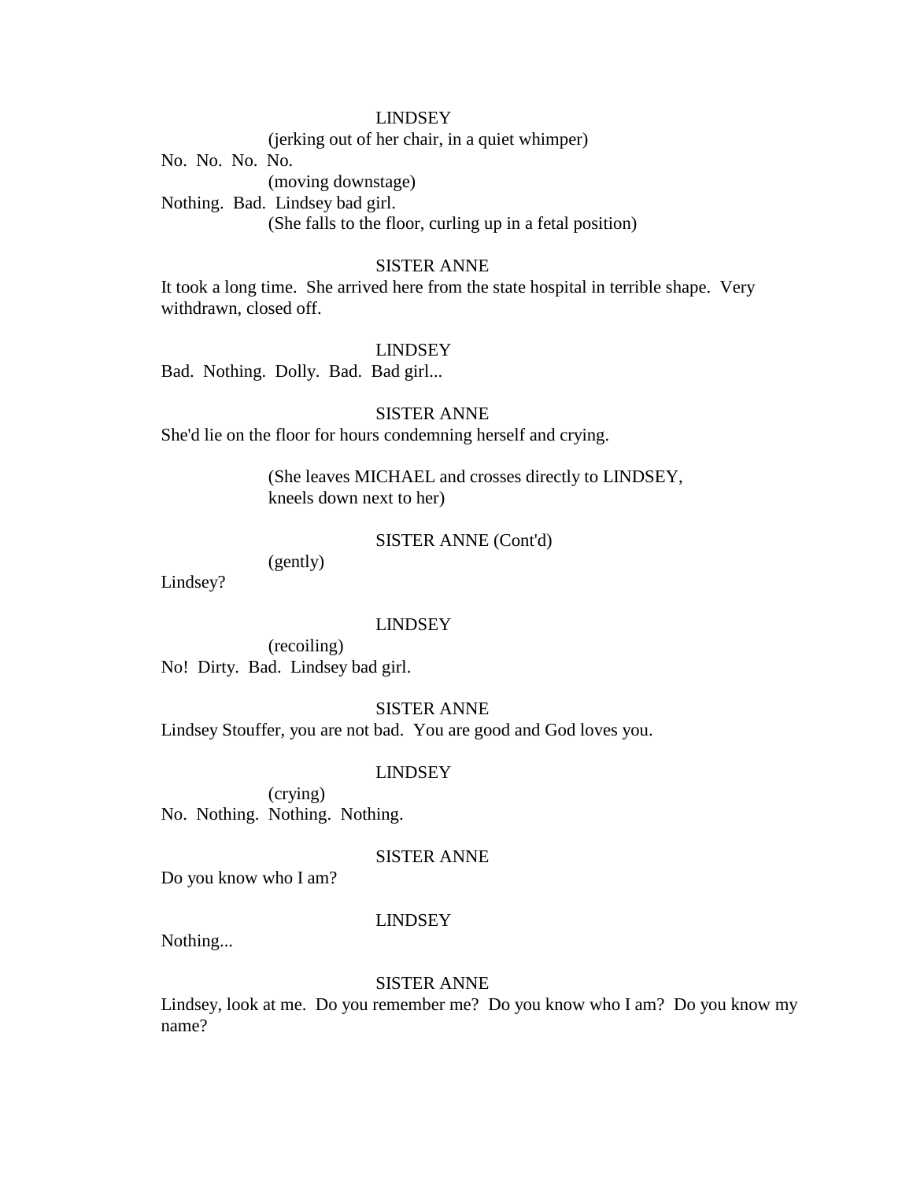LINDSEY

(jerking out of her chair, in a quiet whimper)

No. No. No. No.

(moving downstage)

Nothing. Bad. Lindsey bad girl.

(She falls to the floor, curling up in a fetal position)

SISTER ANNE

It took a long time. She arrived here from the state hospital in terrible shape. Very withdrawn, closed off.

LINDSEY

Bad. Nothing. Dolly. Bad. Bad girl...

SISTER ANNE

She'd lie on the floor for hours condemning herself and crying.

(She leaves MICHAEL and crosses directly to LINDSEY, kneels down next to her)

SISTER ANNE (Cont'd)

(gently)

Lindsey?

LINDSEY

(recoiling)

No! Dirty. Bad. Lindsey bad girl.

SISTER ANNE

Lindsey Stouffer, you are not bad. You are good and God loves you.

LINDSEY

(crying)

No. Nothing. Nothing. Nothing.

SISTER ANNE

Do you know who I am?

LINDSEY

Nothing...

SISTER ANNE

Lindsey, look at me. Do you remember me? Do you know who I am? Do you know my name?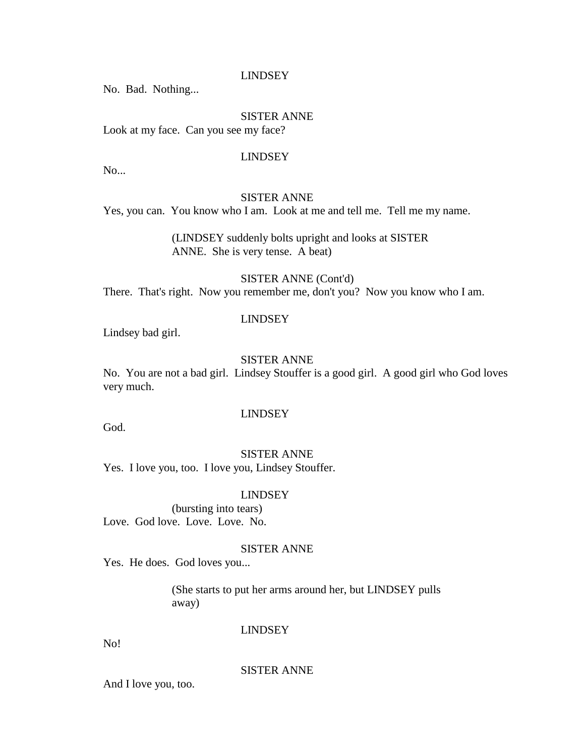LINDSEY

No.  Bad.  Nothing...

SISTER ANNE

Look at my face.  Can you see my face?

LINDSEY

No...

SISTER ANNE

Yes, you can.  You know who I am.  Look at me and tell me.  Tell me my name.

(LINDSEY suddenly bolts upright and looks at SISTER ANNE.  She is very tense.  A beat)

SISTER ANNE (Cont'd)

There.  That's right.  Now you remember me, don't you?  Now you know who I am.

LINDSEY

Lindsey bad girl.

SISTER ANNE

No.  You are not a bad girl.  Lindsey Stouffer is a good girl.  A good girl who God loves very much.

LINDSEY

God.

SISTER ANNE

Yes.  I love you, too.  I love you, Lindsey Stouffer.

LINDSEY

(bursting into tears)

Love.  God love.  Love.  Love.  No.

SISTER ANNE

Yes.  He does.  God loves you...

(She starts to put her arms around her, but LINDSEY pulls away)

LINDSEY

No!

SISTER ANNE

And I love you, too.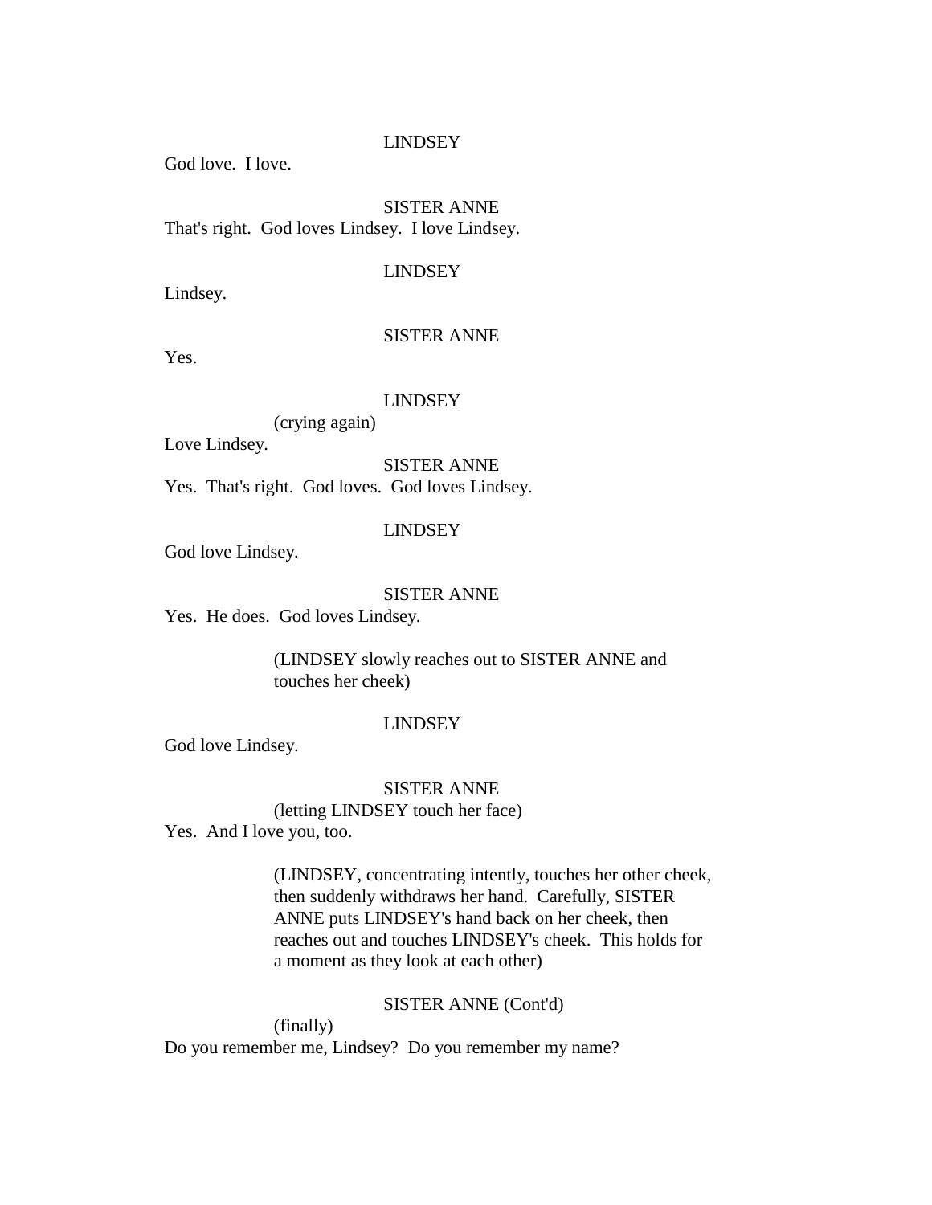LINDSEY

God love. I love.

SISTER ANNE

That's right. God loves Lindsey. I love Lindsey.

LINDSEY

Lindsey.

SISTER ANNE

Yes.

LINDSEY

(crying again)

Love Lindsey.

SISTER ANNE

Yes. That's right. God loves. God loves Lindsey.

LINDSEY

God love Lindsey.

SISTER ANNE

Yes. He does. God loves Lindsey.

(LINDSEY slowly reaches out to SISTER ANNE and touches her cheek)

LINDSEY

God love Lindsey.

SISTER ANNE

(letting LINDSEY touch her face)

Yes. And I love you, too.

(LINDSEY, concentrating intently, touches her other cheek, then suddenly withdraws her hand. Carefully, SISTER ANNE puts LINDSEY's hand back on her cheek, then reaches out and touches LINDSEY's cheek. This holds for a moment as they look at each other)

SISTER ANNE (Cont'd)

(finally)

Do you remember me, Lindsey? Do you remember my name?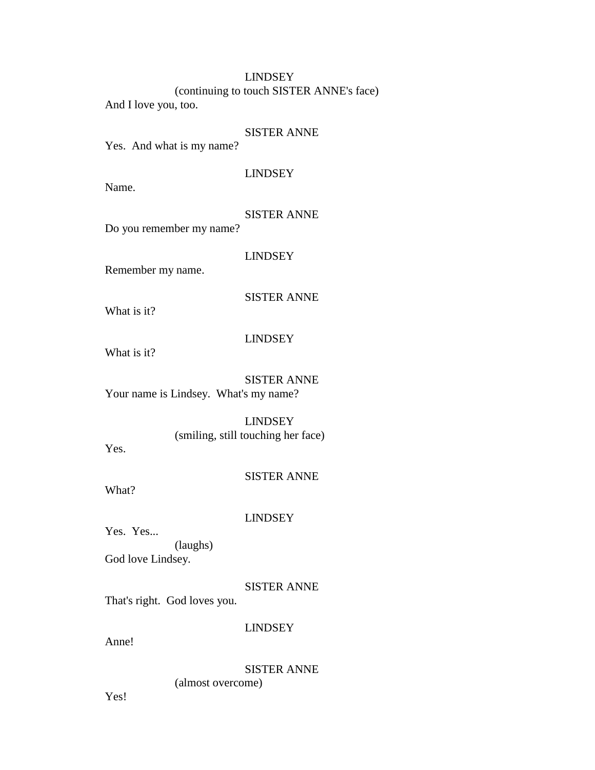LINDSEY
(continuing to touch SISTER ANNE's face)
And I love you, too.

SISTER ANNE
Yes.  And what is my name?

LINDSEY
Name.

SISTER ANNE
Do you remember my name?

LINDSEY
Remember my name.

SISTER ANNE
What is it?

LINDSEY
What is it?

SISTER ANNE
Your name is Lindsey.  What's my name?

LINDSEY
(smiling, still touching her face)
Yes.

SISTER ANNE
What?

LINDSEY
Yes.  Yes...
(laughs)
God love Lindsey.

SISTER ANNE
That's right.  God loves you.

LINDSEY
Anne!

SISTER ANNE
(almost overcome)
Yes!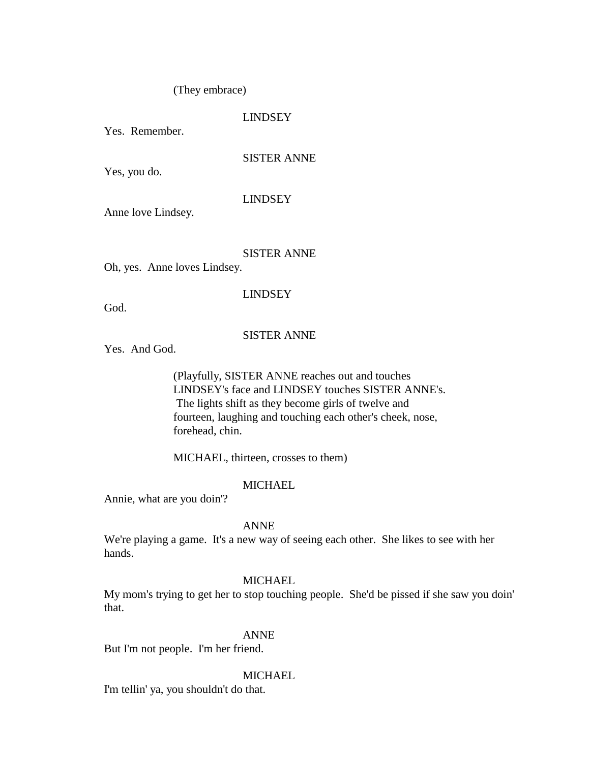(They embrace)

LINDSEY

Yes.  Remember.

SISTER ANNE

Yes, you do.

LINDSEY

Anne love Lindsey.

SISTER ANNE

Oh, yes.  Anne loves Lindsey.

LINDSEY

God.

SISTER ANNE

Yes.  And God.

(Playfully, SISTER ANNE reaches out and touches LINDSEY's face and LINDSEY touches SISTER ANNE's. The lights shift as they become girls of twelve and fourteen, laughing and touching each other's cheek, nose, forehead, chin.

MICHAEL, thirteen, crosses to them)

MICHAEL

Annie, what are you doin'?

ANNE

We're playing a game.  It's a new way of seeing each other.  She likes to see with her hands.

MICHAEL

My mom's trying to get her to stop touching people.  She'd be pissed if she saw you doin' that.

ANNE

But I'm not people.  I'm her friend.

MICHAEL

I'm tellin' ya, you shouldn't do that.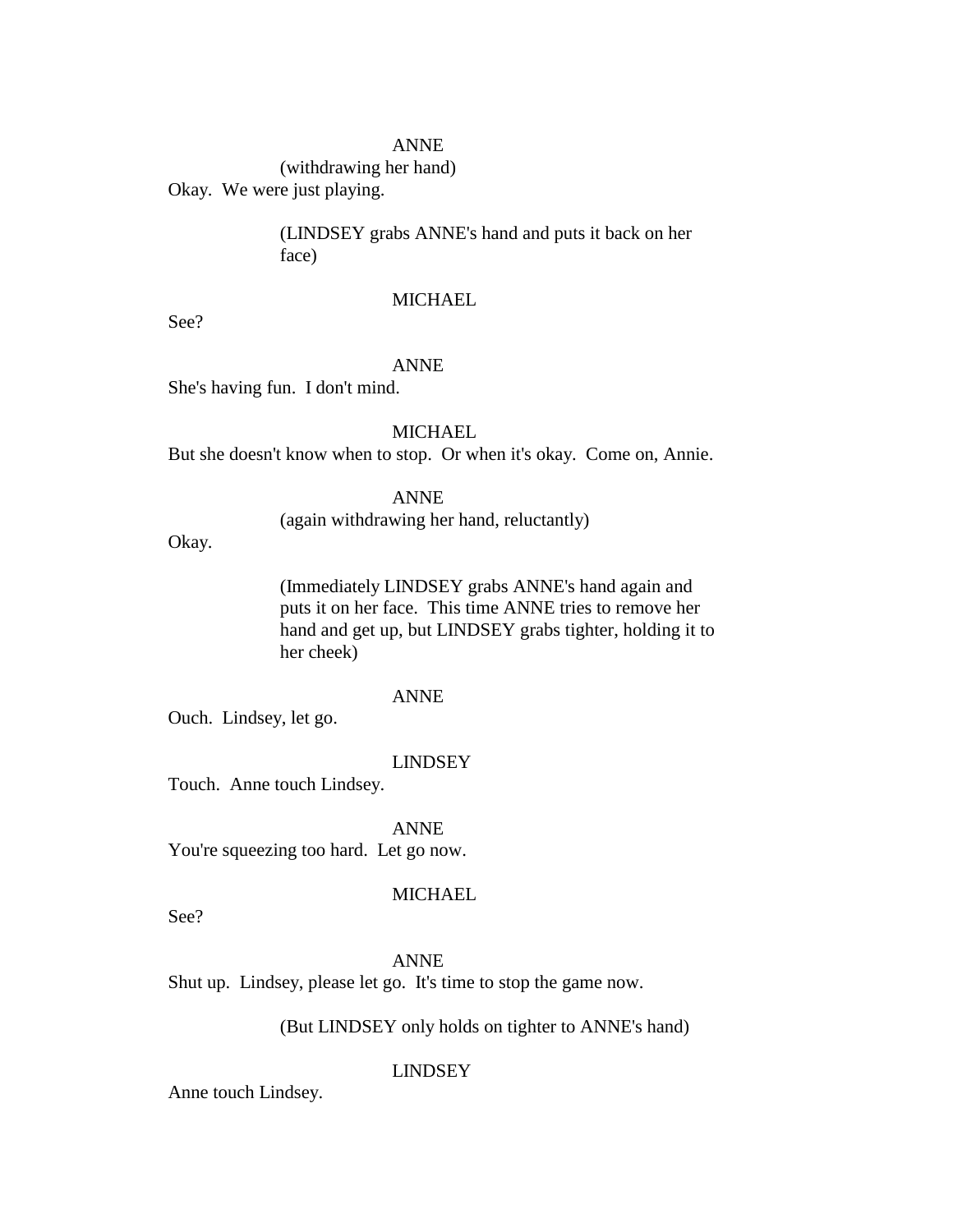ANNE
(withdrawing her hand)
Okay. We were just playing.

(LINDSEY grabs ANNE's hand and puts it back on her face)

MICHAEL
See?

ANNE
She's having fun. I don't mind.

MICHAEL
But she doesn't know when to stop. Or when it's okay. Come on, Annie.

ANNE
(again withdrawing her hand, reluctantly)
Okay.

(Immediately LINDSEY grabs ANNE's hand again and puts it on her face. This time ANNE tries to remove her hand and get up, but LINDSEY grabs tighter, holding it to her cheek)

ANNE
Ouch. Lindsey, let go.

LINDSEY
Touch. Anne touch Lindsey.

ANNE
You're squeezing too hard. Let go now.

MICHAEL
See?

ANNE
Shut up. Lindsey, please let go. It's time to stop the game now.

(But LINDSEY only holds on tighter to ANNE's hand)

LINDSEY
Anne touch Lindsey.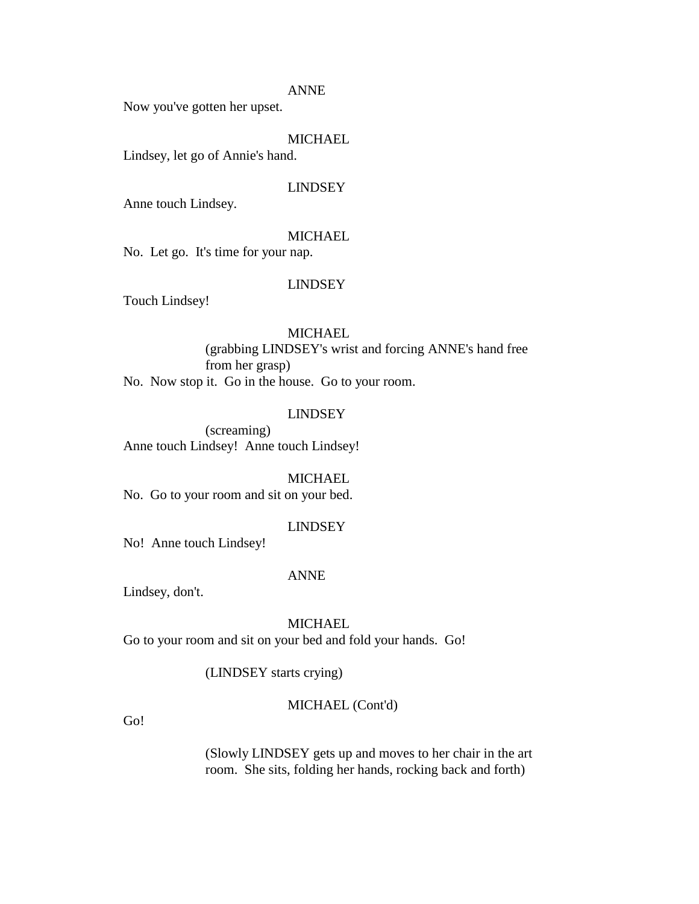ANNE

Now you've gotten her upset.

MICHAEL

Lindsey, let go of Annie's hand.

LINDSEY

Anne touch Lindsey.

MICHAEL

No.  Let go.  It's time for your nap.

LINDSEY

Touch Lindsey!

MICHAEL

(grabbing LINDSEY's wrist and forcing ANNE's hand free from her grasp)

No.  Now stop it.  Go in the house.  Go to your room.

LINDSEY

(screaming)

Anne touch Lindsey!  Anne touch Lindsey!

MICHAEL

No.  Go to your room and sit on your bed.

LINDSEY

No!  Anne touch Lindsey!

ANNE

Lindsey, don't.

MICHAEL

Go to your room and sit on your bed and fold your hands.  Go!

(LINDSEY starts crying)

MICHAEL (Cont'd)

Go!

(Slowly LINDSEY gets up and moves to her chair in the art room.  She sits, folding her hands, rocking back and forth)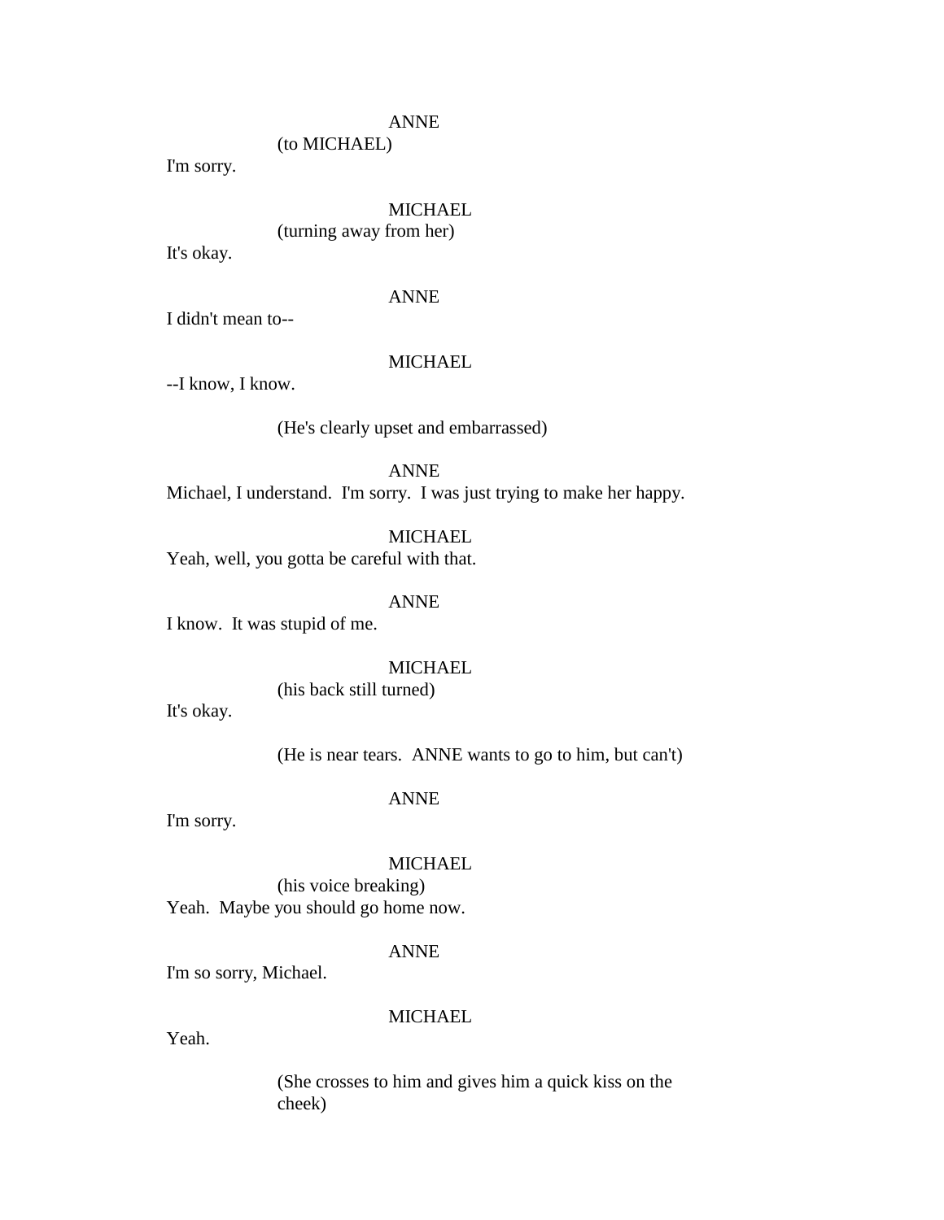ANNE
(to MICHAEL)
I'm sorry.

MICHAEL
(turning away from her)
It's okay.

ANNE
I didn't mean to--

MICHAEL
--I know, I know.

(He's clearly upset and embarrassed)

ANNE
Michael, I understand. I'm sorry. I was just trying to make her happy.

MICHAEL
Yeah, well, you gotta be careful with that.

ANNE
I know. It was stupid of me.

MICHAEL
(his back still turned)
It's okay.

(He is near tears. ANNE wants to go to him, but can't)

ANNE
I'm sorry.

MICHAEL
(his voice breaking)
Yeah. Maybe you should go home now.

ANNE
I'm so sorry, Michael.

MICHAEL
Yeah.

(She crosses to him and gives him a quick kiss on the cheek)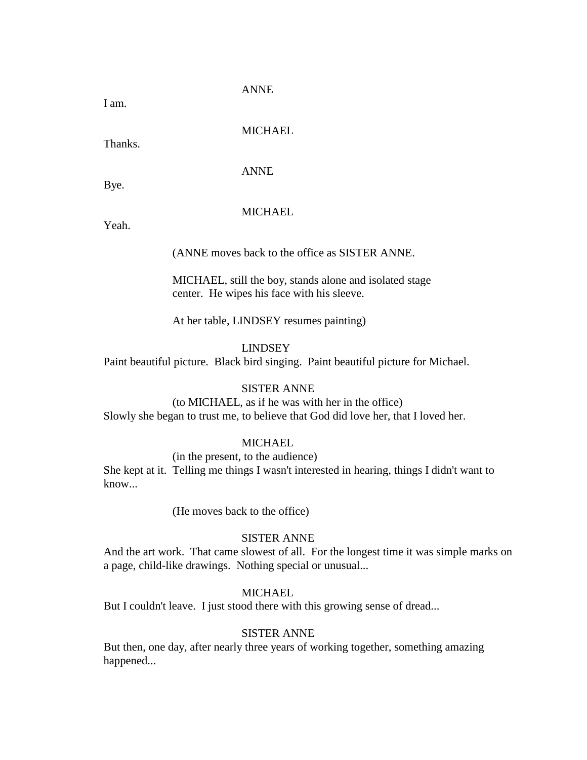ANNE

I am.

MICHAEL

Thanks.

ANNE

Bye.

MICHAEL

Yeah.

(ANNE moves back to the office as SISTER ANNE.

MICHAEL, still the boy, stands alone and isolated stage center. He wipes his face with his sleeve.

At her table, LINDSEY resumes painting)

LINDSEY

Paint beautiful picture. Black bird singing. Paint beautiful picture for Michael.

SISTER ANNE

(to MICHAEL, as if he was with her in the office)

Slowly she began to trust me, to believe that God did love her, that I loved her.

MICHAEL

(in the present, to the audience)

She kept at it. Telling me things I wasn't interested in hearing, things I didn't want to know...

(He moves back to the office)

SISTER ANNE

And the art work. That came slowest of all. For the longest time it was simple marks on a page, child-like drawings. Nothing special or unusual...

MICHAEL

But I couldn't leave. I just stood there with this growing sense of dread...

SISTER ANNE

But then, one day, after nearly three years of working together, something amazing happened...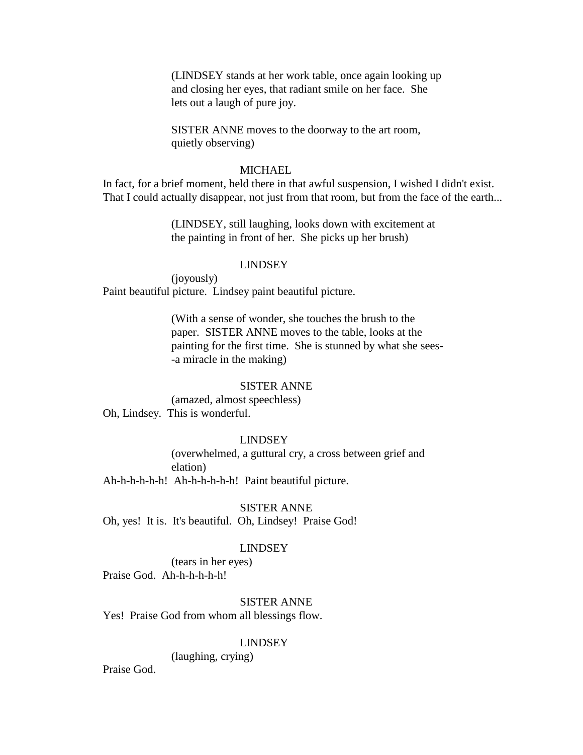(LINDSEY stands at her work table, once again looking up and closing her eyes, that radiant smile on her face. She lets out a laugh of pure joy.

SISTER ANNE moves to the doorway to the art room, quietly observing)

MICHAEL

In fact, for a brief moment, held there in that awful suspension, I wished I didn't exist. That I could actually disappear, not just from that room, but from the face of the earth...

(LINDSEY, still laughing, looks down with excitement at the painting in front of her. She picks up her brush)

LINDSEY

(joyously)

Paint beautiful picture. Lindsey paint beautiful picture.

(With a sense of wonder, she touches the brush to the paper. SISTER ANNE moves to the table, looks at the painting for the first time. She is stunned by what she sees--a miracle in the making)

SISTER ANNE

(amazed, almost speechless)

Oh, Lindsey. This is wonderful.

LINDSEY

(overwhelmed, a guttural cry, a cross between grief and elation)

Ah-h-h-h-h-h! Ah-h-h-h-h-h! Paint beautiful picture.

SISTER ANNE

Oh, yes! It is. It's beautiful. Oh, Lindsey! Praise God!

LINDSEY

(tears in her eyes)

Praise God. Ah-h-h-h-h-h!

SISTER ANNE

Yes! Praise God from whom all blessings flow.

LINDSEY

(laughing, crying)

Praise God.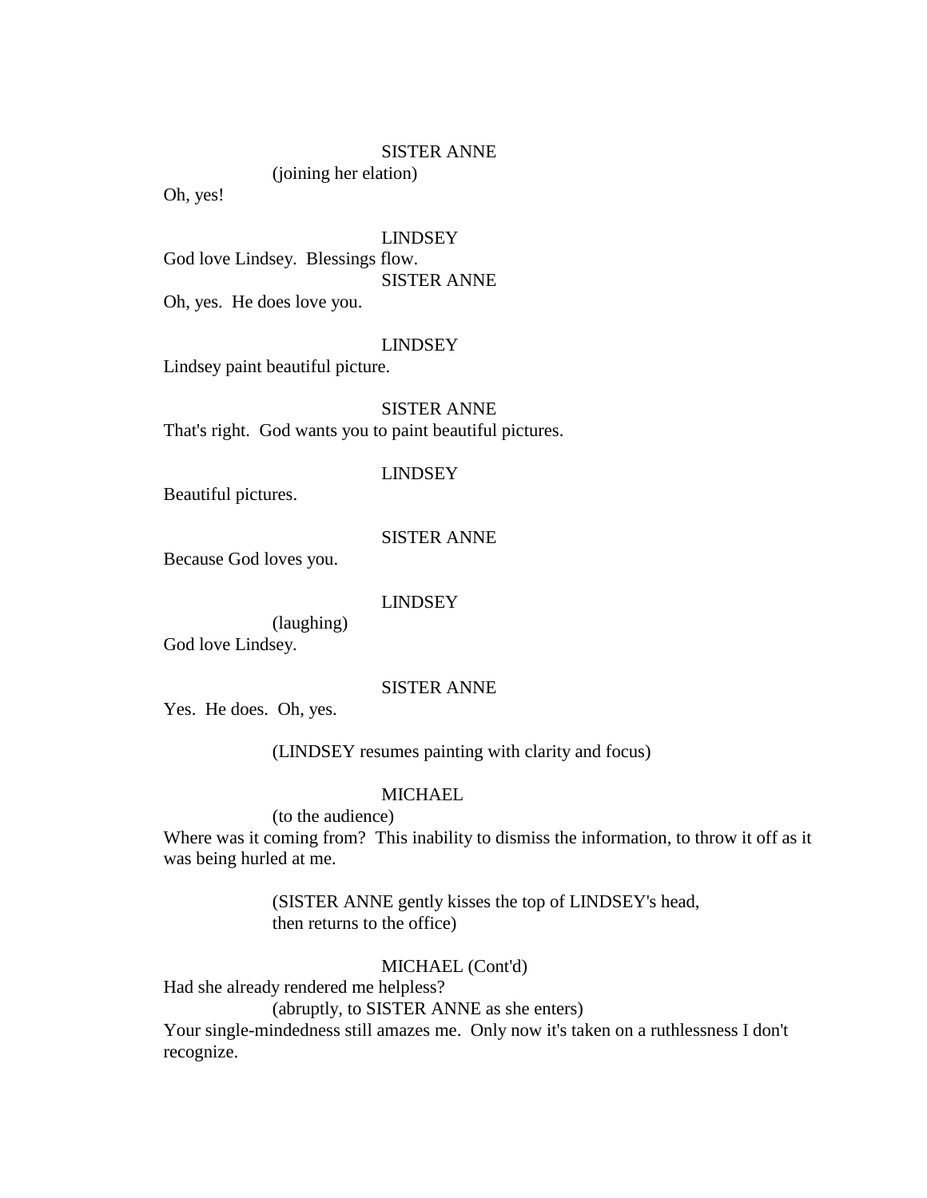SISTER ANNE

(joining her elation)

Oh, yes!

LINDSEY

God love Lindsey. Blessings flow.

SISTER ANNE

Oh, yes. He does love you.

LINDSEY

Lindsey paint beautiful picture.

SISTER ANNE

That's right. God wants you to paint beautiful pictures.

LINDSEY

Beautiful pictures.

SISTER ANNE

Because God loves you.

LINDSEY

(laughing)

God love Lindsey.

SISTER ANNE

Yes. He does. Oh, yes.

(LINDSEY resumes painting with clarity and focus)

MICHAEL

(to the audience)

Where was it coming from? This inability to dismiss the information, to throw it off as it was being hurled at me.

(SISTER ANNE gently kisses the top of LINDSEY's head, then returns to the office)

MICHAEL (Cont'd)

Had she already rendered me helpless?

(abruptly, to SISTER ANNE as she enters)

Your single-mindedness still amazes me. Only now it's taken on a ruthlessness I don't recognize.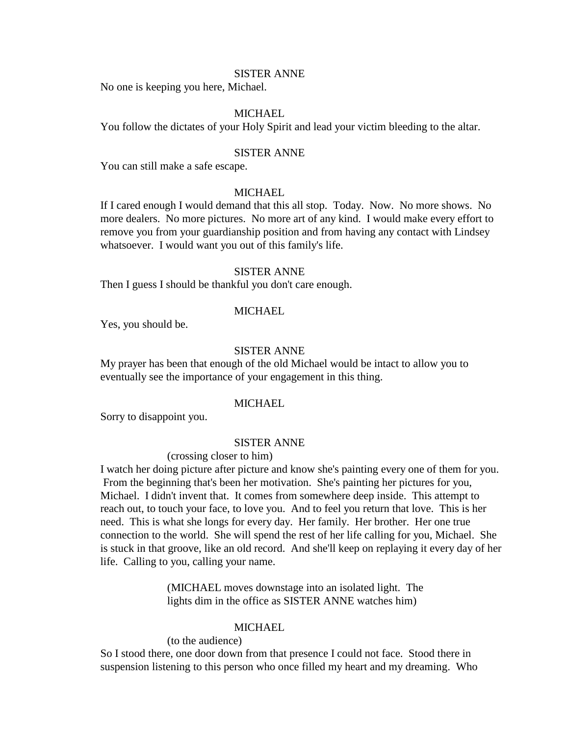SISTER ANNE

No one is keeping you here, Michael.

MICHAEL

You follow the dictates of your Holy Spirit and lead your victim bleeding to the altar.

SISTER ANNE

You can still make a safe escape.

MICHAEL

If I cared enough I would demand that this all stop.  Today.  Now.  No more shows.  No more dealers.  No more pictures.  No more art of any kind.  I would make every effort to remove you from your guardianship position and from having any contact with Lindsey whatsoever.  I would want you out of this family's life.

SISTER ANNE

Then I guess I should be thankful you don't care enough.

MICHAEL

Yes, you should be.

SISTER ANNE

My prayer has been that enough of the old Michael would be intact to allow you to eventually see the importance of your engagement in this thing.

MICHAEL

Sorry to disappoint you.

SISTER ANNE

(crossing closer to him)

I watch her doing picture after picture and know she's painting every one of them for you.  From the beginning that's been her motivation.  She's painting her pictures for you, Michael.  I didn't invent that.  It comes from somewhere deep inside.  This attempt to reach out, to touch your face, to love you.  And to feel you return that love.  This is her need.  This is what she longs for every day.  Her family.  Her brother.  Her one true connection to the world.  She will spend the rest of her life calling for you, Michael.  She is stuck in that groove, like an old record.  And she'll keep on replaying it every day of her life.  Calling to you, calling your name.

(MICHAEL moves downstage into an isolated light.  The lights dim in the office as SISTER ANNE watches him)

MICHAEL

(to the audience)

So I stood there, one door down from that presence I could not face.  Stood there in suspension listening to this person who once filled my heart and my dreaming.  Who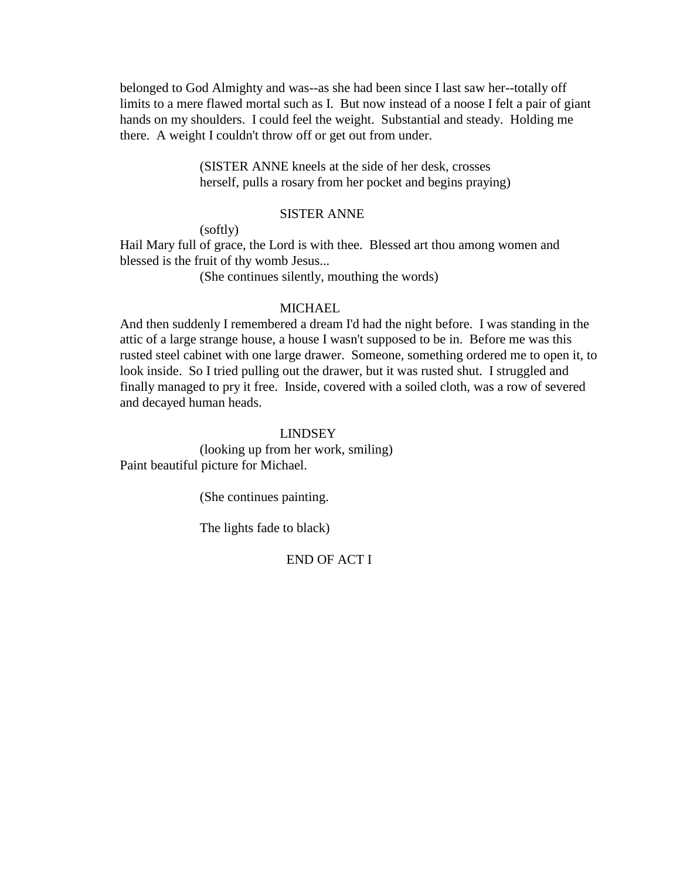belonged to God Almighty and was--as she had been since I last saw her--totally off limits to a mere flawed mortal such as I. But now instead of a noose I felt a pair of giant hands on my shoulders. I could feel the weight. Substantial and steady. Holding me there. A weight I couldn't throw off or get out from under.

(SISTER ANNE kneels at the side of her desk, crosses herself, pulls a rosary from her pocket and begins praying)

SISTER ANNE

(softly)

Hail Mary full of grace, the Lord is with thee. Blessed art thou among women and blessed is the fruit of thy womb Jesus...

(She continues silently, mouthing the words)

MICHAEL

And then suddenly I remembered a dream I'd had the night before. I was standing in the attic of a large strange house, a house I wasn't supposed to be in. Before me was this rusted steel cabinet with one large drawer. Someone, something ordered me to open it, to look inside. So I tried pulling out the drawer, but it was rusted shut. I struggled and finally managed to pry it free. Inside, covered with a soiled cloth, was a row of severed and decayed human heads.

LINDSEY

(looking up from her work, smiling)

Paint beautiful picture for Michael.

(She continues painting.

The lights fade to black)

END OF ACT I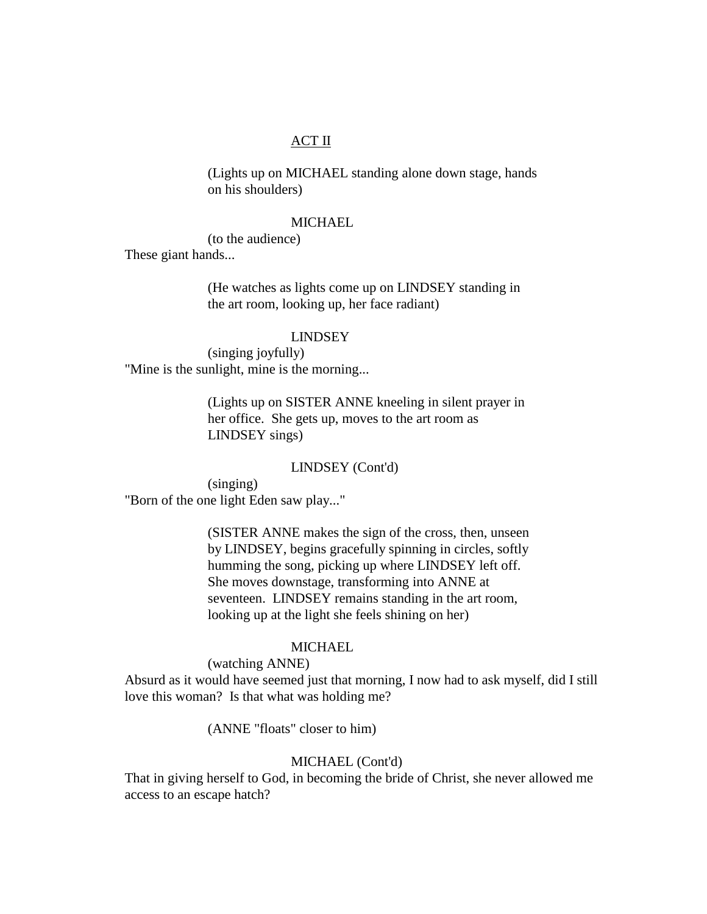# ACT II

(Lights up on MICHAEL standing alone down stage, hands on his shoulders)

MICHAEL
(to the audience)
These giant hands...

(He watches as lights come up on LINDSEY standing in the art room, looking up, her face radiant)

LINDSEY
(singing joyfully)
"Mine is the sunlight, mine is the morning...

(Lights up on SISTER ANNE kneeling in silent prayer in her office. She gets up, moves to the art room as LINDSEY sings)

LINDSEY (Cont'd)
(singing)
"Born of the one light Eden saw play..."

(SISTER ANNE makes the sign of the cross, then, unseen by LINDSEY, begins gracefully spinning in circles, softly humming the song, picking up where LINDSEY left off. She moves downstage, transforming into ANNE at seventeen. LINDSEY remains standing in the art room, looking up at the light she feels shining on her)

MICHAEL
(watching ANNE)
Absurd as it would have seemed just that morning, I now had to ask myself, did I still love this woman? Is that what was holding me?

(ANNE "floats" closer to him)

MICHAEL (Cont'd)
That in giving herself to God, in becoming the bride of Christ, she never allowed me access to an escape hatch?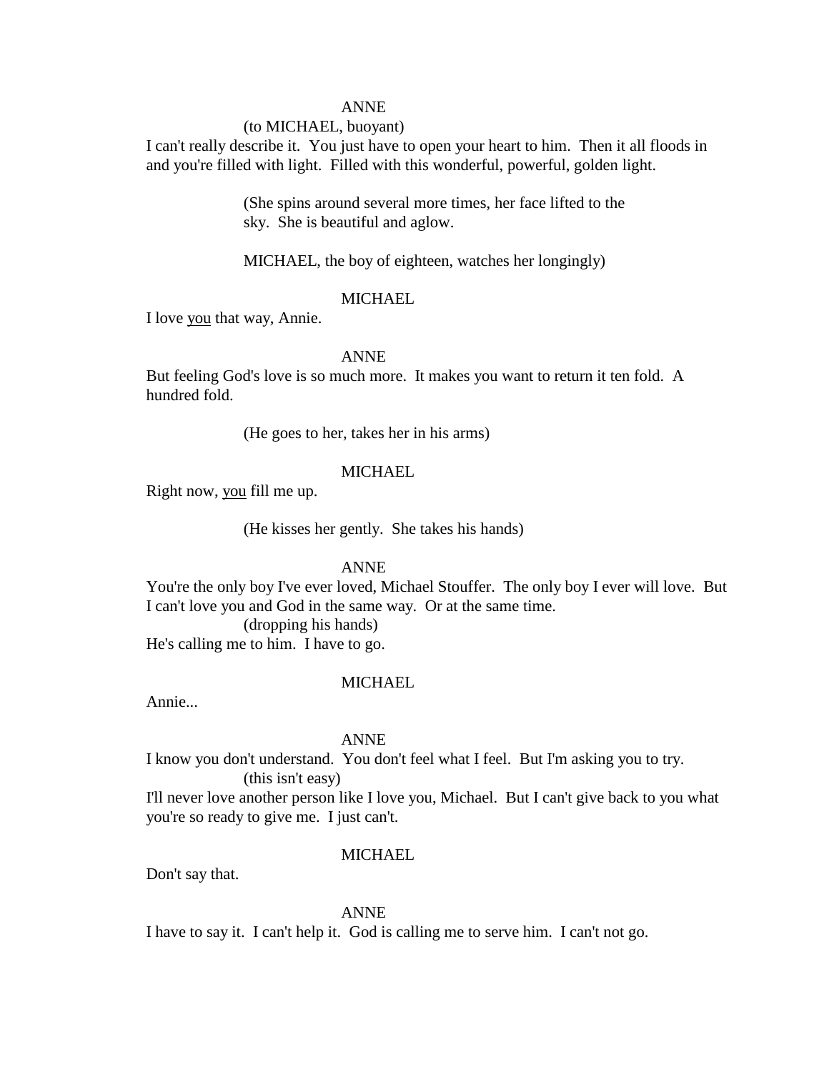ANNE

(to MICHAEL, buoyant)

I can't really describe it. You just have to open your heart to him. Then it all floods in and you're filled with light. Filled with this wonderful, powerful, golden light.

(She spins around several more times, her face lifted to the sky. She is beautiful and aglow.

MICHAEL, the boy of eighteen, watches her longingly)

MICHAEL

I love <u>you</u> that way, Annie.

ANNE

But feeling God's love is so much more. It makes you want to return it ten fold. A hundred fold.

(He goes to her, takes her in his arms)

MICHAEL

Right now, <u>you</u> fill me up.

(He kisses her gently. She takes his hands)

ANNE

You're the only boy I've ever loved, Michael Stouffer. The only boy I ever will love. But I can't love you and God in the same way. Or at the same time.

(dropping his hands)

He's calling me to him. I have to go.

MICHAEL

Annie...

ANNE

I know you don't understand. You don't feel what I feel. But I'm asking you to try.

(this isn't easy)

I'll never love another person like I love you, Michael. But I can't give back to you what you're so ready to give me. I just can't.

MICHAEL

Don't say that.

ANNE

I have to say it. I can't help it. God is calling me to serve him. I can't not go.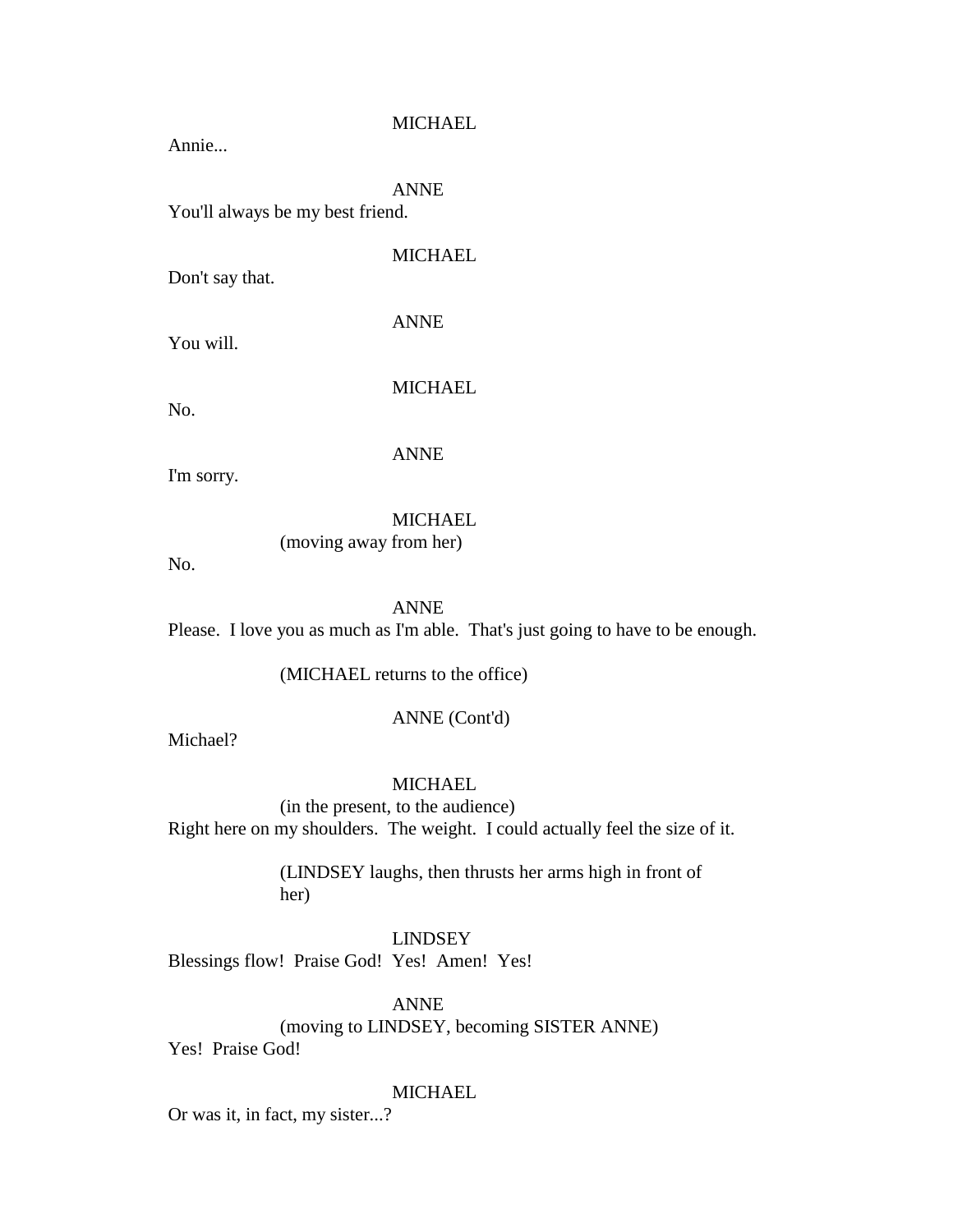MICHAEL

Annie...

ANNE

You'll always be my best friend.

MICHAEL

Don't say that.

ANNE

You will.

MICHAEL

No.

ANNE

I'm sorry.

MICHAEL

(moving away from her)

No.

ANNE

Please. I love you as much as I'm able. That's just going to have to be enough.

(MICHAEL returns to the office)

ANNE (Cont'd)

Michael?

MICHAEL

(in the present, to the audience)

Right here on my shoulders. The weight. I could actually feel the size of it.

(LINDSEY laughs, then thrusts her arms high in front of her)

LINDSEY

Blessings flow! Praise God! Yes! Amen! Yes!

ANNE

(moving to LINDSEY, becoming SISTER ANNE)

Yes! Praise God!

MICHAEL

Or was it, in fact, my sister...?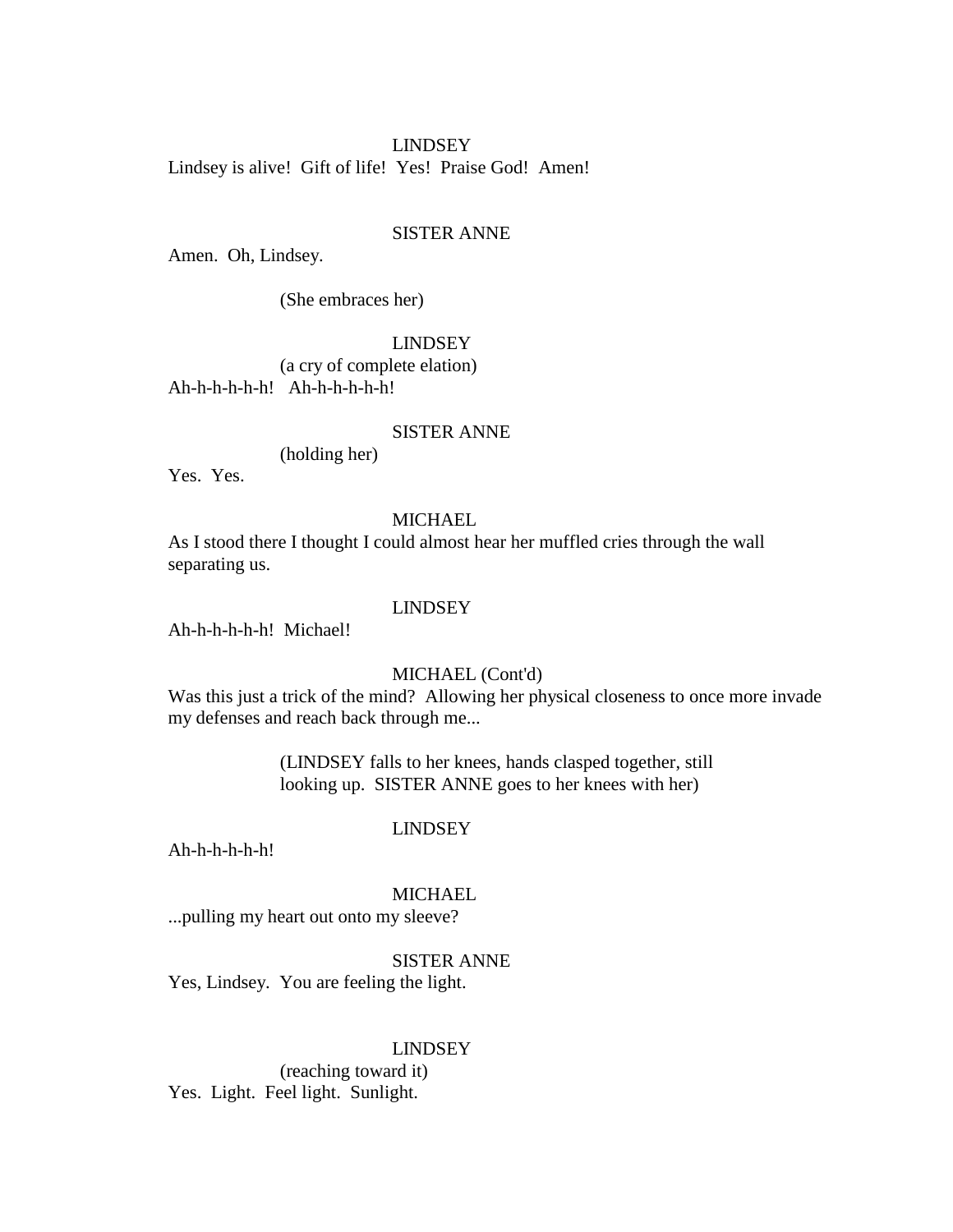LINDSEY

Lindsey is alive! Gift of life! Yes! Praise God! Amen!

SISTER ANNE

Amen. Oh, Lindsey.

(She embraces her)

LINDSEY

(a cry of complete elation)

Ah-h-h-h-h-h! Ah-h-h-h-h-h!

SISTER ANNE

(holding her)

Yes. Yes.

MICHAEL

As I stood there I thought I could almost hear her muffled cries through the wall separating us.

LINDSEY

Ah-h-h-h-h-h! Michael!

MICHAEL (Cont'd)

Was this just a trick of the mind? Allowing her physical closeness to once more invade my defenses and reach back through me...

(LINDSEY falls to her knees, hands clasped together, still looking up. SISTER ANNE goes to her knees with her)

LINDSEY

Ah-h-h-h-h-h!

MICHAEL

...pulling my heart out onto my sleeve?

SISTER ANNE

Yes, Lindsey. You are feeling the light.

LINDSEY

(reaching toward it)

Yes. Light. Feel light. Sunlight.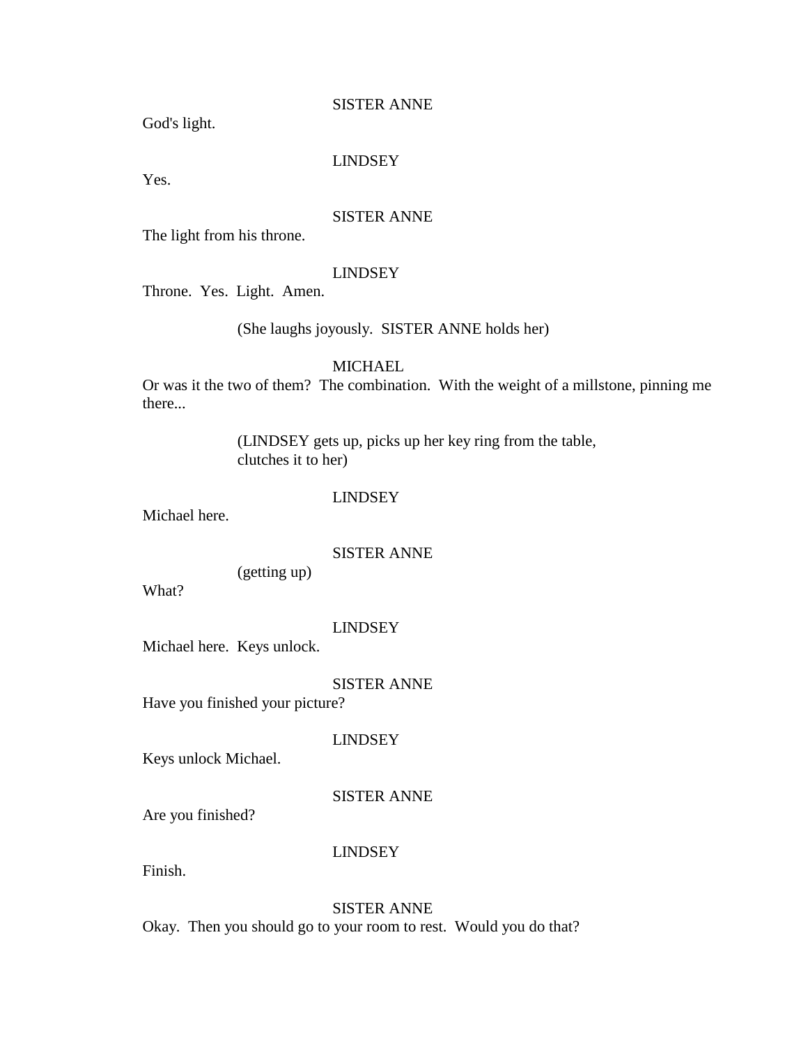SISTER ANNE

God's light.

LINDSEY

Yes.

SISTER ANNE

The light from his throne.

LINDSEY

Throne.  Yes.  Light.  Amen.

(She laughs joyously.  SISTER ANNE holds her)

MICHAEL

Or was it the two of them?  The combination.  With the weight of a millstone, pinning me there...

(LINDSEY gets up, picks up her key ring from the table, clutches it to her)

LINDSEY

Michael here.

SISTER ANNE

(getting up)

What?

LINDSEY

Michael here.  Keys unlock.

SISTER ANNE

Have you finished your picture?

LINDSEY

Keys unlock Michael.

SISTER ANNE

Are you finished?

LINDSEY

Finish.

SISTER ANNE

Okay.  Then you should go to your room to rest.  Would you do that?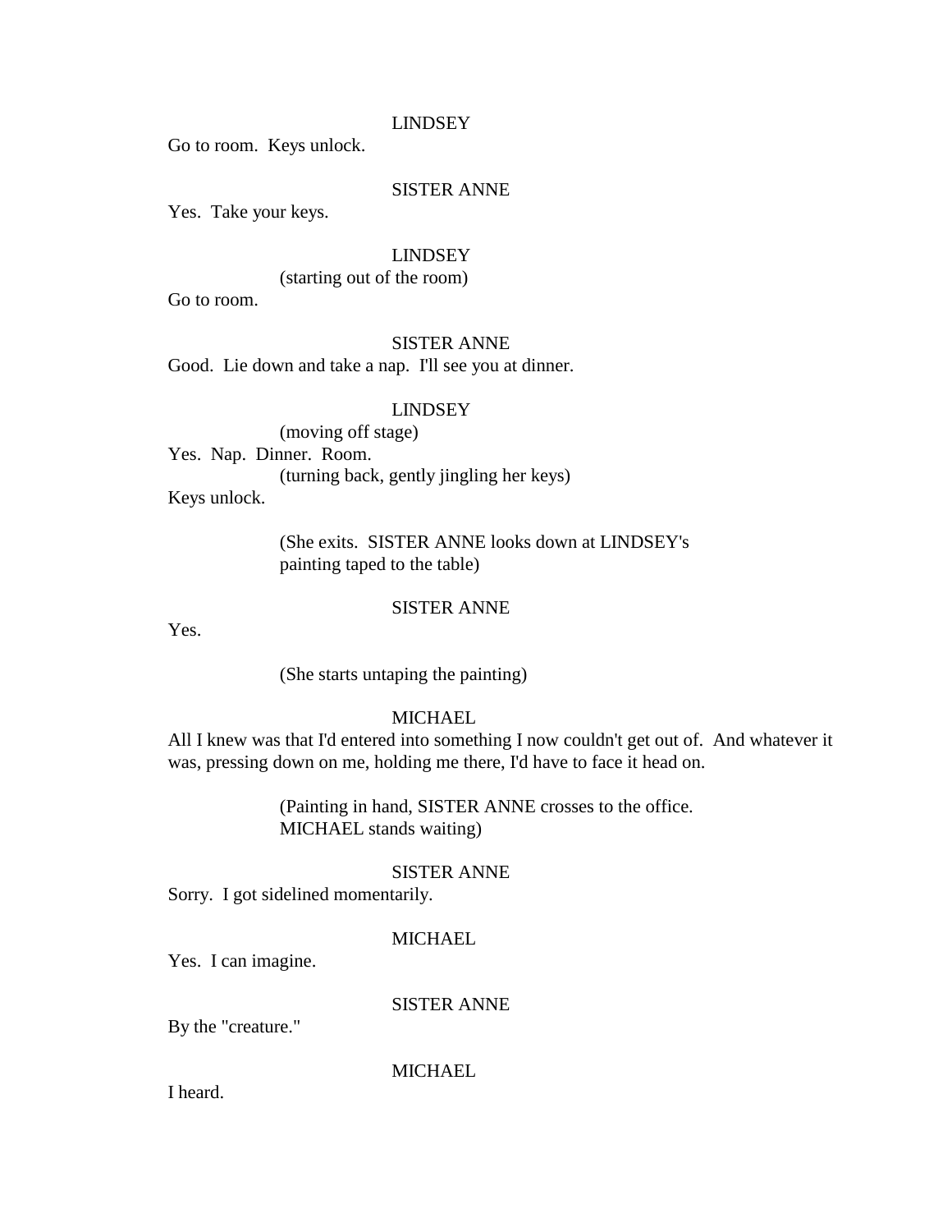LINDSEY

Go to room. Keys unlock.

SISTER ANNE

Yes. Take your keys.

LINDSEY

(starting out of the room)

Go to room.

SISTER ANNE

Good. Lie down and take a nap. I'll see you at dinner.

LINDSEY

(moving off stage)

Yes. Nap. Dinner. Room.

(turning back, gently jingling her keys)

Keys unlock.

(She exits. SISTER ANNE looks down at LINDSEY's painting taped to the table)

SISTER ANNE

Yes.

(She starts untaping the painting)

MICHAEL

All I knew was that I'd entered into something I now couldn't get out of. And whatever it was, pressing down on me, holding me there, I'd have to face it head on.

(Painting in hand, SISTER ANNE crosses to the office. MICHAEL stands waiting)

SISTER ANNE

Sorry. I got sidelined momentarily.

MICHAEL

Yes. I can imagine.

SISTER ANNE

By the "creature."

MICHAEL

I heard.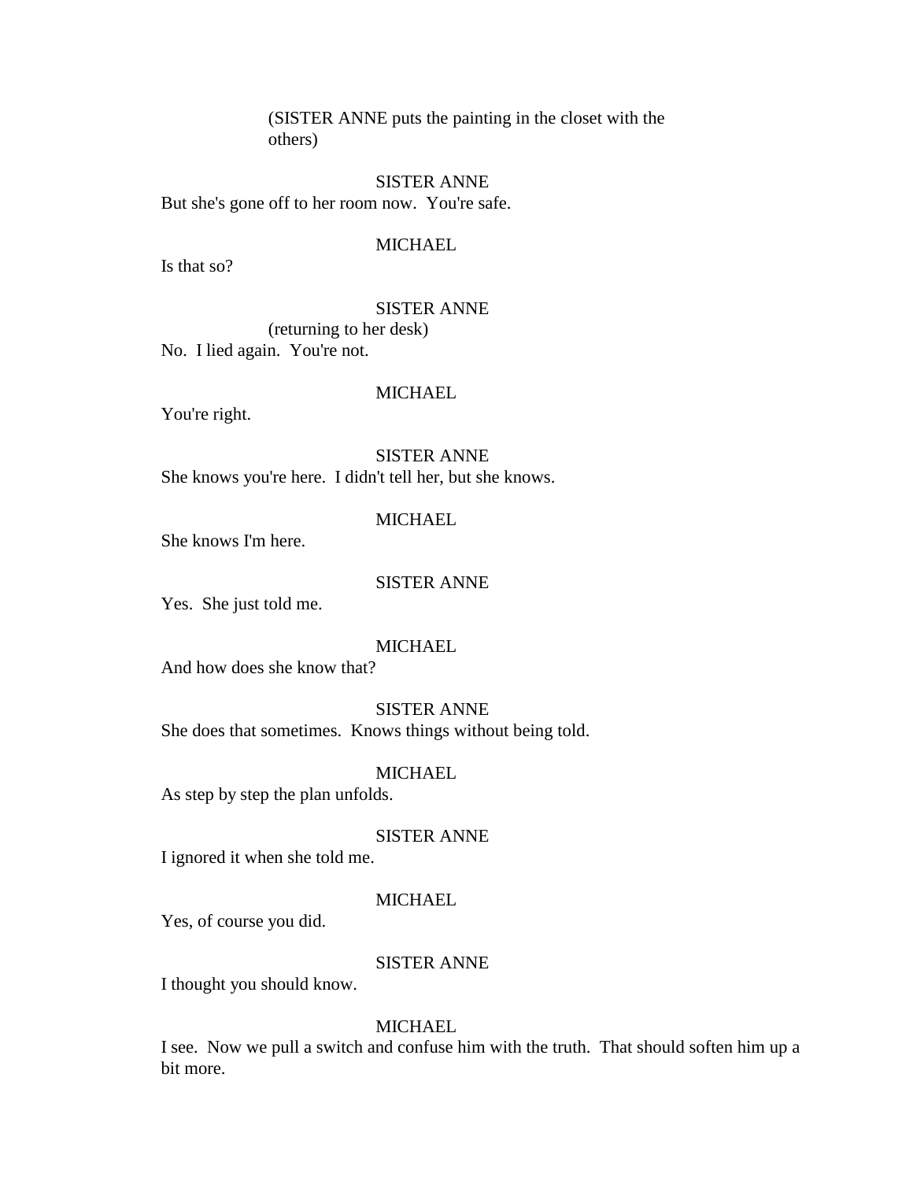(SISTER ANNE puts the painting in the closet with the others)

SISTER ANNE

But she's gone off to her room now.  You're safe.

MICHAEL

Is that so?

SISTER ANNE

(returning to her desk)

No.  I lied again.  You're not.

MICHAEL

You're right.

SISTER ANNE

She knows you're here.  I didn't tell her, but she knows.

MICHAEL

She knows I'm here.

SISTER ANNE

Yes.  She just told me.

MICHAEL

And how does she know that?

SISTER ANNE

She does that sometimes.  Knows things without being told.

MICHAEL

As step by step the plan unfolds.

SISTER ANNE

I ignored it when she told me.

MICHAEL

Yes, of course you did.

SISTER ANNE

I thought you should know.

MICHAEL

I see.  Now we pull a switch and confuse him with the truth.  That should soften him up a bit more.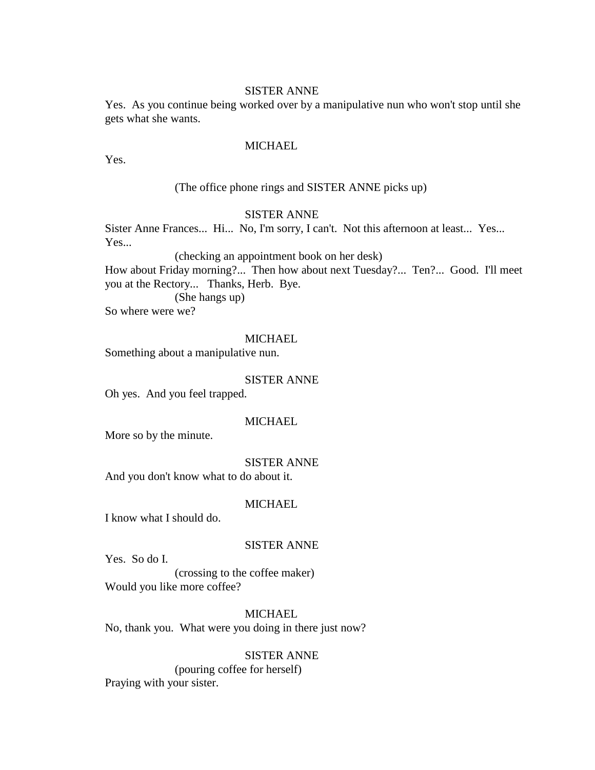SISTER ANNE

Yes.  As you continue being worked over by a manipulative nun who won't stop until she gets what she wants.

MICHAEL

Yes.

(The office phone rings and SISTER ANNE picks up)

SISTER ANNE

Sister Anne Frances...  Hi...  No, I'm sorry, I can't.  Not this afternoon at least...  Yes...  Yes...

(checking an appointment book on her desk)

How about Friday morning?...  Then how about next Tuesday?...  Ten?...  Good.  I'll meet you at the Rectory...   Thanks, Herb.  Bye.

(She hangs up)

So where were we?

MICHAEL

Something about a manipulative nun.

SISTER ANNE

Oh yes.  And you feel trapped.

MICHAEL

More so by the minute.

SISTER ANNE

And you don't know what to do about it.

MICHAEL

I know what I should do.

SISTER ANNE

Yes.  So do I.

(crossing to the coffee maker)

Would you like more coffee?

MICHAEL

No, thank you.  What were you doing in there just now?

SISTER ANNE

(pouring coffee for herself)

Praying with your sister.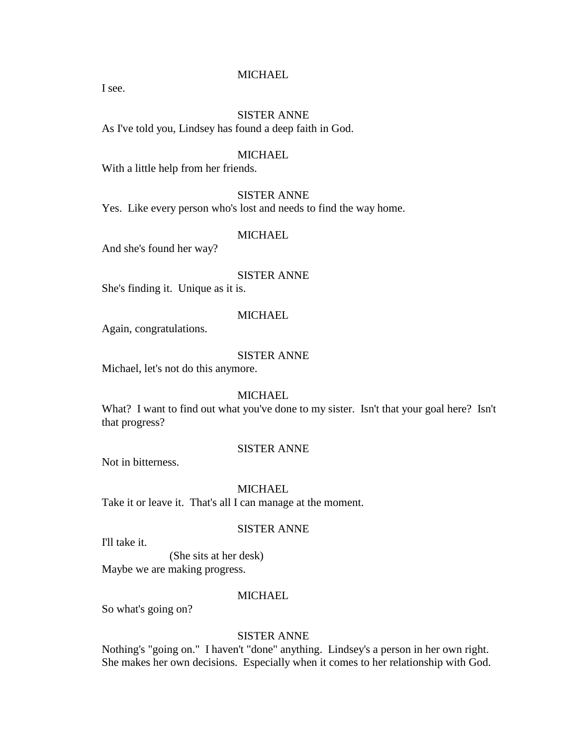MICHAEL

I see.

SISTER ANNE

As I've told you, Lindsey has found a deep faith in God.

MICHAEL

With a little help from her friends.

SISTER ANNE

Yes. Like every person who's lost and needs to find the way home.

MICHAEL

And she's found her way?

SISTER ANNE

She's finding it. Unique as it is.

MICHAEL

Again, congratulations.

SISTER ANNE

Michael, let's not do this anymore.

MICHAEL

What? I want to find out what you've done to my sister. Isn't that your goal here? Isn't that progress?

SISTER ANNE

Not in bitterness.

MICHAEL

Take it or leave it. That's all I can manage at the moment.

SISTER ANNE

I'll take it.

(She sits at her desk)

Maybe we are making progress.

MICHAEL

So what's going on?

SISTER ANNE

Nothing's "going on." I haven't "done" anything. Lindsey's a person in her own right. She makes her own decisions. Especially when it comes to her relationship with God.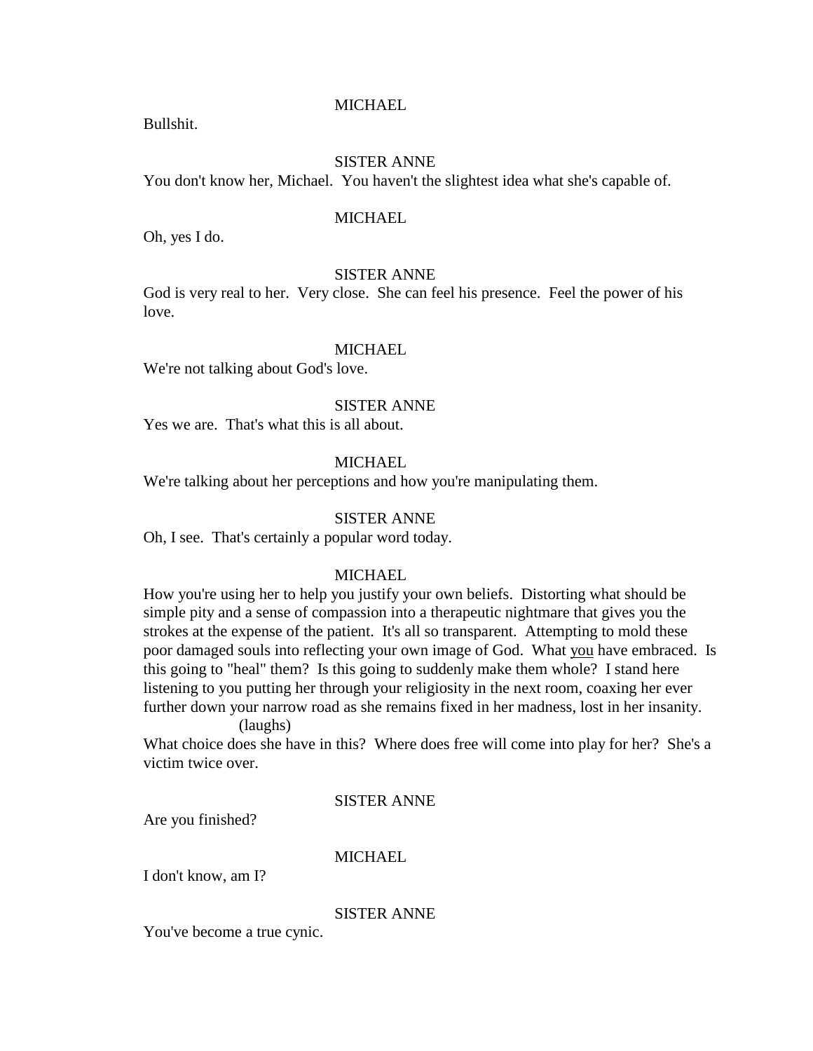MICHAEL

Bullshit.

SISTER ANNE

You don't know her, Michael. You haven't the slightest idea what she's capable of.

MICHAEL

Oh, yes I do.

SISTER ANNE

God is very real to her. Very close. She can feel his presence. Feel the power of his love.

MICHAEL

We're not talking about God's love.

SISTER ANNE

Yes we are. That's what this is all about.

MICHAEL

We're talking about her perceptions and how you're manipulating them.

SISTER ANNE

Oh, I see. That's certainly a popular word today.

MICHAEL

How you're using her to help you justify your own beliefs. Distorting what should be simple pity and a sense of compassion into a therapeutic nightmare that gives you the strokes at the expense of the patient. It's all so transparent. Attempting to mold these poor damaged souls into reflecting your own image of God. What <u>you</u> have embraced. Is this going to "heal" them? Is this going to suddenly make them whole? I stand here listening to you putting her through your religiosity in the next room, coaxing her ever further down your narrow road as she remains fixed in her madness, lost in her insanity.

(laughs)

What choice does she have in this? Where does free will come into play for her? She's a victim twice over.

SISTER ANNE

Are you finished?

MICHAEL

I don't know, am I?

SISTER ANNE

You've become a true cynic.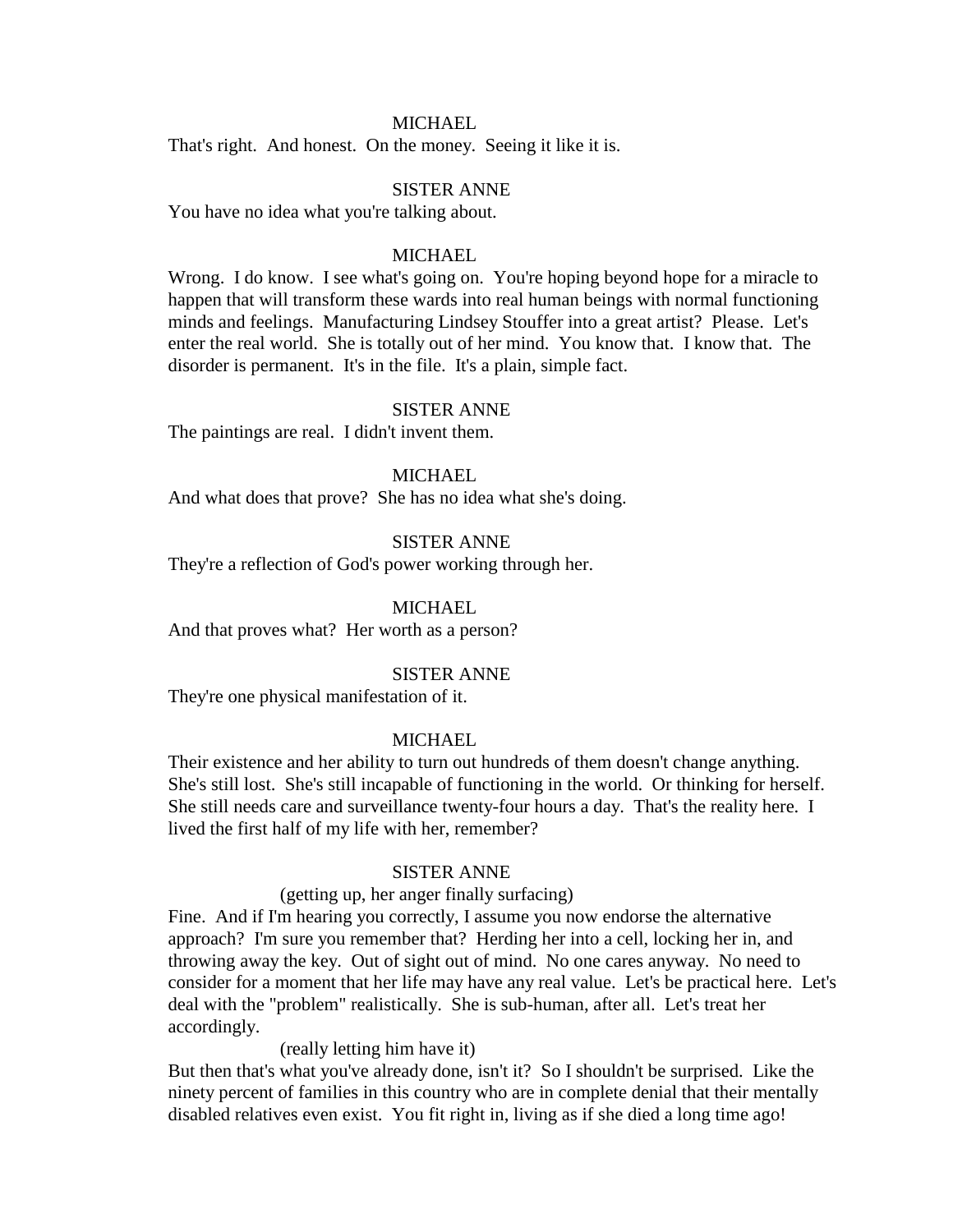MICHAEL

That's right.  And honest.  On the money.  Seeing it like it is.

SISTER ANNE

You have no idea what you're talking about.

MICHAEL

Wrong.  I do know.  I see what's going on.  You're hoping beyond hope for a miracle to happen that will transform these wards into real human beings with normal functioning minds and feelings.  Manufacturing Lindsey Stouffer into a great artist?  Please.  Let's enter the real world.  She is totally out of her mind.  You know that.  I know that.  The disorder is permanent.  It's in the file.  It's a plain, simple fact.

SISTER ANNE

The paintings are real.  I didn't invent them.

MICHAEL

And what does that prove?  She has no idea what she's doing.

SISTER ANNE

They're a reflection of God's power working through her.

MICHAEL

And that proves what?  Her worth as a person?

SISTER ANNE

They're one physical manifestation of it.

MICHAEL

Their existence and her ability to turn out hundreds of them doesn't change anything.  She's still lost.  She's still incapable of functioning in the world.  Or thinking for herself.  She still needs care and surveillance twenty-four hours a day.  That's the reality here.  I lived the first half of my life with her, remember?

SISTER ANNE

(getting up, her anger finally surfacing)

Fine.  And if I'm hearing you correctly, I assume you now endorse the alternative approach?  I'm sure you remember that?  Herding her into a cell, locking her in, and throwing away the key.  Out of sight out of mind.  No one cares anyway.  No need to consider for a moment that her life may have any real value.  Let's be practical here.  Let's deal with the "problem" realistically.  She is sub-human, after all.  Let's treat her accordingly.

(really letting him have it)

But then that's what you've already done, isn't it?  So I shouldn't be surprised.  Like the ninety percent of families in this country who are in complete denial that their mentally disabled relatives even exist.  You fit right in, living as if she died a long time ago!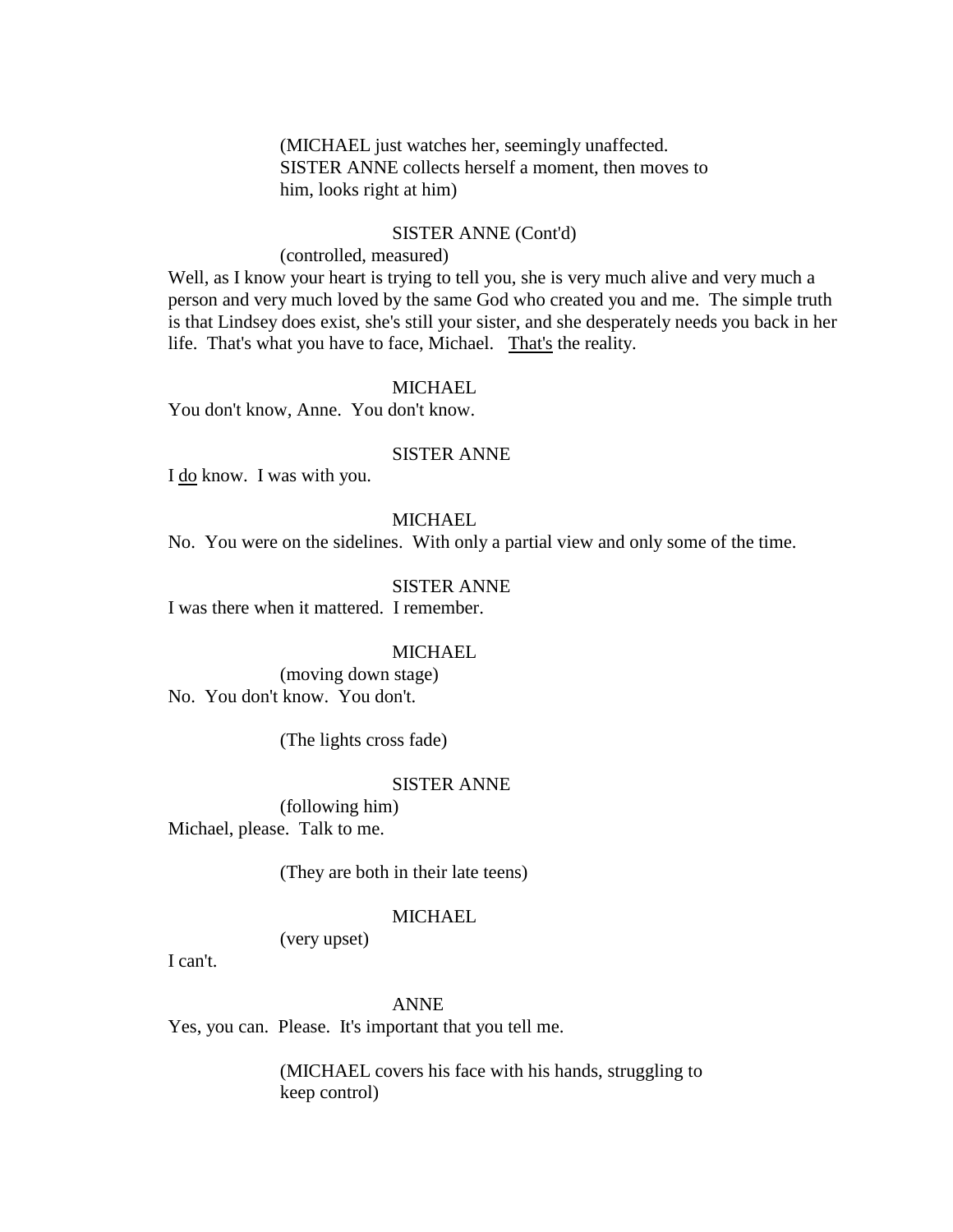(MICHAEL just watches her, seemingly unaffected. SISTER ANNE collects herself a moment, then moves to him, looks right at him)

SISTER ANNE (Cont'd)

(controlled, measured)

Well, as I know your heart is trying to tell you, she is very much alive and very much a person and very much loved by the same God who created you and me. The simple truth is that Lindsey does exist, she's still your sister, and she desperately needs you back in her life. That's what you have to face, Michael. <u>That's</u> the reality.

MICHAEL

You don't know, Anne. You don't know.

SISTER ANNE

I <u>do</u> know. I was with you.

MICHAEL

No. You were on the sidelines. With only a partial view and only some of the time.

SISTER ANNE

I was there when it mattered. I remember.

MICHAEL

(moving down stage)

No. You don't know. You don't.

(The lights cross fade)

SISTER ANNE

(following him)

Michael, please. Talk to me.

(They are both in their late teens)

MICHAEL

(very upset)

I can't.

ANNE

Yes, you can. Please. It's important that you tell me.

(MICHAEL covers his face with his hands, struggling to keep control)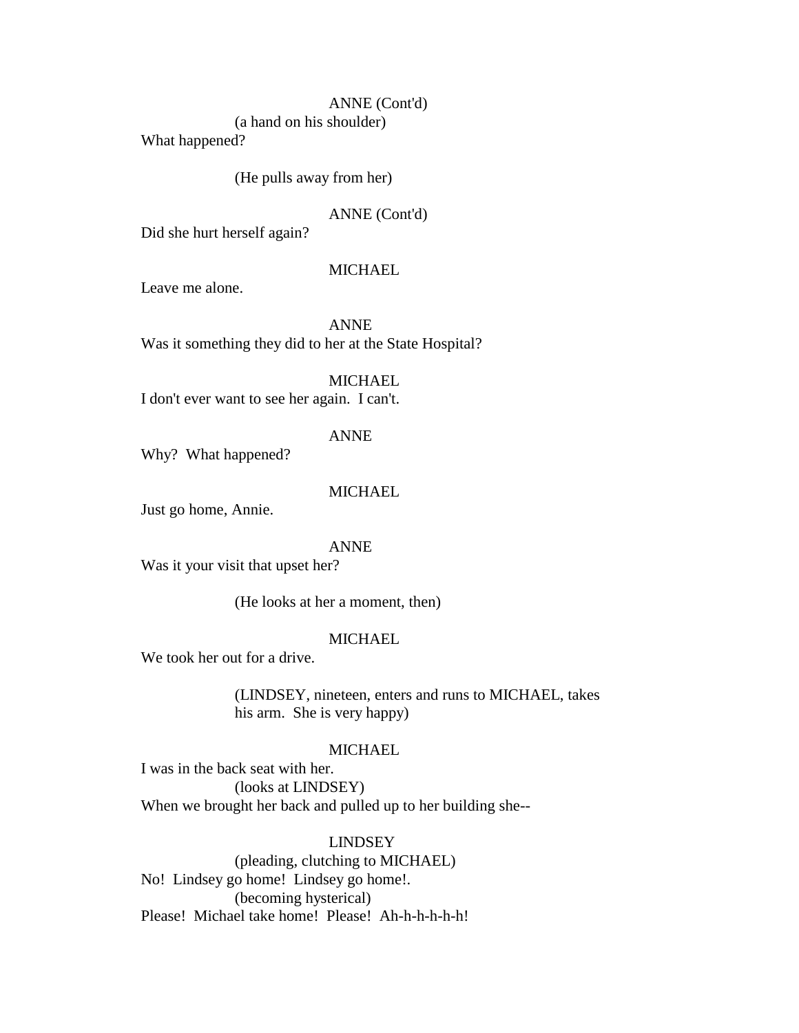ANNE (Cont'd)

(a hand on his shoulder)

What happened?

(He pulls away from her)

ANNE (Cont'd)

Did she hurt herself again?

MICHAEL

Leave me alone.

ANNE

Was it something they did to her at the State Hospital?

MICHAEL

I don't ever want to see her again.  I can't.

ANNE

Why?  What happened?

MICHAEL

Just go home, Annie.

ANNE

Was it your visit that upset her?

(He looks at her a moment, then)

MICHAEL

We took her out for a drive.

(LINDSEY, nineteen, enters and runs to MICHAEL, takes his arm.  She is very happy)

MICHAEL

I was in the back seat with her.

(looks at LINDSEY)

When we brought her back and pulled up to her building she--

LINDSEY

(pleading, clutching to MICHAEL)

No!  Lindsey go home!  Lindsey go home!.

(becoming hysterical)

Please!  Michael take home!  Please!  Ah-h-h-h-h-h!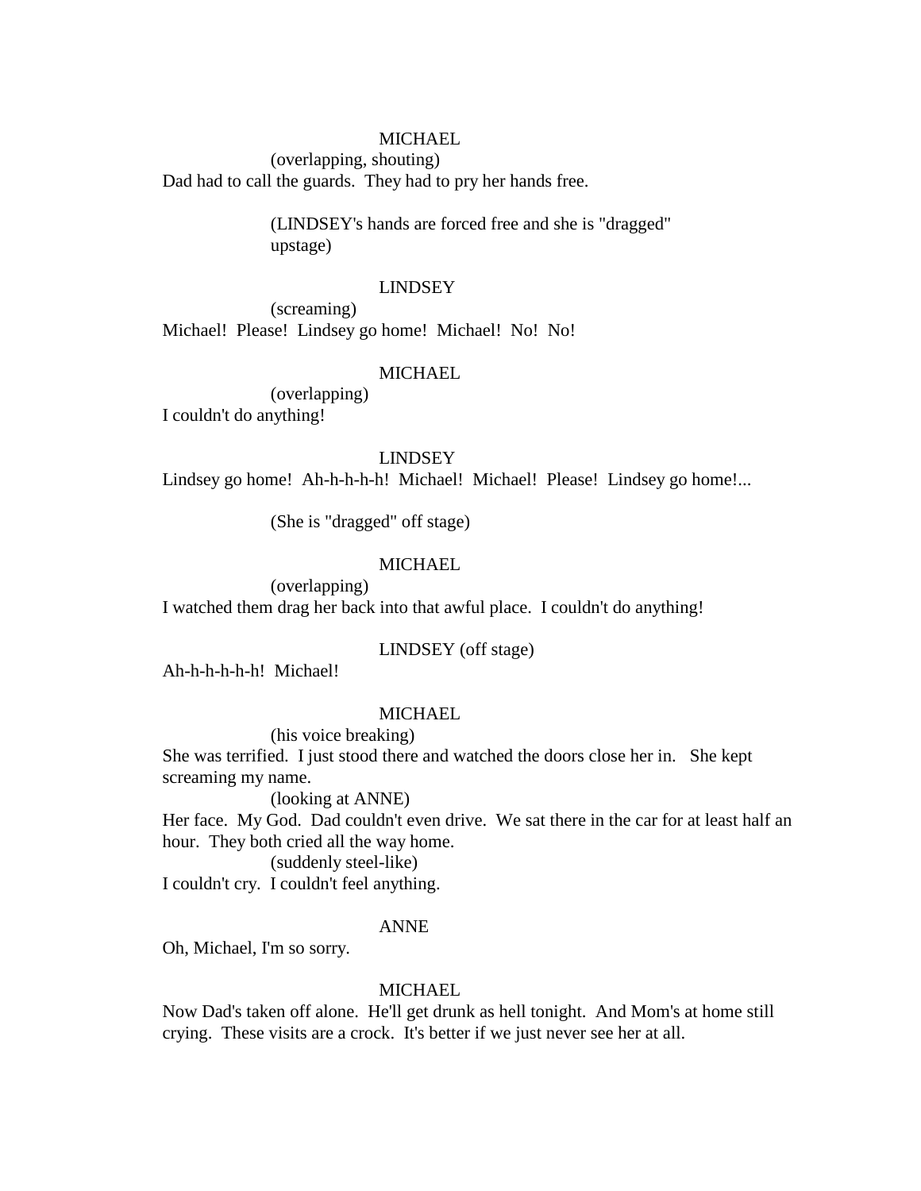MICHAEL

(overlapping, shouting)

Dad had to call the guards. They had to pry her hands free.

(LINDSEY's hands are forced free and she is "dragged" upstage)

LINDSEY

(screaming)

Michael! Please! Lindsey go home! Michael! No! No!

MICHAEL

(overlapping)

I couldn't do anything!

LINDSEY

Lindsey go home! Ah-h-h-h-h! Michael! Michael! Please! Lindsey go home!...

(She is "dragged" off stage)

MICHAEL

(overlapping)

I watched them drag her back into that awful place. I couldn't do anything!

LINDSEY (off stage)

Ah-h-h-h-h-h! Michael!

MICHAEL

(his voice breaking)

She was terrified. I just stood there and watched the doors close her in. She kept screaming my name.

(looking at ANNE)

Her face. My God. Dad couldn't even drive. We sat there in the car for at least half an hour. They both cried all the way home.

(suddenly steel-like)

I couldn't cry. I couldn't feel anything.

ANNE

Oh, Michael, I'm so sorry.

MICHAEL

Now Dad's taken off alone. He'll get drunk as hell tonight. And Mom's at home still crying. These visits are a crock. It's better if we just never see her at all.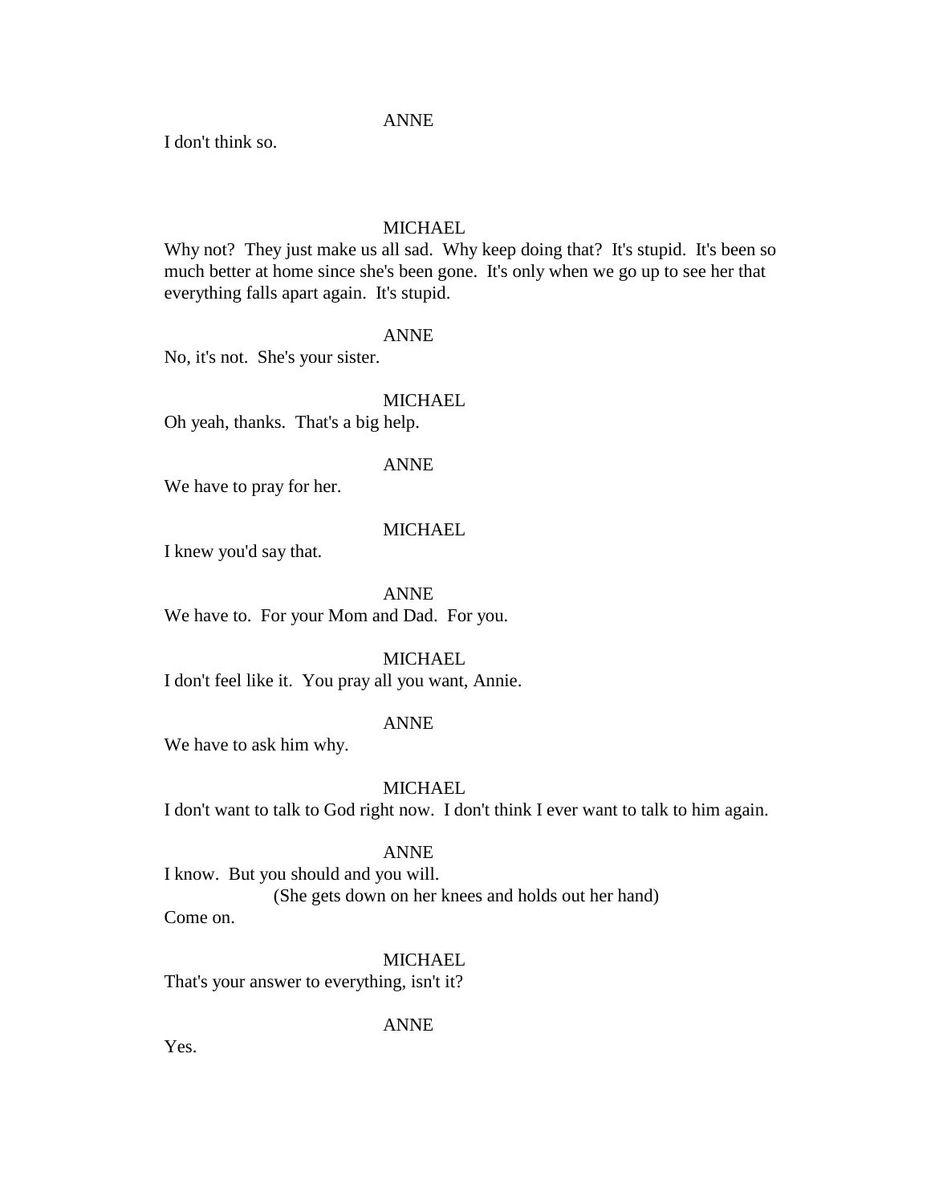ANNE

I don't think so.

MICHAEL

Why not? They just make us all sad. Why keep doing that? It's stupid. It's been so much better at home since she's been gone. It's only when we go up to see her that everything falls apart again. It's stupid.

ANNE

No, it's not. She's your sister.

MICHAEL

Oh yeah, thanks. That's a big help.

ANNE

We have to pray for her.

MICHAEL

I knew you'd say that.

ANNE

We have to. For your Mom and Dad. For you.

MICHAEL

I don't feel like it. You pray all you want, Annie.

ANNE

We have to ask him why.

MICHAEL

I don't want to talk to God right now. I don't think I ever want to talk to him again.

ANNE

I know. But you should and you will.

(She gets down on her knees and holds out her hand)

Come on.

MICHAEL

That's your answer to everything, isn't it?

ANNE

Yes.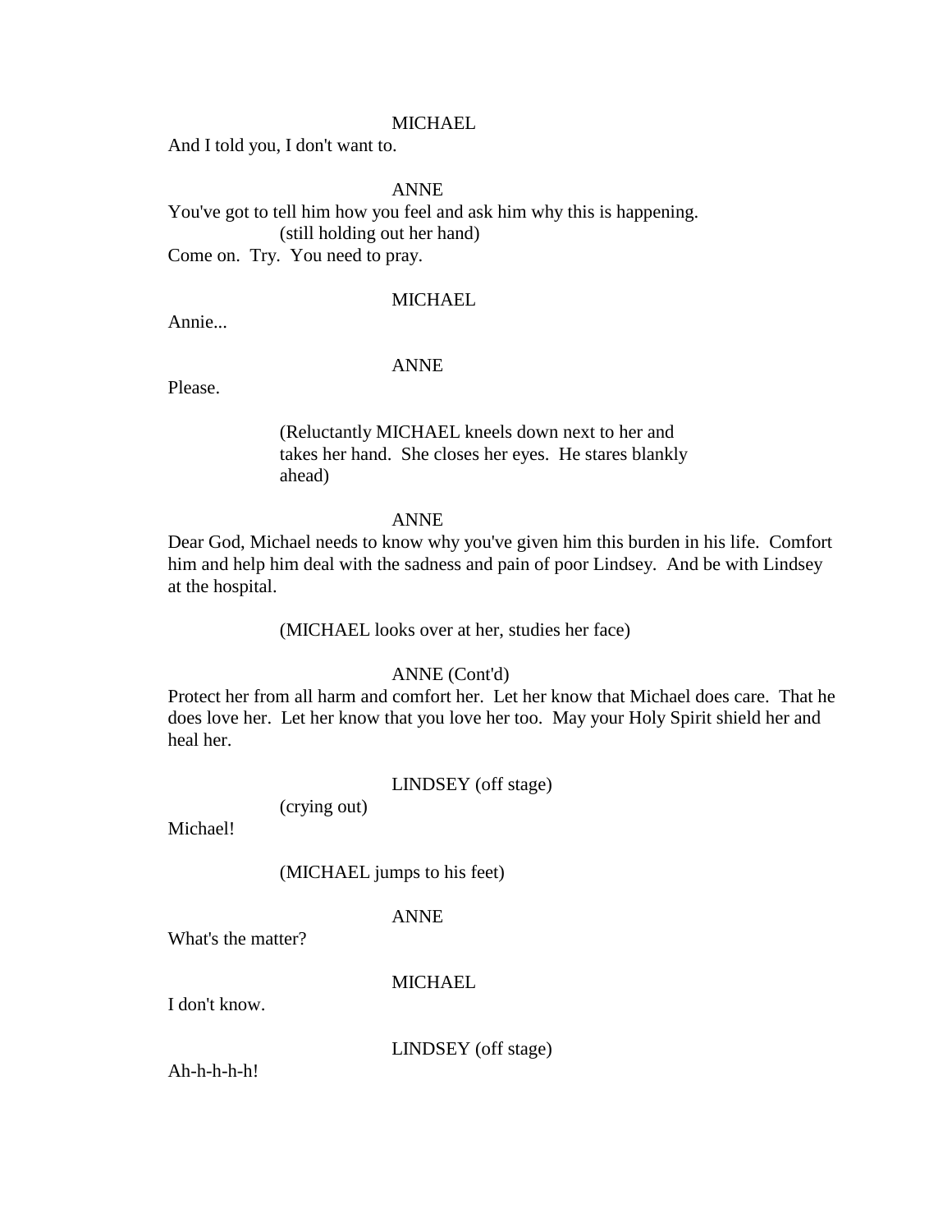MICHAEL

And I told you, I don't want to.

ANNE

You've got to tell him how you feel and ask him why this is happening.

(still holding out her hand)

Come on. Try. You need to pray.

MICHAEL

Annie...

ANNE

Please.

(Reluctantly MICHAEL kneels down next to her and takes her hand. She closes her eyes. He stares blankly ahead)

ANNE

Dear God, Michael needs to know why you've given him this burden in his life. Comfort him and help him deal with the sadness and pain of poor Lindsey. And be with Lindsey at the hospital.

(MICHAEL looks over at her, studies her face)

ANNE (Cont'd)

Protect her from all harm and comfort her. Let her know that Michael does care. That he does love her. Let her know that you love her too. May your Holy Spirit shield her and heal her.

LINDSEY (off stage)

(crying out)

Michael!

(MICHAEL jumps to his feet)

ANNE

What's the matter?

MICHAEL

I don't know.

LINDSEY (off stage)

Ah-h-h-h-h!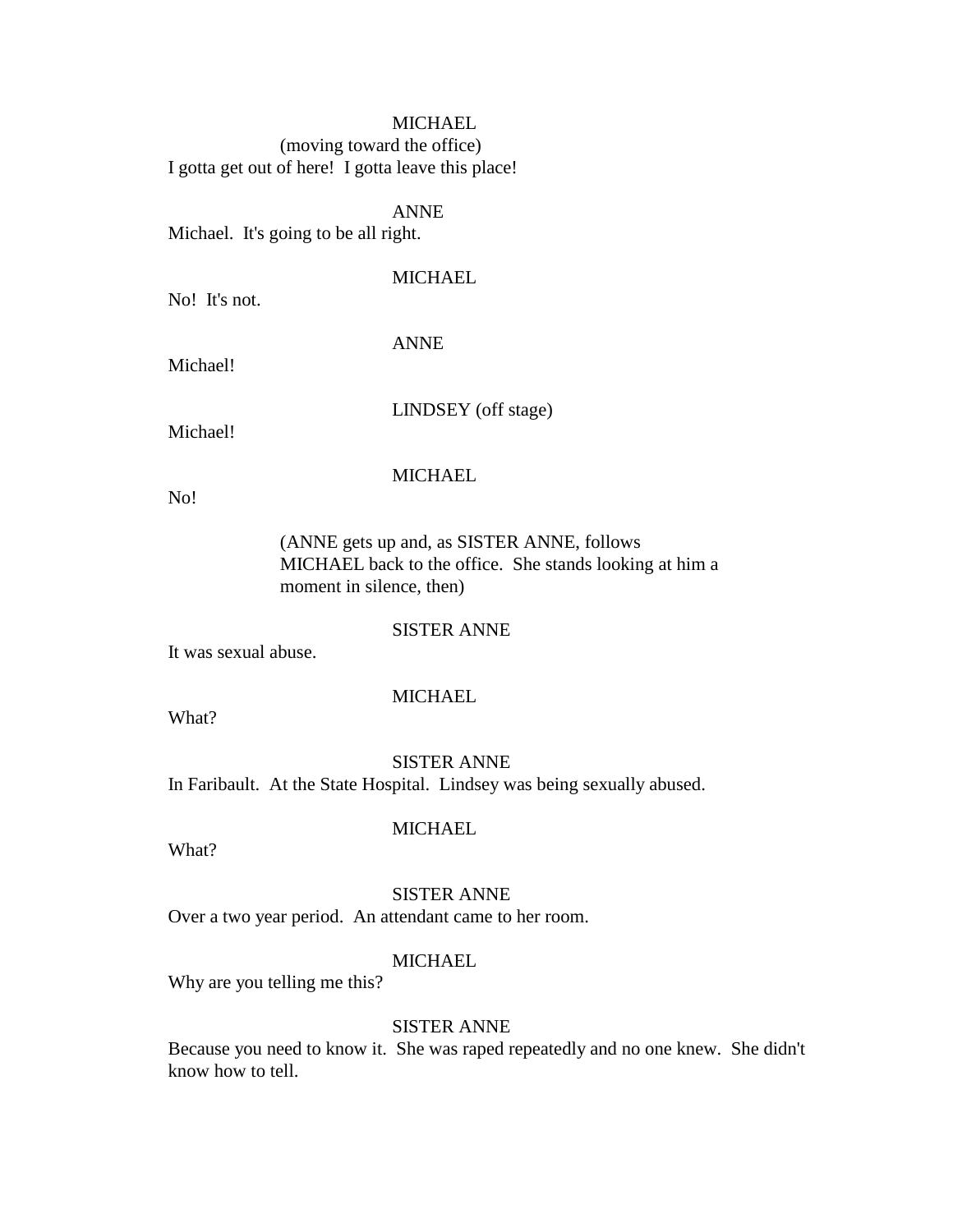MICHAEL
(moving toward the office)
I gotta get out of here!  I gotta leave this place!

ANNE
Michael.  It's going to be all right.

MICHAEL
No!  It's not.

ANNE
Michael!

LINDSEY (off stage)
Michael!

MICHAEL
No!

(ANNE gets up and, as SISTER ANNE, follows MICHAEL back to the office.  She stands looking at him a moment in silence, then)

SISTER ANNE
It was sexual abuse.

MICHAEL
What?

SISTER ANNE
In Faribault.  At the State Hospital.  Lindsey was being sexually abused.

MICHAEL
What?

SISTER ANNE
Over a two year period.  An attendant came to her room.

MICHAEL
Why are you telling me this?

SISTER ANNE
Because you need to know it.  She was raped repeatedly and no one knew.  She didn't know how to tell.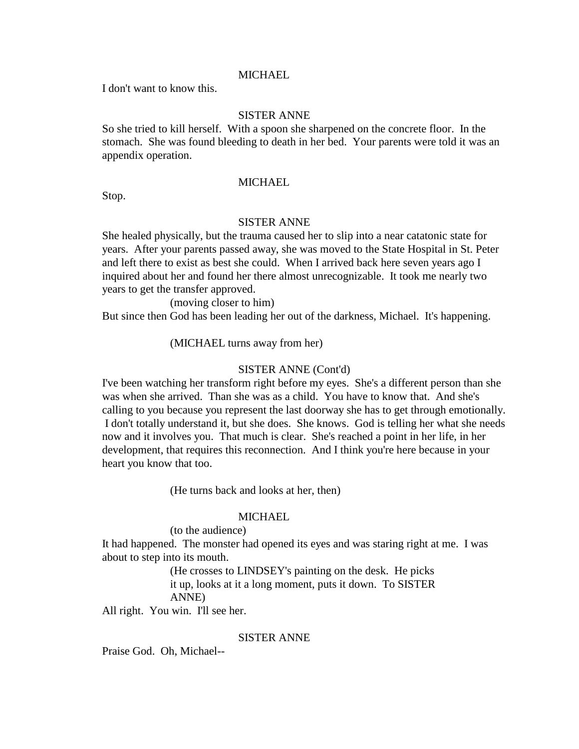MICHAEL

I don't want to know this.

SISTER ANNE

So she tried to kill herself. With a spoon she sharpened on the concrete floor. In the stomach. She was found bleeding to death in her bed. Your parents were told it was an appendix operation.

MICHAEL

Stop.

SISTER ANNE

She healed physically, but the trauma caused her to slip into a near catatonic state for years. After your parents passed away, she was moved to the State Hospital in St. Peter and left there to exist as best she could. When I arrived back here seven years ago I inquired about her and found her there almost unrecognizable. It took me nearly two years to get the transfer approved.

(moving closer to him)

But since then God has been leading her out of the darkness, Michael. It's happening.

(MICHAEL turns away from her)

SISTER ANNE (Cont'd)

I've been watching her transform right before my eyes. She's a different person than she was when she arrived. Than she was as a child. You have to know that. And she's calling to you because you represent the last doorway she has to get through emotionally. I don't totally understand it, but she does. She knows. God is telling her what she needs now and it involves you. That much is clear. She's reached a point in her life, in her development, that requires this reconnection. And I think you're here because in your heart you know that too.

(He turns back and looks at her, then)

MICHAEL

(to the audience)

It had happened. The monster had opened its eyes and was staring right at me. I was about to step into its mouth.

(He crosses to LINDSEY's painting on the desk. He picks it up, looks at it a long moment, puts it down. To SISTER ANNE)

All right. You win. I'll see her.

SISTER ANNE

Praise God. Oh, Michael--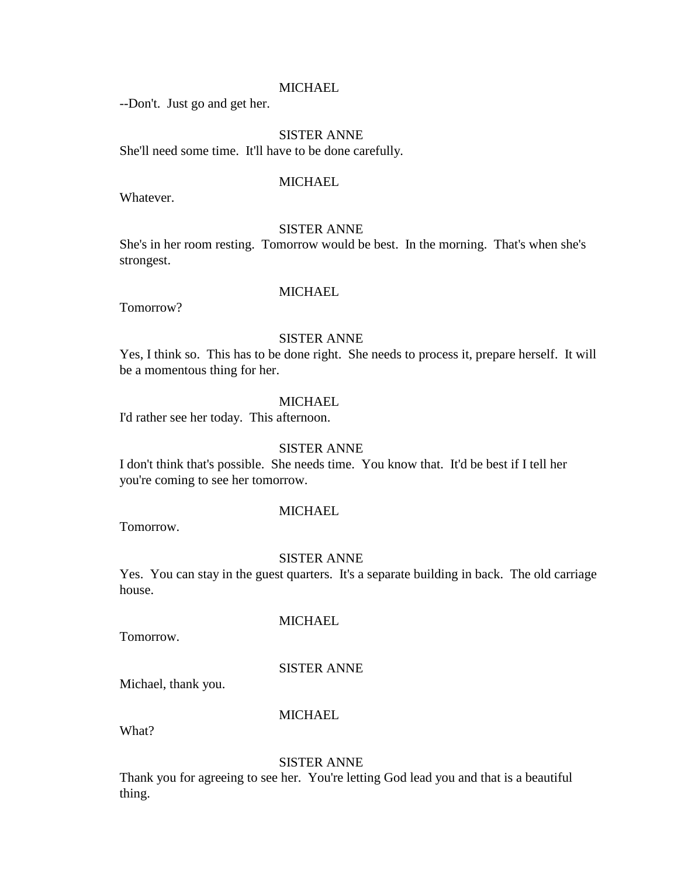MICHAEL

--Don't.  Just go and get her.

SISTER ANNE

She'll need some time.  It'll have to be done carefully.

MICHAEL

Whatever.

SISTER ANNE

She's in her room resting.  Tomorrow would be best.  In the morning.  That's when she's strongest.

MICHAEL

Tomorrow?

SISTER ANNE

Yes, I think so.  This has to be done right.  She needs to process it, prepare herself.  It will be a momentous thing for her.

MICHAEL

I'd rather see her today.  This afternoon.

SISTER ANNE

I don't think that's possible.  She needs time.  You know that.  It'd be best if I tell her you're coming to see her tomorrow.

MICHAEL

Tomorrow.

SISTER ANNE

Yes.  You can stay in the guest quarters.  It's a separate building in back.  The old carriage house.

MICHAEL

Tomorrow.

SISTER ANNE

Michael, thank you.

MICHAEL

What?

SISTER ANNE

Thank you for agreeing to see her.  You're letting God lead you and that is a beautiful thing.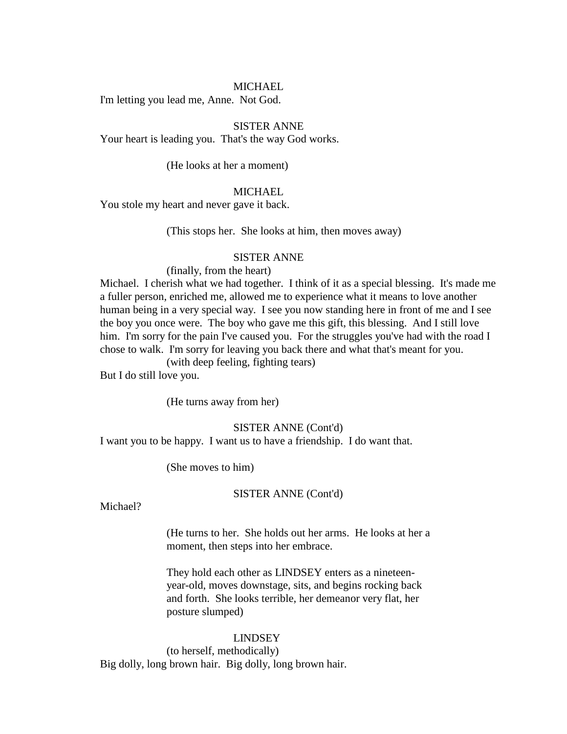MICHAEL

I'm letting you lead me, Anne.  Not God.

SISTER ANNE

Your heart is leading you.  That's the way God works.

(He looks at her a moment)

MICHAEL

You stole my heart and never gave it back.

(This stops her.  She looks at him, then moves away)

SISTER ANNE

(finally, from the heart)

Michael.  I cherish what we had together.  I think of it as a special blessing.  It's made me a fuller person, enriched me, allowed me to experience what it means to love another human being in a very special way.  I see you now standing here in front of me and I see the boy you once were.  The boy who gave me this gift, this blessing.  And I still love him.  I'm sorry for the pain I've caused you.  For the struggles you've had with the road I chose to walk.  I'm sorry for leaving you back there and what that's meant for you.

(with deep feeling, fighting tears)

But I do still love you.

(He turns away from her)

SISTER ANNE (Cont'd)

I want you to be happy.  I want us to have a friendship.  I do want that.

(She moves to him)

SISTER ANNE (Cont'd)

Michael?

(He turns to her.  She holds out her arms.  He looks at her a moment, then steps into her embrace.

They hold each other as LINDSEY enters as a nineteen-year-old, moves downstage, sits, and begins rocking back and forth.  She looks terrible, her demeanor very flat, her posture slumped)

LINDSEY

(to herself, methodically)

Big dolly, long brown hair.  Big dolly, long brown hair.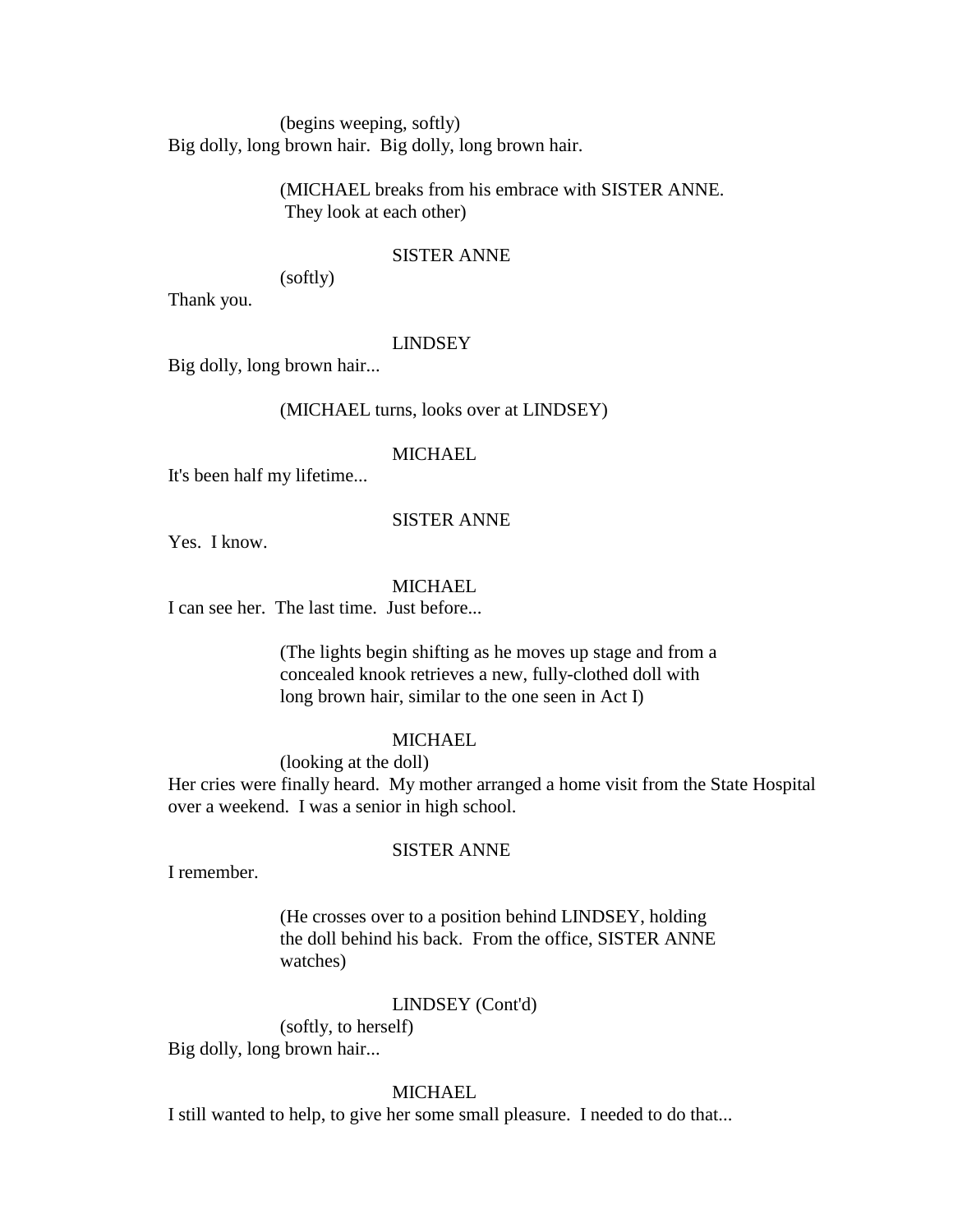(begins weeping, softly)

Big dolly, long brown hair. Big dolly, long brown hair.

(MICHAEL breaks from his embrace with SISTER ANNE. They look at each other)

SISTER ANNE

(softly)

Thank you.

LINDSEY

Big dolly, long brown hair...

(MICHAEL turns, looks over at LINDSEY)

MICHAEL

It's been half my lifetime...

SISTER ANNE

Yes. I know.

MICHAEL

I can see her. The last time. Just before...

(The lights begin shifting as he moves up stage and from a concealed knook retrieves a new, fully-clothed doll with long brown hair, similar to the one seen in Act I)

MICHAEL

(looking at the doll)

Her cries were finally heard. My mother arranged a home visit from the State Hospital over a weekend. I was a senior in high school.

SISTER ANNE

I remember.

(He crosses over to a position behind LINDSEY, holding the doll behind his back. From the office, SISTER ANNE watches)

LINDSEY (Cont'd)

(softly, to herself)

Big dolly, long brown hair...

MICHAEL

I still wanted to help, to give her some small pleasure. I needed to do that...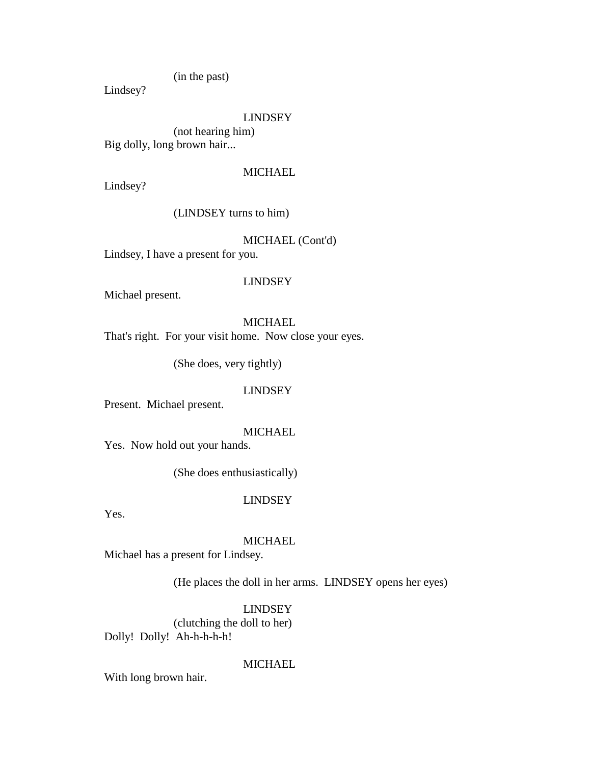(in the past)

Lindsey?

LINDSEY

(not hearing him)

Big dolly, long brown hair...

MICHAEL

Lindsey?

(LINDSEY turns to him)

MICHAEL (Cont'd)

Lindsey, I have a present for you.

LINDSEY

Michael present.

MICHAEL

That's right.  For your visit home.  Now close your eyes.

(She does, very tightly)

LINDSEY

Present.  Michael present.

MICHAEL

Yes.  Now hold out your hands.

(She does enthusiastically)

LINDSEY

Yes.

MICHAEL

Michael has a present for Lindsey.

(He places the doll in her arms.  LINDSEY opens her eyes)

LINDSEY

(clutching the doll to her)

Dolly!  Dolly!  Ah-h-h-h-h!

MICHAEL

With long brown hair.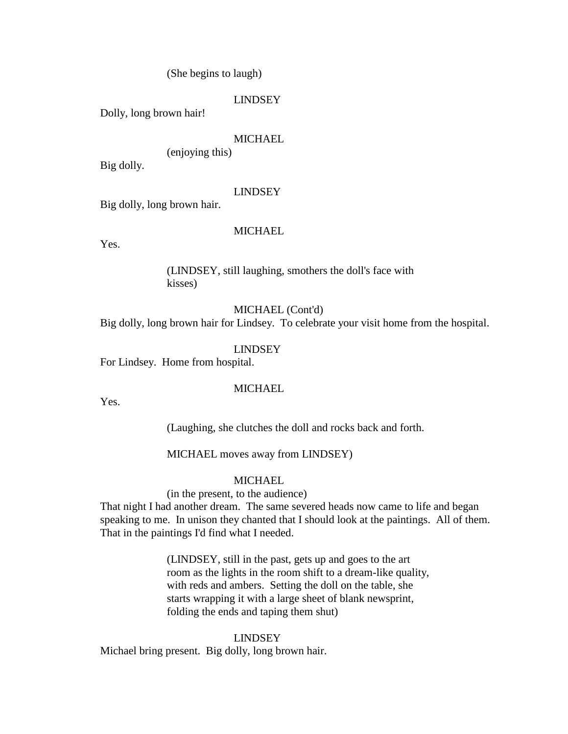(She begins to laugh)

LINDSEY

Dolly, long brown hair!

MICHAEL

(enjoying this)

Big dolly.

LINDSEY

Big dolly, long brown hair.

MICHAEL

Yes.

(LINDSEY, still laughing, smothers the doll's face with kisses)

MICHAEL (Cont'd)

Big dolly, long brown hair for Lindsey. To celebrate your visit home from the hospital.

LINDSEY

For Lindsey. Home from hospital.

MICHAEL

Yes.

(Laughing, she clutches the doll and rocks back and forth.

MICHAEL moves away from LINDSEY)

MICHAEL

(in the present, to the audience)

That night I had another dream. The same severed heads now came to life and began speaking to me. In unison they chanted that I should look at the paintings. All of them. That in the paintings I'd find what I needed.

(LINDSEY, still in the past, gets up and goes to the art room as the lights in the room shift to a dream-like quality, with reds and ambers. Setting the doll on the table, she starts wrapping it with a large sheet of blank newsprint, folding the ends and taping them shut)

LINDSEY

Michael bring present. Big dolly, long brown hair.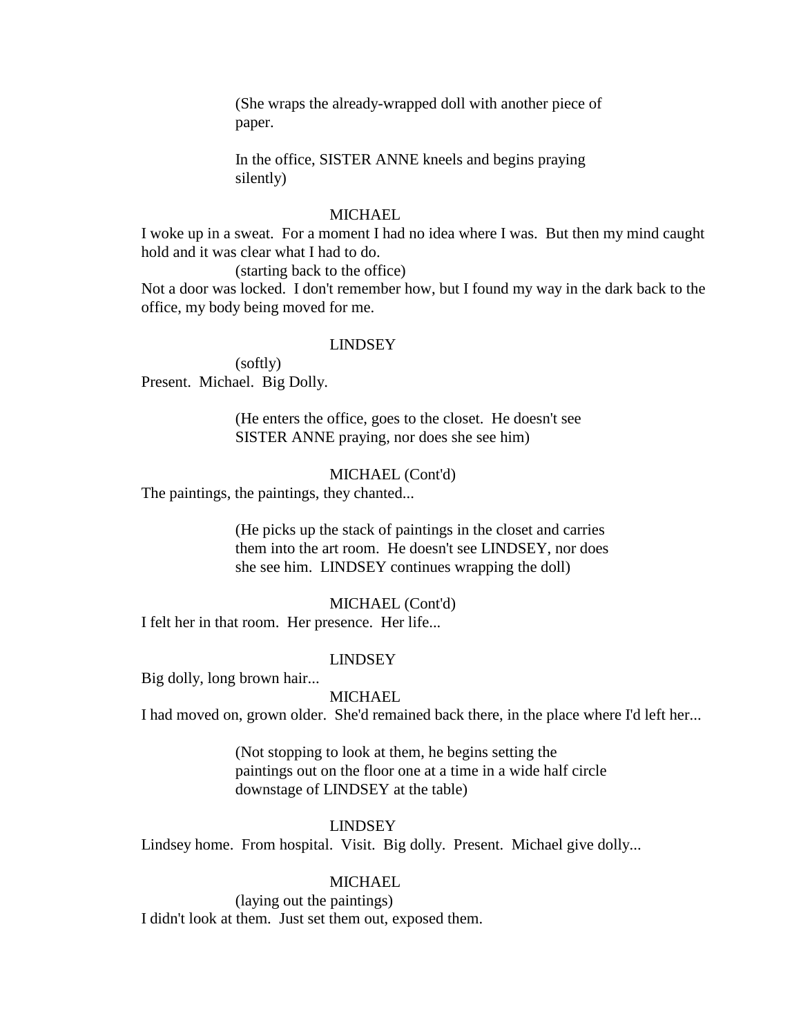(She wraps the already-wrapped doll with another piece of paper.

In the office, SISTER ANNE kneels and begins praying silently)

MICHAEL

I woke up in a sweat. For a moment I had no idea where I was. But then my mind caught hold and it was clear what I had to do.

(starting back to the office)

Not a door was locked. I don't remember how, but I found my way in the dark back to the office, my body being moved for me.

LINDSEY

(softly)

Present. Michael. Big Dolly.

(He enters the office, goes to the closet. He doesn't see SISTER ANNE praying, nor does she see him)

MICHAEL (Cont'd)

The paintings, the paintings, they chanted...

(He picks up the stack of paintings in the closet and carries them into the art room. He doesn't see LINDSEY, nor does she see him. LINDSEY continues wrapping the doll)

MICHAEL (Cont'd)

I felt her in that room. Her presence. Her life...

LINDSEY

Big dolly, long brown hair...

MICHAEL

I had moved on, grown older. She'd remained back there, in the place where I'd left her...

(Not stopping to look at them, he begins setting the paintings out on the floor one at a time in a wide half circle downstage of LINDSEY at the table)

LINDSEY

Lindsey home. From hospital. Visit. Big dolly. Present. Michael give dolly...

MICHAEL

(laying out the paintings)

I didn't look at them. Just set them out, exposed them.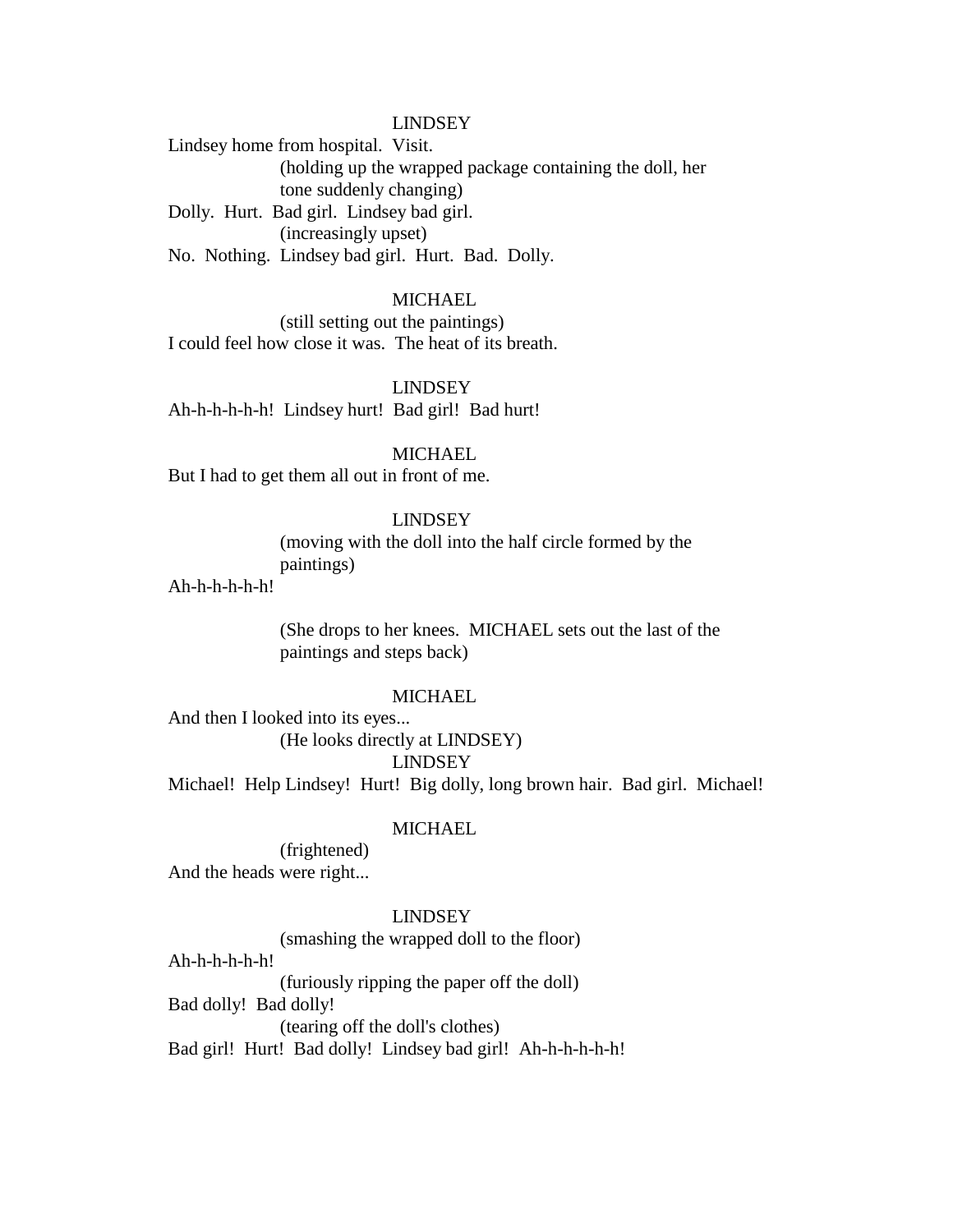LINDSEY

Lindsey home from hospital.  Visit.

(holding up the wrapped package containing the doll, her tone suddenly changing)

Dolly.  Hurt.  Bad girl.  Lindsey bad girl.

(increasingly upset)

No.  Nothing.  Lindsey bad girl.  Hurt.  Bad.  Dolly.

MICHAEL

(still setting out the paintings)

I could feel how close it was.  The heat of its breath.

LINDSEY

Ah-h-h-h-h-h!  Lindsey hurt!  Bad girl!  Bad hurt!

MICHAEL

But I had to get them all out in front of me.

LINDSEY

(moving with the doll into the half circle formed by the paintings)

Ah-h-h-h-h-h!

(She drops to her knees.  MICHAEL sets out the last of the paintings and steps back)

MICHAEL

And then I looked into its eyes...

(He looks directly at LINDSEY)

LINDSEY

Michael!  Help Lindsey!  Hurt!  Big dolly, long brown hair.  Bad girl.  Michael!

MICHAEL

(frightened)

And the heads were right...

LINDSEY

(smashing the wrapped doll to the floor)

Ah-h-h-h-h-h!

(furiously ripping the paper off the doll)

Bad dolly!  Bad dolly!

(tearing off the doll's clothes)

Bad girl!  Hurt!  Bad dolly!  Lindsey bad girl!  Ah-h-h-h-h-h!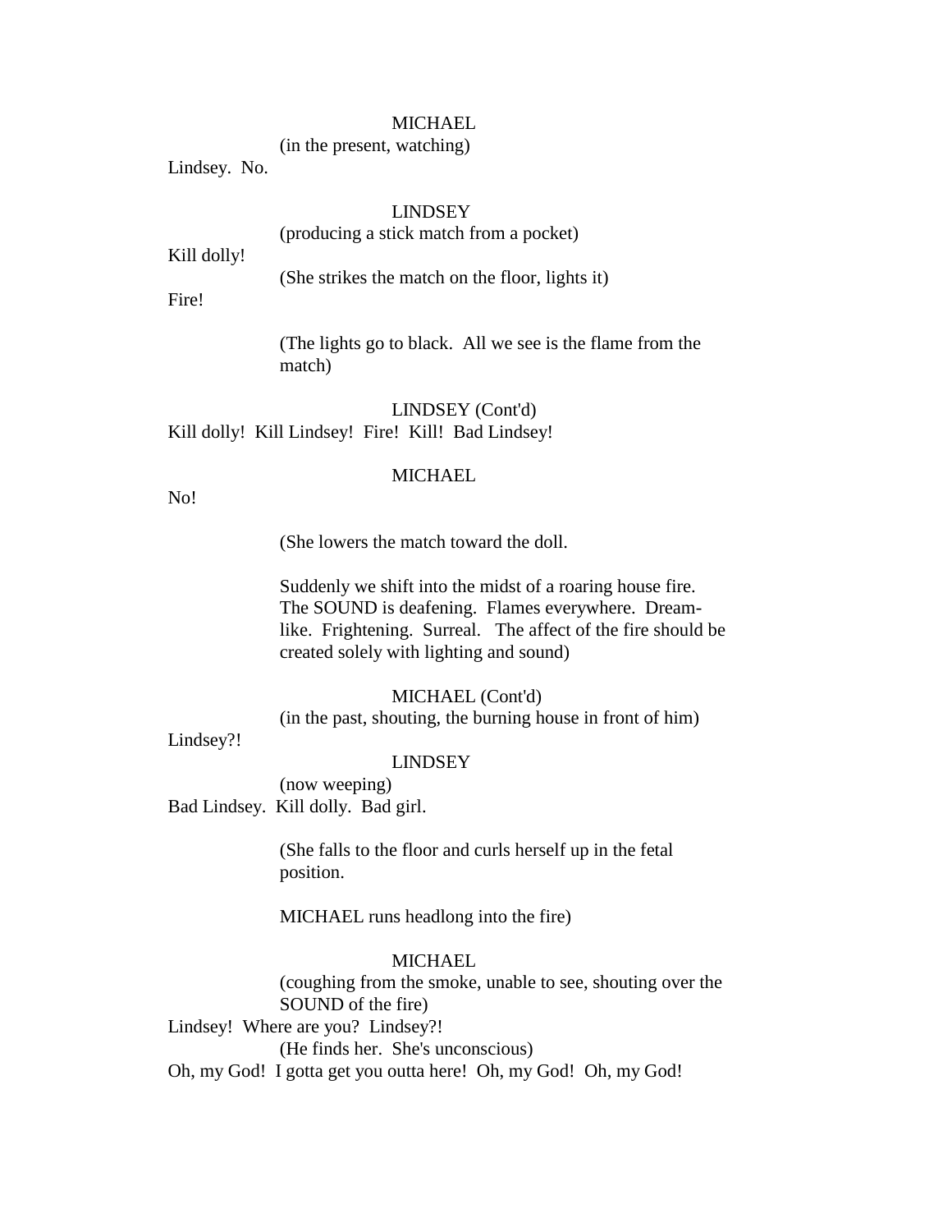MICHAEL
(in the present, watching)
Lindsey.  No.

LINDSEY
(producing a stick match from a pocket)
Kill dolly!
(She strikes the match on the floor, lights it)
Fire!

(The lights go to black.  All we see is the flame from the match)

LINDSEY (Cont'd)
Kill dolly!  Kill Lindsey!  Fire!  Kill!  Bad Lindsey!

MICHAEL
No!

(She lowers the match toward the doll.

Suddenly we shift into the midst of a roaring house fire.  The SOUND is deafening.  Flames everywhere.  Dream-like.  Frightening.  Surreal.   The affect of the fire should be created solely with lighting and sound)

MICHAEL (Cont'd)
(in the past, shouting, the burning house in front of him)
Lindsey?!

LINDSEY
(now weeping)
Bad Lindsey.  Kill dolly.  Bad girl.

(She falls to the floor and curls herself up in the fetal position.

MICHAEL runs headlong into the fire)

MICHAEL
(coughing from the smoke, unable to see, shouting over the SOUND of the fire)
Lindsey!  Where are you?  Lindsey?!
(He finds her.  She's unconscious)
Oh, my God!  I gotta get you outta here!  Oh, my God!  Oh, my God!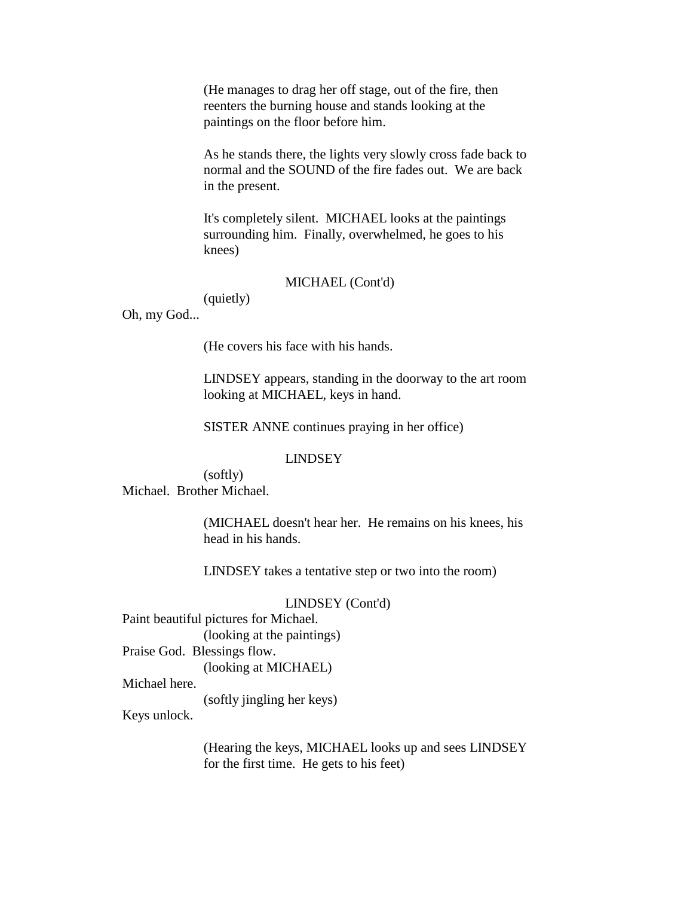(He manages to drag her off stage, out of the fire, then reenters the burning house and stands looking at the paintings on the floor before him.

As he stands there, the lights very slowly cross fade back to normal and the SOUND of the fire fades out. We are back in the present.

It's completely silent. MICHAEL looks at the paintings surrounding him. Finally, overwhelmed, he goes to his knees)

MICHAEL (Cont'd)

(quietly)

Oh, my God...

(He covers his face with his hands.

LINDSEY appears, standing in the doorway to the art room looking at MICHAEL, keys in hand.

SISTER ANNE continues praying in her office)

LINDSEY

(softly)

Michael. Brother Michael.

(MICHAEL doesn't hear her. He remains on his knees, his head in his hands.

LINDSEY takes a tentative step or two into the room)

LINDSEY (Cont'd)

Paint beautiful pictures for Michael.

(looking at the paintings)

Praise God. Blessings flow.

(looking at MICHAEL)

Michael here.

(softly jingling her keys)

Keys unlock.

(Hearing the keys, MICHAEL looks up and sees LINDSEY for the first time. He gets to his feet)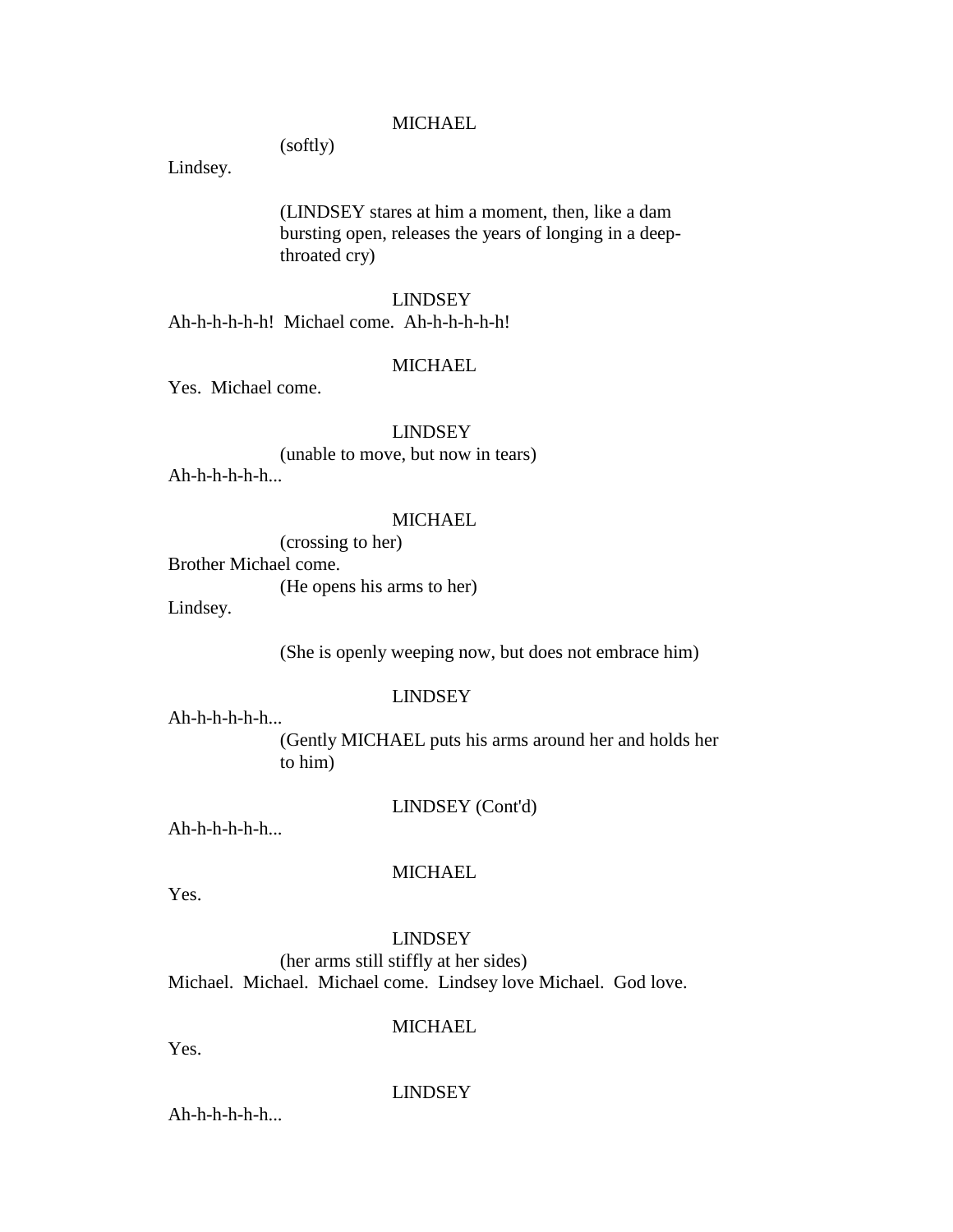MICHAEL

(softly)

Lindsey.

(LINDSEY stares at him a moment, then, like a dam bursting open, releases the years of longing in a deep-throated cry)

LINDSEY

Ah-h-h-h-h-h! Michael come. Ah-h-h-h-h-h!

MICHAEL

Yes. Michael come.

LINDSEY

(unable to move, but now in tears)

Ah-h-h-h-h-h...

MICHAEL

(crossing to her)

Brother Michael come.

(He opens his arms to her)

Lindsey.

(She is openly weeping now, but does not embrace him)

LINDSEY

Ah-h-h-h-h-h...

(Gently MICHAEL puts his arms around her and holds her to him)

LINDSEY (Cont'd)

Ah-h-h-h-h-h...

MICHAEL

Yes.

LINDSEY

(her arms still stiffly at her sides)

Michael. Michael. Michael come. Lindsey love Michael. God love.

MICHAEL

Yes.

LINDSEY

Ah-h-h-h-h-h...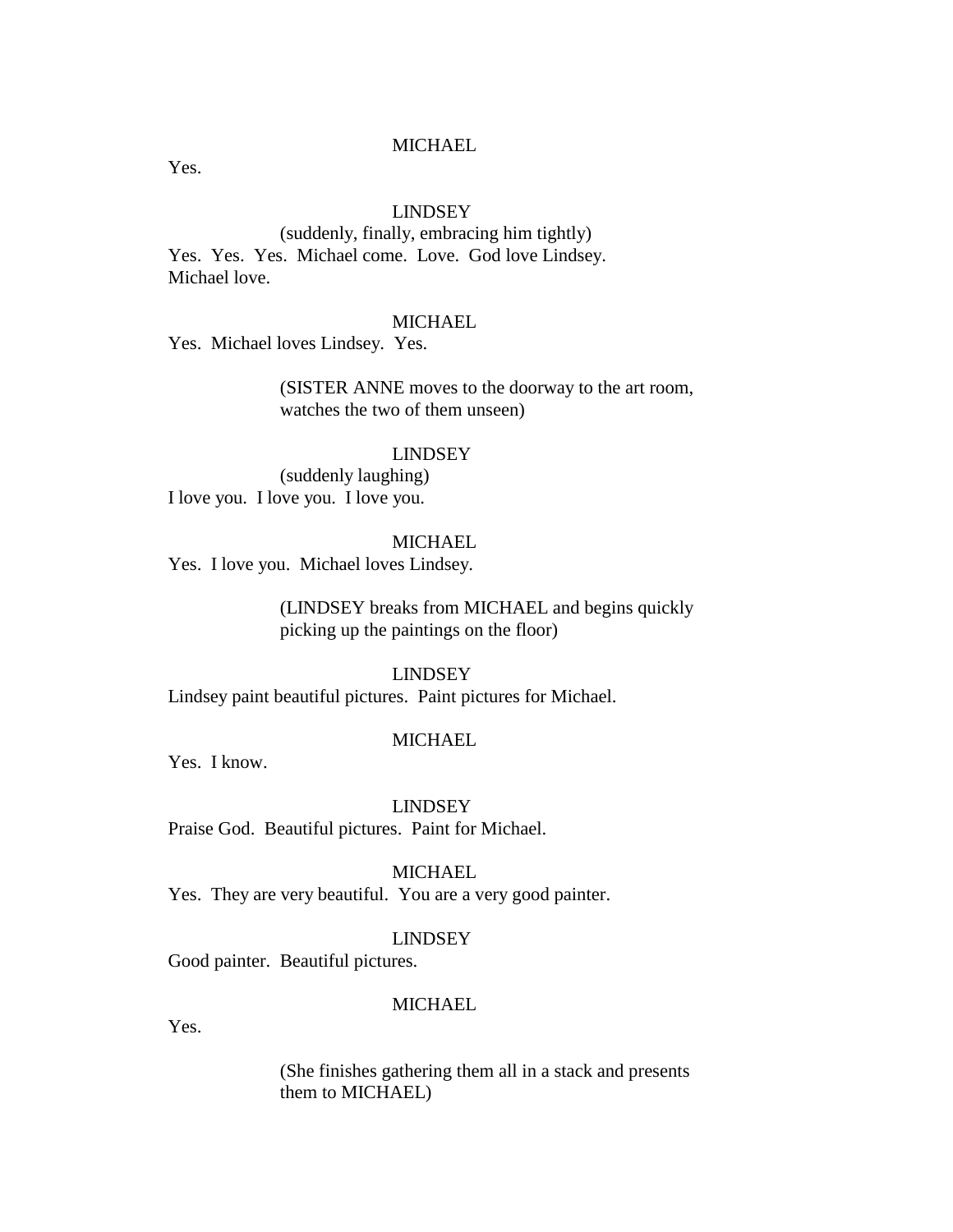MICHAEL

Yes.

LINDSEY

(suddenly, finally, embracing him tightly)

Yes. Yes. Yes. Michael come. Love. God love Lindsey. Michael love.

MICHAEL

Yes. Michael loves Lindsey. Yes.

(SISTER ANNE moves to the doorway to the art room, watches the two of them unseen)

LINDSEY

(suddenly laughing)

I love you. I love you. I love you.

MICHAEL

Yes. I love you. Michael loves Lindsey.

(LINDSEY breaks from MICHAEL and begins quickly picking up the paintings on the floor)

LINDSEY

Lindsey paint beautiful pictures. Paint pictures for Michael.

MICHAEL

Yes. I know.

LINDSEY

Praise God. Beautiful pictures. Paint for Michael.

MICHAEL

Yes. They are very beautiful. You are a very good painter.

LINDSEY

Good painter. Beautiful pictures.

MICHAEL

Yes.

(She finishes gathering them all in a stack and presents them to MICHAEL)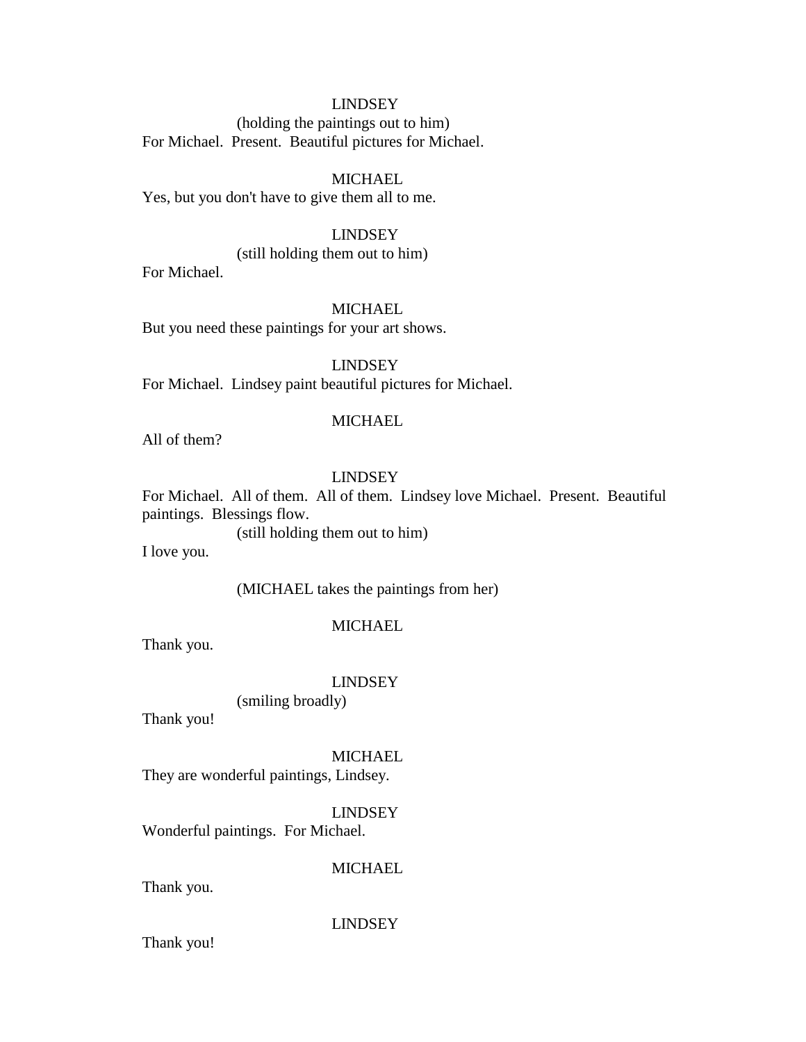LINDSEY

(holding the paintings out to him)

For Michael.  Present.  Beautiful pictures for Michael.

MICHAEL

Yes, but you don't have to give them all to me.

LINDSEY

(still holding them out to him)

For Michael.

MICHAEL

But you need these paintings for your art shows.

LINDSEY

For Michael.  Lindsey paint beautiful pictures for Michael.

MICHAEL

All of them?

LINDSEY

For Michael.  All of them.  All of them.  Lindsey love Michael.  Present.  Beautiful paintings.  Blessings flow.

(still holding them out to him)

I love you.

(MICHAEL takes the paintings from her)

MICHAEL

Thank you.

LINDSEY

(smiling broadly)

Thank you!

MICHAEL

They are wonderful paintings, Lindsey.

LINDSEY

Wonderful paintings.  For Michael.

MICHAEL

Thank you.

LINDSEY

Thank you!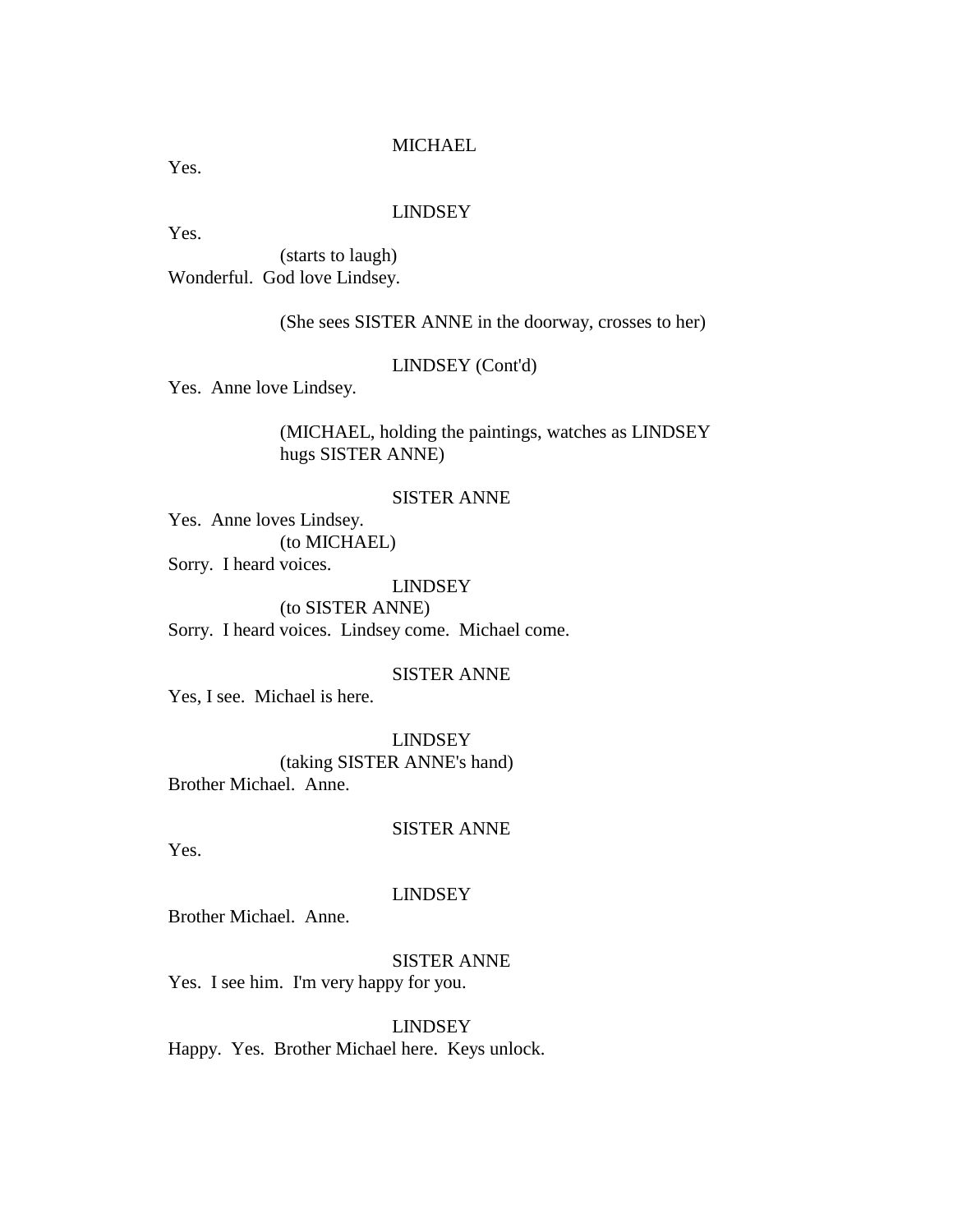MICHAEL

Yes.

LINDSEY

Yes.

(starts to laugh)

Wonderful.  God love Lindsey.

(She sees SISTER ANNE in the doorway, crosses to her)

LINDSEY (Cont'd)

Yes.  Anne love Lindsey.

(MICHAEL, holding the paintings, watches as LINDSEY hugs SISTER ANNE)

SISTER ANNE

Yes.  Anne loves Lindsey.

(to MICHAEL)

Sorry.  I heard voices.

LINDSEY

(to SISTER ANNE)

Sorry.  I heard voices.  Lindsey come.  Michael come.

SISTER ANNE

Yes, I see.  Michael is here.

LINDSEY

(taking SISTER ANNE's hand)

Brother Michael.  Anne.

SISTER ANNE

Yes.

LINDSEY

Brother Michael.  Anne.

SISTER ANNE

Yes.  I see him.  I'm very happy for you.

LINDSEY

Happy.  Yes.  Brother Michael here.  Keys unlock.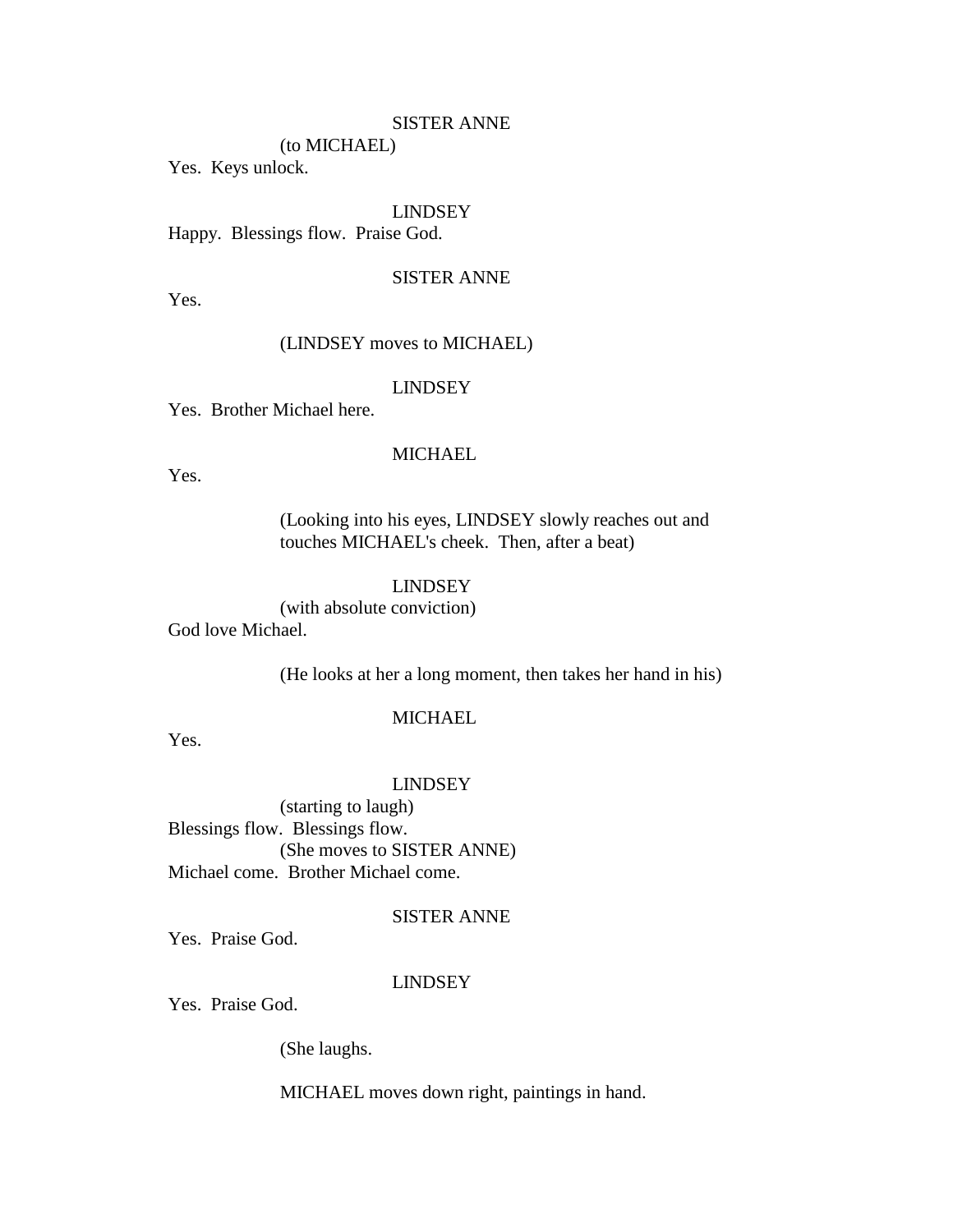SISTER ANNE

(to MICHAEL)

Yes.  Keys unlock.

LINDSEY

Happy.  Blessings flow.  Praise God.

SISTER ANNE

Yes.

(LINDSEY moves to MICHAEL)

LINDSEY

Yes.  Brother Michael here.

MICHAEL

Yes.

(Looking into his eyes, LINDSEY slowly reaches out and touches MICHAEL's cheek.  Then, after a beat)

LINDSEY

(with absolute conviction)

God love Michael.

(He looks at her a long moment, then takes her hand in his)

MICHAEL

Yes.

LINDSEY

(starting to laugh)

Blessings flow.  Blessings flow.

(She moves to SISTER ANNE)

Michael come.  Brother Michael come.

SISTER ANNE

Yes.  Praise God.

LINDSEY

Yes.  Praise God.

(She laughs.

MICHAEL moves down right, paintings in hand.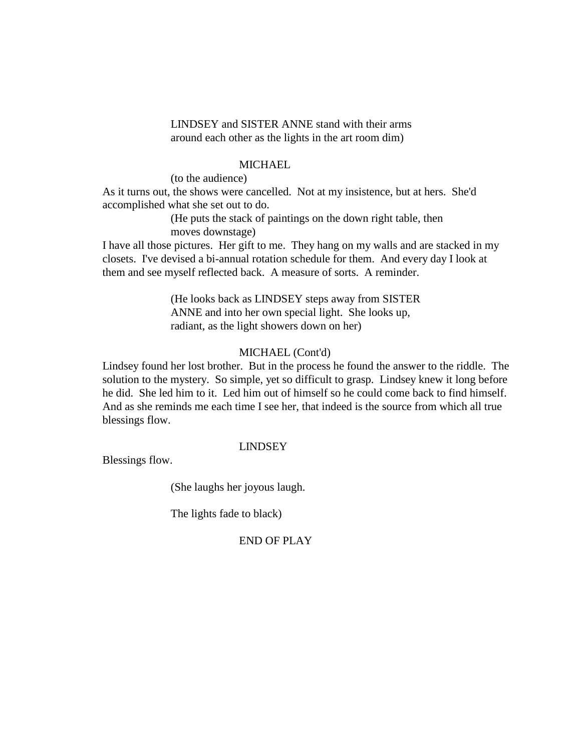LINDSEY and SISTER ANNE stand with their arms around each other as the lights in the art room dim)

MICHAEL

(to the audience)

As it turns out, the shows were cancelled. Not at my insistence, but at hers. She'd accomplished what she set out to do.

(He puts the stack of paintings on the down right table, then moves downstage)

I have all those pictures. Her gift to me. They hang on my walls and are stacked in my closets. I've devised a bi-annual rotation schedule for them. And every day I look at them and see myself reflected back. A measure of sorts. A reminder.

(He looks back as LINDSEY steps away from SISTER ANNE and into her own special light. She looks up, radiant, as the light showers down on her)

MICHAEL (Cont'd)

Lindsey found her lost brother. But in the process he found the answer to the riddle. The solution to the mystery. So simple, yet so difficult to grasp. Lindsey knew it long before he did. She led him to it. Led him out of himself so he could come back to find himself. And as she reminds me each time I see her, that indeed is the source from which all true blessings flow.

LINDSEY

Blessings flow.

(She laughs her joyous laugh.

The lights fade to black)

END OF PLAY